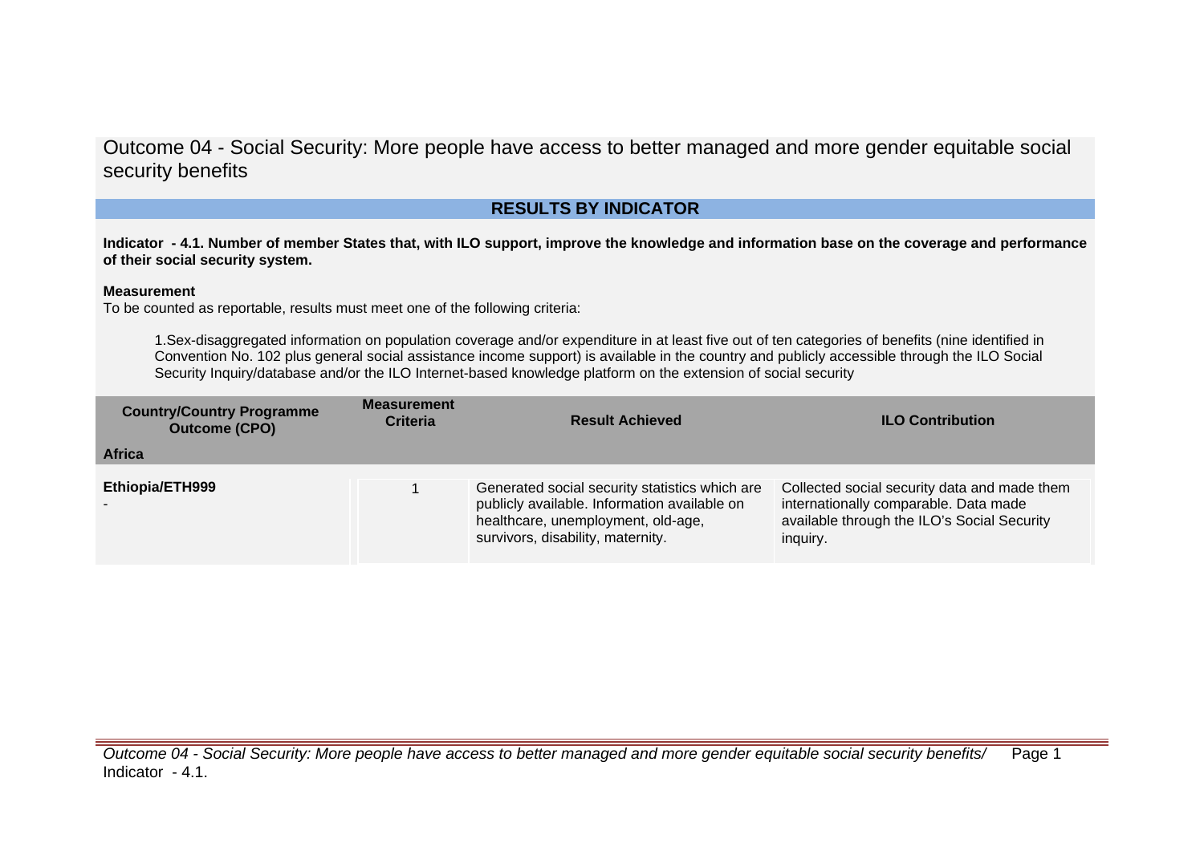# Outcome 04 - Social Security: More people have access to better managed and more gender equitable social security benefits

## RESULTS BY INDICATOR

**Indicator - 4.1. Number of member States that, with ILO support, improve the knowledge and information base on the coverage and performance of their social security system.**

**Measurement**

To be counted as reportable, results must meet one of the following criteria:

1.Sex-disaggregated information on population coverage and/or expenditure in at least five out of ten categories of benefits (nine identified in Convention No. 102 plus general social assistance income support) is available in the country and publicly accessible through the ILO Social Security Inquiry/database and/or the ILO Internet-based knowledge platform on the extension of social security

| Country/Country Programme Outcome (CPO) | Measurement Criteria | Result Achieved | ILO Contribution |
|---|---|---|---|
| **Africa** | | | |
| **Ethiopia/ETH999**<br>- | 1 | Generated social security statistics which are publicly available. Information available on healthcare, unemployment, old-age, survivors, disability, maternity. | Collected social security data and made them internationally comparable. Data made available through the ILO's Social Security inquiry. |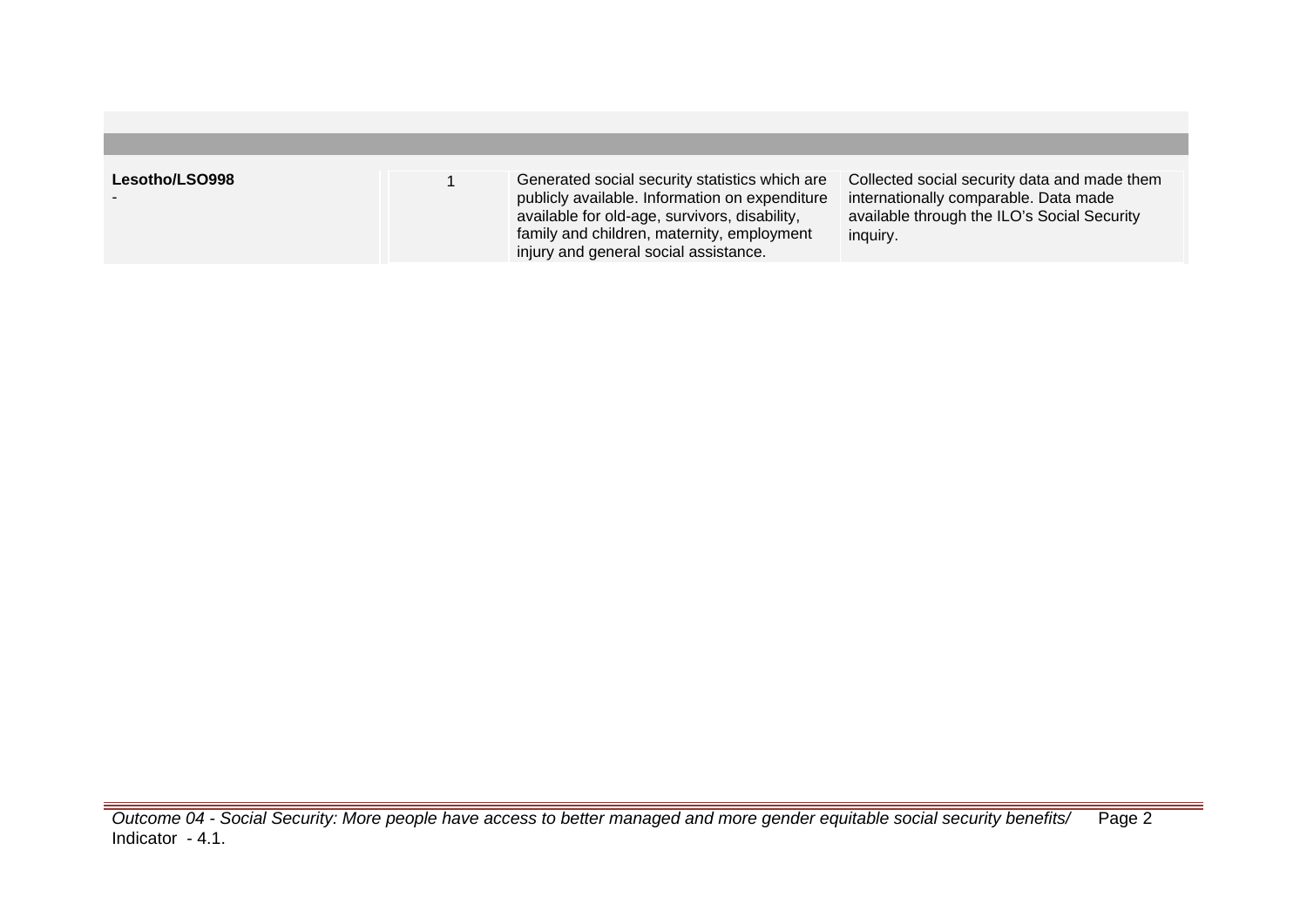| | | | |
|---|---|---|---|
| **Lesotho/LSO998**<br>- | 1 | Generated social security statistics which are publicly available. Information on expenditure available for old-age, survivors, disability, family and children, maternity, employment injury and general social assistance. | Collected social security data and made them internationally comparable. Data made available through the ILO's Social Security inquiry. |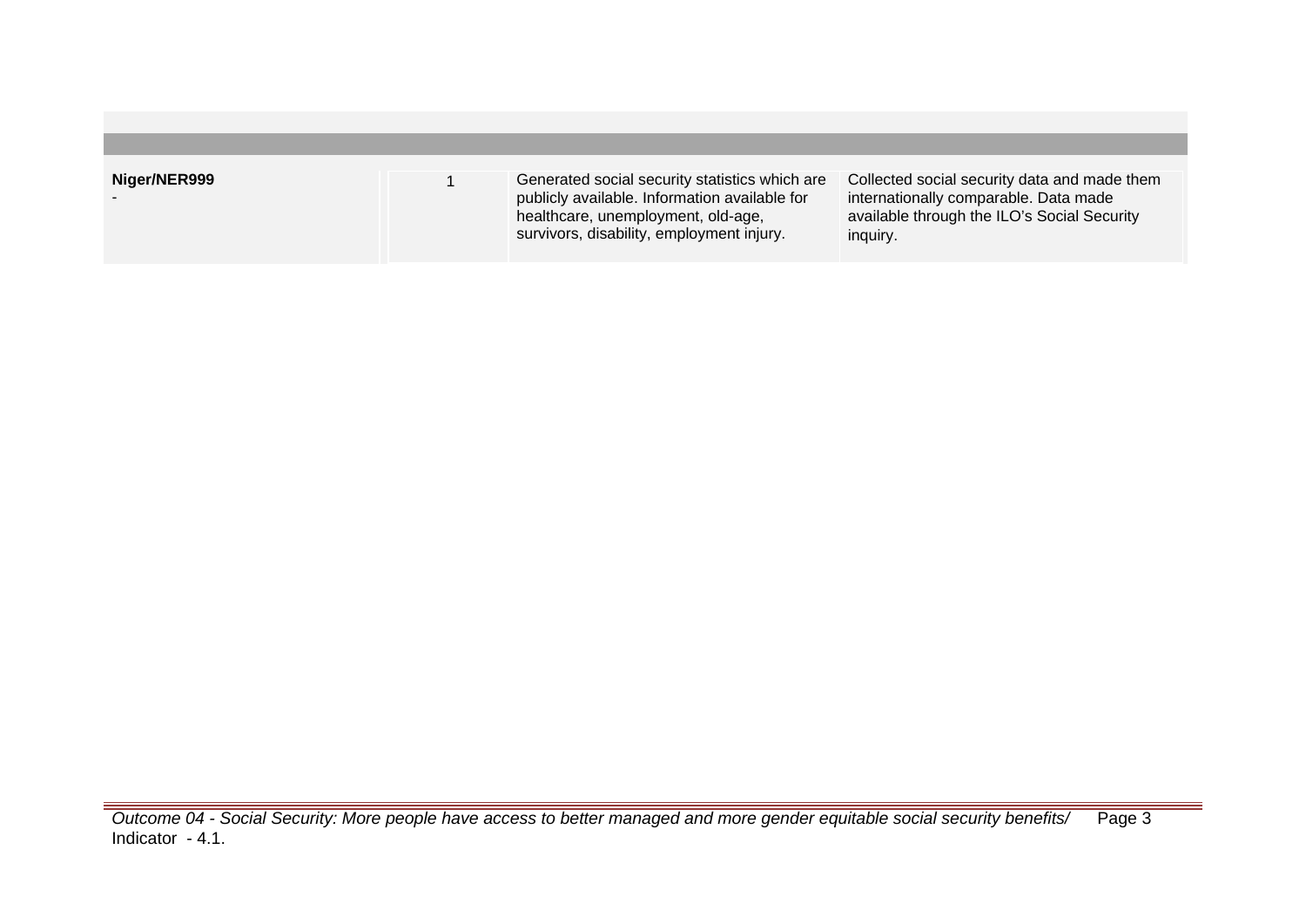| | | | |
|---|---|---|---|
| **Niger/NER999**<br>- | 1 | Generated social security statistics which are publicly available. Information available for healthcare, unemployment, old-age, survivors, disability, employment injury. | Collected social security data and made them internationally comparable. Data made available through the ILO's Social Security inquiry. |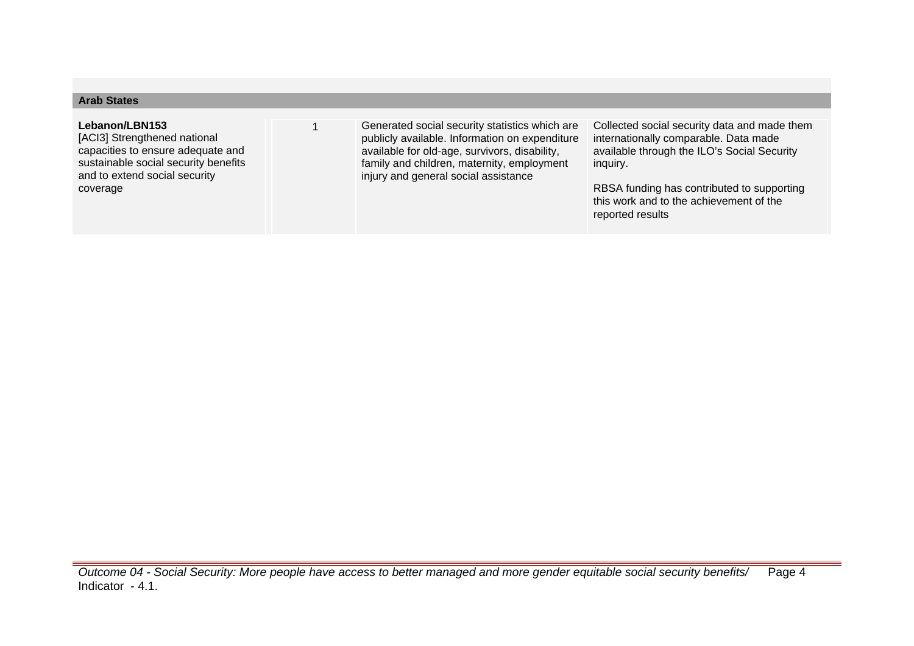| **Arab States** | | | | |
|---|---|---|---|---|
| **Lebanon/LBN153**<br>[ACI3] Strengthened national capacities to ensure adequate and sustainable social security benefits and to extend social security coverage | | 1 | Generated social security statistics which are publicly available. Information on expenditure available for old-age, survivors, disability, family and children, maternity, employment injury and general social assistance | Collected social security data and made them internationally comparable. Data made available through the ILO's Social Security inquiry.<br><br>RBSA funding has contributed to supporting this work and to the achievement of the reported results |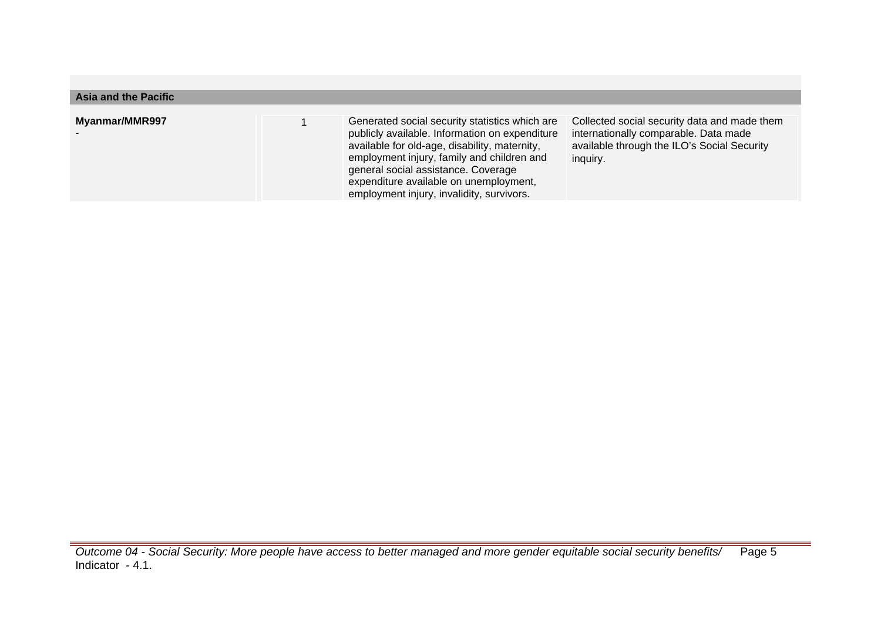| Asia and the Pacific | | | |
|---|---|---|---|
| **Myanmar/MMR997**<br>- | 1 | Generated social security statistics which are publicly available. Information on expenditure available for old-age, disability, maternity, employment injury, family and children and general social assistance. Coverage expenditure available on unemployment, employment injury, invalidity, survivors. | Collected social security data and made them internationally comparable. Data made available through the ILO's Social Security inquiry. |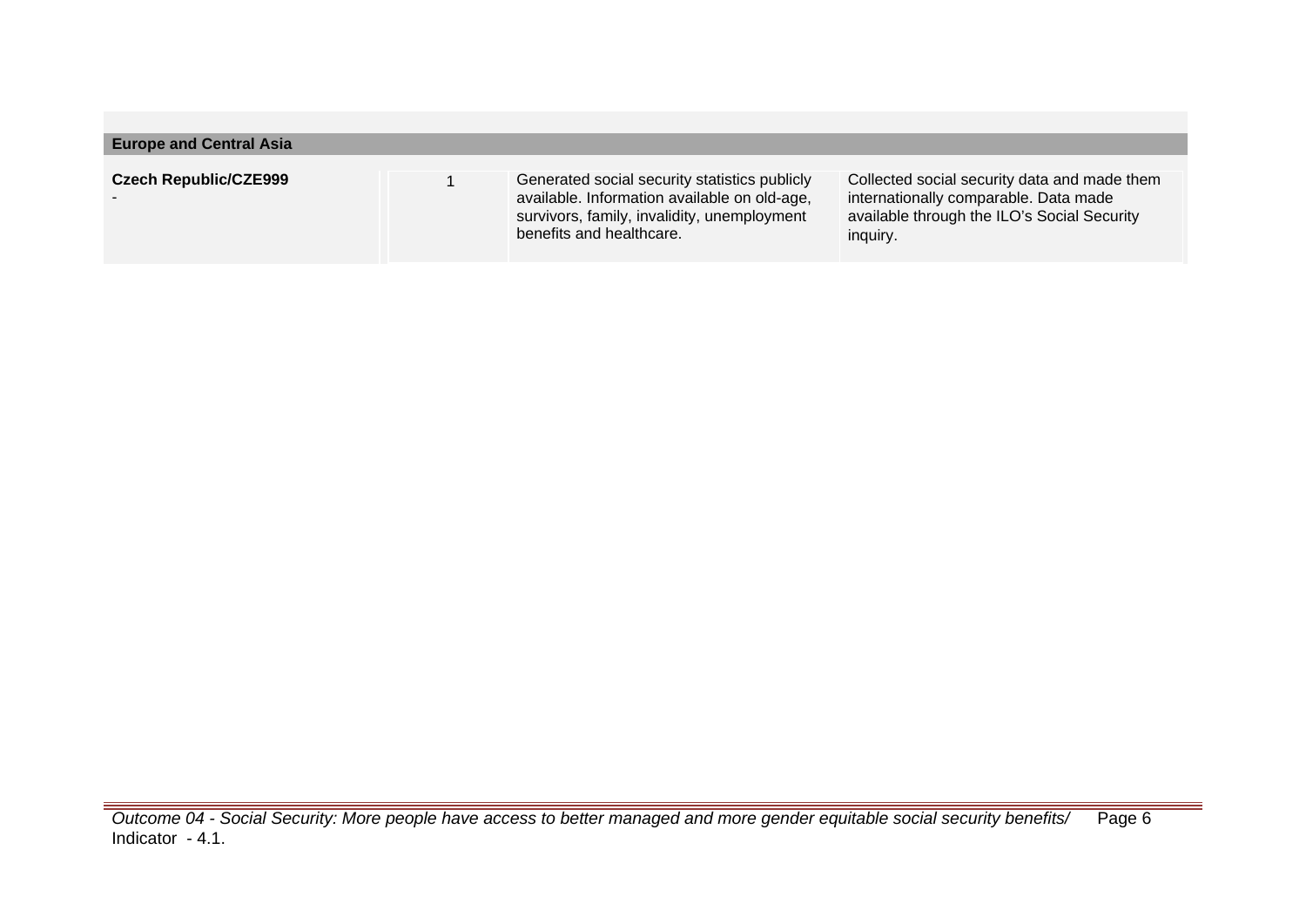| Europe and Central Asia | | | |
|---|---|---|---|
| **Czech Republic/CZE999**<br>- | 1 | Generated social security statistics publicly available. Information available on old-age, survivors, family, invalidity, unemployment benefits and healthcare. | Collected social security data and made them internationally comparable. Data made available through the ILO's Social Security inquiry. |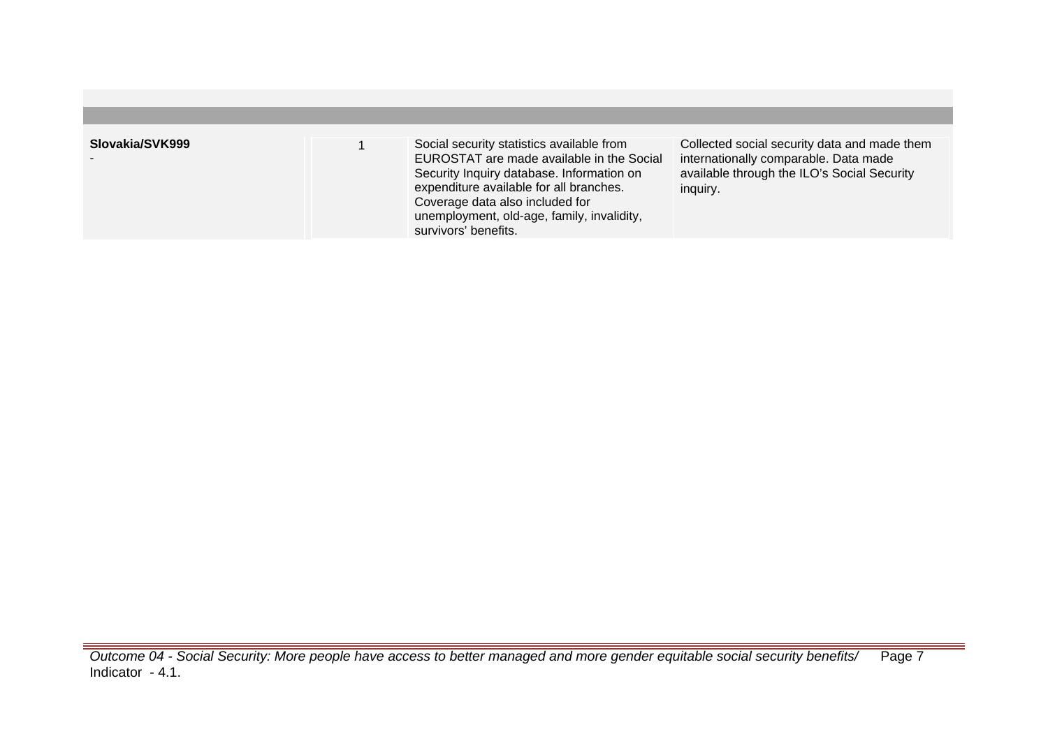| | | | |
|---|---|---|---|
| **Slovakia/SVK999**<br>- | 1 | Social security statistics available from EUROSTAT are made available in the Social Security Inquiry database. Information on expenditure available for all branches. Coverage data also included for unemployment, old-age, family, invalidity, survivors' benefits. | Collected social security data and made them internationally comparable. Data made available through the ILO's Social Security inquiry. |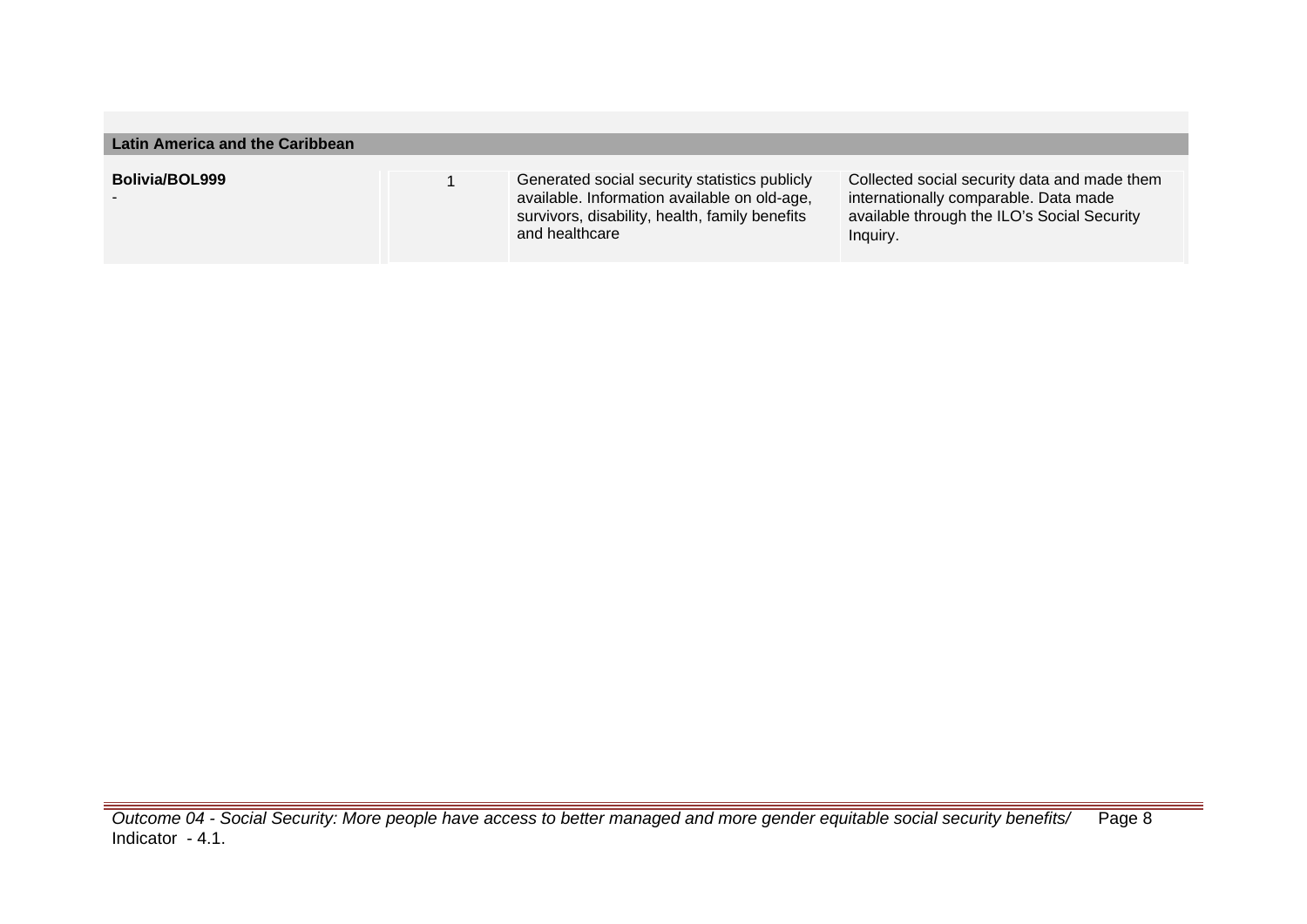| Latin America and the Caribbean | | | |
| --- | --- | --- | --- |
| **Bolivia/BOL999**<br>- | 1 | Generated social security statistics publicly available. Information available on old-age, survivors, disability, health, family benefits and healthcare | Collected social security data and made them internationally comparable. Data made available through the ILO's Social Security Inquiry. |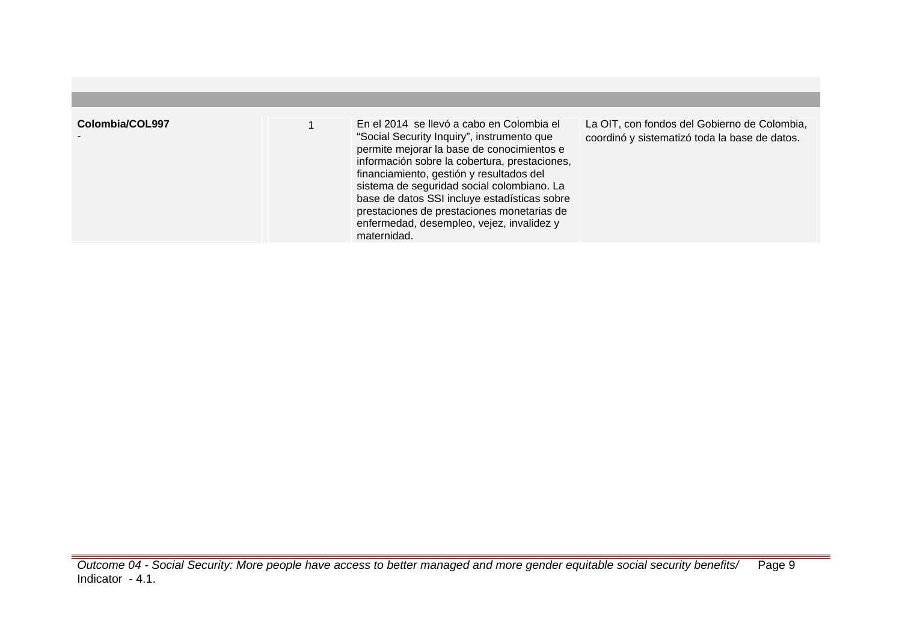| | | | | |
|---|---|---|---|---|
| **Colombia/COL997**<br>- | | 1 | En el 2014  se llevó a cabo en Colombia el “Social Security Inquiry”, instrumento que permite mejorar la base de conocimientos e información sobre la cobertura, prestaciones, financiamiento, gestión y resultados del sistema de seguridad social colombiano. La base de datos SSI incluye estadísticas sobre prestaciones de prestaciones monetarias de enfermedad, desempleo, vejez, invalidez y maternidad. | La OIT, con fondos del Gobierno de Colombia, coordinó y sistematizó toda la base de datos. |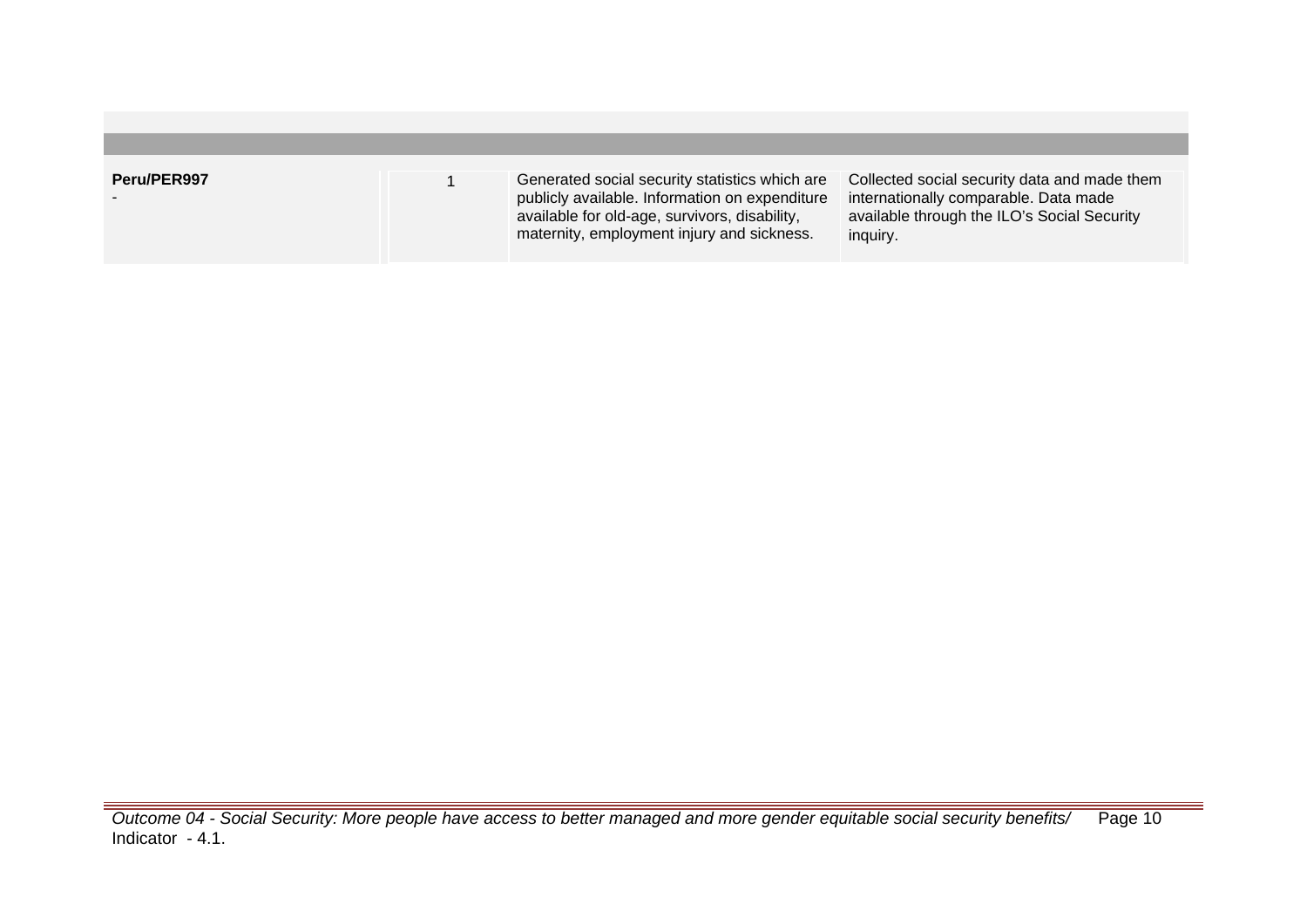| | | | |
|---|---|---|---|
| **Peru/PER997**<br>- | 1 | Generated social security statistics which are publicly available. Information on expenditure available for old-age, survivors, disability, maternity, employment injury and sickness. | Collected social security data and made them internationally comparable. Data made available through the ILO's Social Security inquiry. |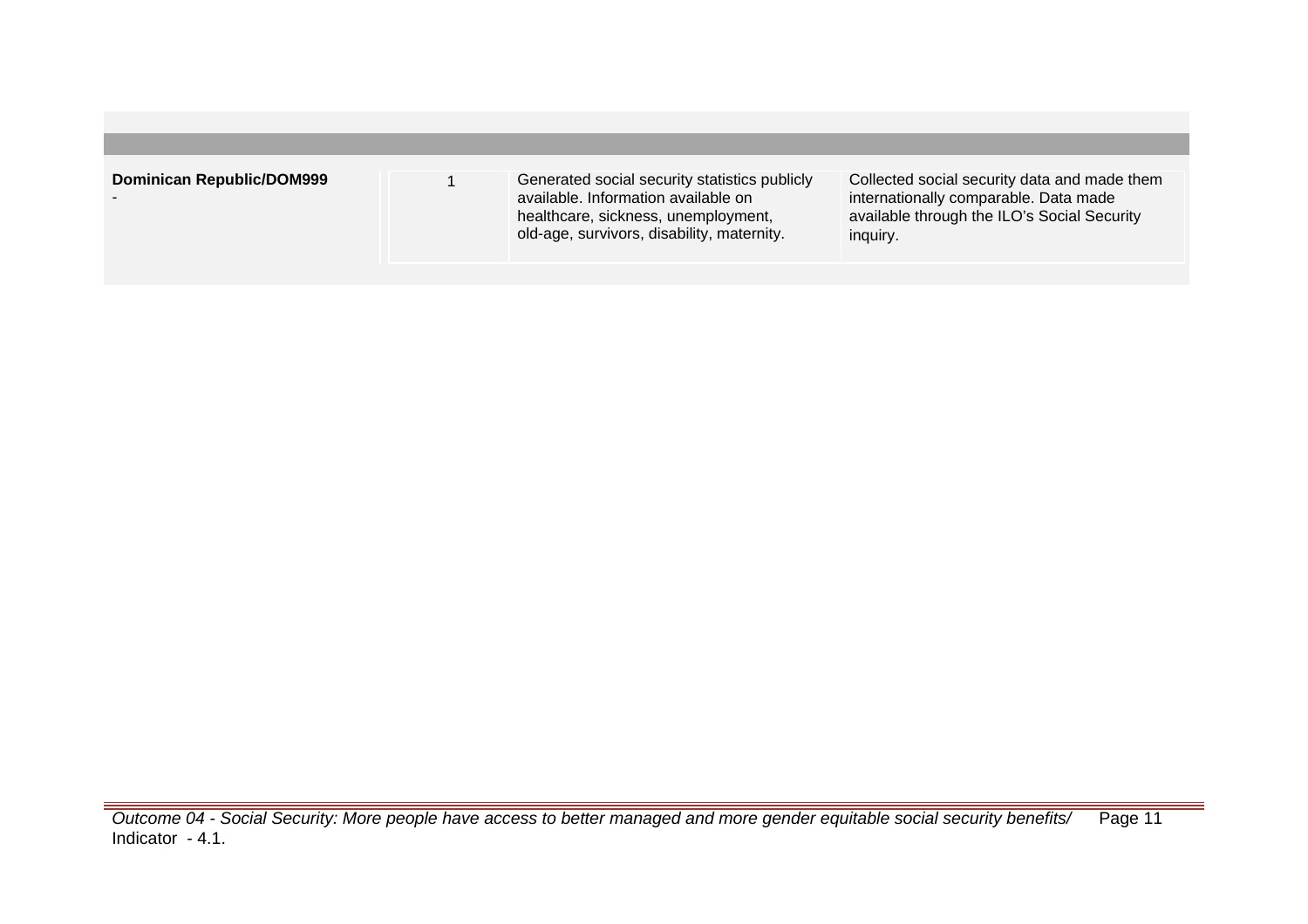| | | | |
|---|---|---|---|
| **Dominican Republic/DOM999**<br>- | 1 | Generated social security statistics publicly available. Information available on healthcare, sickness, unemployment, old-age, survivors, disability, maternity. | Collected social security data and made them internationally comparable. Data made available through the ILO's Social Security inquiry. |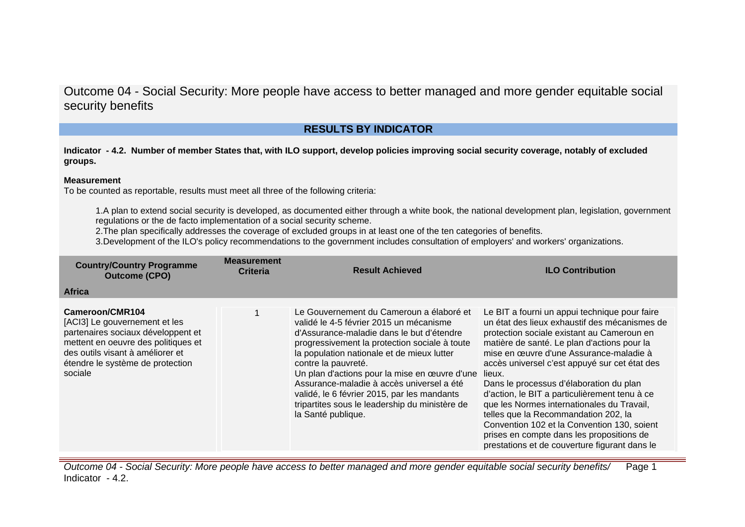# Outcome 04 - Social Security: More people have access to better managed and more gender equitable social security benefits

## RESULTS BY INDICATOR

**Indicator - 4.2. Number of member States that, with ILO support, develop policies improving social security coverage, notably of excluded groups.**

**Measurement**

To be counted as reportable, results must meet all three of the following criteria:

1. A plan to extend social security is developed, as documented either through a white book, the national development plan, legislation, government regulations or the de facto implementation of a social security scheme.
2. The plan specifically addresses the coverage of excluded groups in at least one of the ten categories of benefits.
3. Development of the ILO's policy recommendations to the government includes consultation of employers' and workers' organizations.

| Country/Country Programme Outcome (CPO) | Measurement Criteria | Result Achieved | ILO Contribution |
|---|---|---|---|
| **Africa** | | | |
| **Cameroon/CMR104**<br>[ACI3] Le gouvernement et les partenaires sociaux développent et mettent en oeuvre des politiques et des outils visant à améliorer et étendre le système de protection sociale | 1 | Le Gouvernement du Cameroun a élaboré et validé le 4-5 février 2015 un mécanisme d'Assurance-maladie dans le but d'étendre progressivement la protection sociale à toute la population nationale et de mieux lutter contre la pauvreté.<br>Un plan d'actions pour la mise en œuvre d'une Assurance-maladie à accès universel a été validé, le 6 février 2015, par les mandants tripartites sous le leadership du ministère de la Santé publique. | Le BIT a fourni un appui technique pour faire un état des lieux exhaustif des mécanismes de protection sociale existant au Cameroun en matière de santé. Le plan d'actions pour la mise en œuvre d'une Assurance-maladie à accès universel c'est appuyé sur cet état des lieux.<br>Dans le processus d'élaboration du plan d'action, le BIT a particulièrement tenu à ce que les Normes internationales du Travail, telles que la Recommandation 202, la Convention 102 et la Convention 130, soient prises en compte dans les propositions de prestations et de couverture figurant dans le |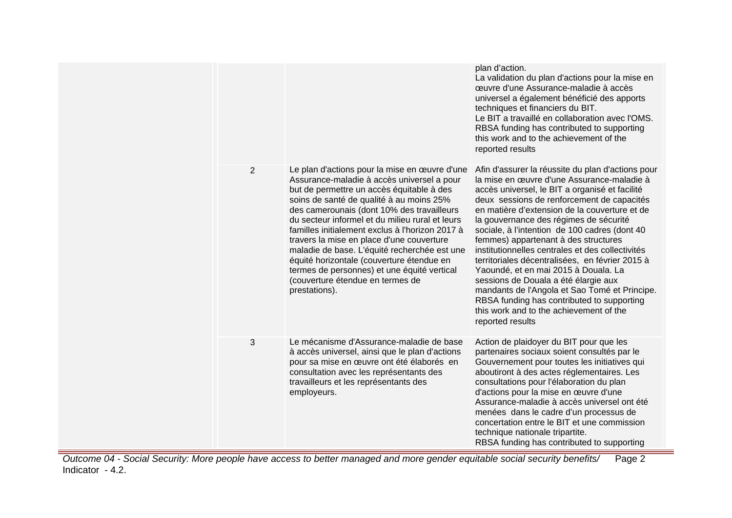| | | | |
|---|---|---|---|
| | | | plan d'action.<br>La validation du plan d'actions pour la mise en œuvre d'une Assurance-maladie à accès universel a également bénéficié des apports techniques et financiers du BIT.<br>Le BIT a travaillé en collaboration avec l'OMS.<br>RBSA funding has contributed to supporting this work and to the achievement of the reported results |
| | 2 | Le plan d'actions pour la mise en œuvre d'une Assurance-maladie à accès universel a pour but de permettre un accès équitable à des soins de santé de qualité à au moins 25% des camerounais (dont 10% des travailleurs du secteur informel et du milieu rural et leurs familles initialement exclus à l'horizon 2017 à travers la mise en place d'une couverture maladie de base. L'équité recherchée est une équité horizontale (couverture étendue en termes de personnes) et une équité vertical (couverture étendue en termes de prestations). | Afin d'assurer la réussite du plan d'actions pour la mise en œuvre d'une Assurance-maladie à accès universel, le BIT a organisé et facilité deux sessions de renforcement de capacités en matière d'extension de la couverture et de la gouvernance des régimes de sécurité sociale, à l'intention de 100 cadres (dont 40 femmes) appartenant à des structures institutionnelles centrales et des collectivités territoriales décentralisées, en février 2015 à Yaoundé, et en mai 2015 à Douala. La sessions de Douala a été élargie aux mandants de l'Angola et Sao Tomé et Principe.<br>RBSA funding has contributed to supporting this work and to the achievement of the reported results |
| | 3 | Le mécanisme d'Assurance-maladie de base à accès universel, ainsi que le plan d'actions pour sa mise en œuvre ont été élaborés en consultation avec les représentants des travailleurs et les représentants des employeurs. | Action de plaidoyer du BIT pour que les partenaires sociaux soient consultés par le Gouvernement pour toutes les initiatives qui aboutiront à des actes réglementaires. Les consultations pour l'élaboration du plan d'actions pour la mise en œuvre d'une Assurance-maladie à accès universel ont été menées dans le cadre d'un processus de concertation entre le BIT et une commission technique nationale tripartite.<br>RBSA funding has contributed to supporting |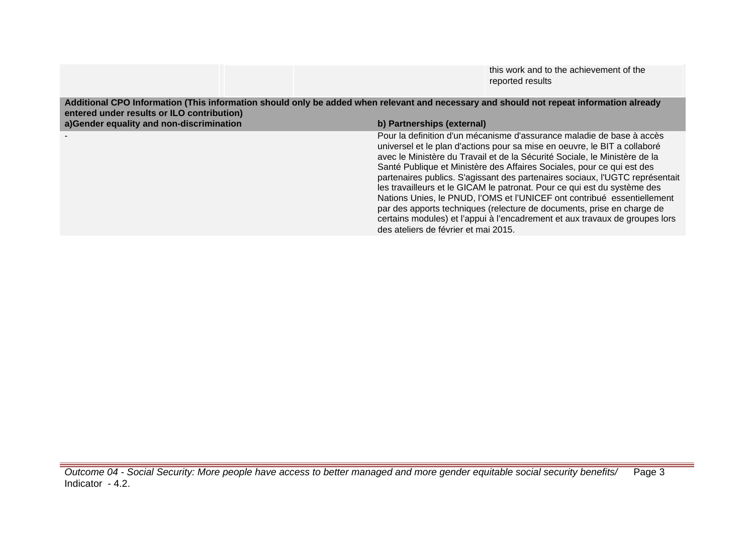| | | | this work and to the achievement of the reported results |
|---|---|---|---|

| **Additional CPO Information (This information should only be added when relevant and necessary and should not repeat information already entered under results or ILO contribution)** | |
|---|---|
| **a)Gender equality and non-discrimination** | **b) Partnerships (external)** |
| - | Pour la definition d'un mécanisme d'assurance maladie de base à accès universel et le plan d'actions pour sa mise en oeuvre, le BIT a collaboré avec le Ministère du Travail et de la Sécurité Sociale, le Ministère de la Santé Publique et Ministère des Affaires Sociales, pour ce qui est des partenaires publics. S'agissant des partenaires sociaux, l'UGTC représentait les travailleurs et le GICAM le patronat. Pour ce qui est du système des Nations Unies, le PNUD, l'OMS et l'UNICEF ont contribué essentiellement par des apports techniques (relecture de documents, prise en charge de certains modules) et l'appui à l'encadrement et aux travaux de groupes lors des ateliers de février et mai 2015. |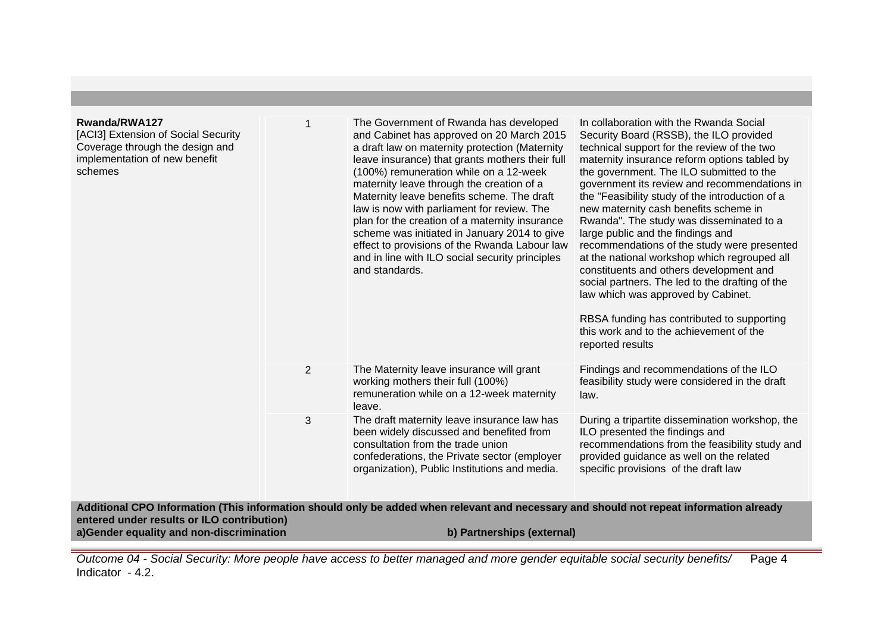| | | | |
|---|---|---|---|
| **Rwanda/RWA127**<br>[ACI3] Extension of Social Security Coverage through the design and implementation of new benefit schemes | 1 | The Government of Rwanda has developed and Cabinet has approved on 20 March 2015 a draft law on maternity protection (Maternity leave insurance) that grants mothers their full (100%) remuneration while on a 12-week maternity leave through the creation of a Maternity leave benefits scheme. The draft law is now with parliament for review. The plan for the creation of a maternity insurance scheme was initiated in January 2014 to give effect to provisions of the Rwanda Labour law and in line with ILO social security principles and standards. | In collaboration with the Rwanda Social Security Board (RSSB), the ILO provided technical support for the review of the two maternity insurance reform options tabled by the government. The ILO submitted to the government its review and recommendations in the "Feasibility study of the introduction of a new maternity cash benefits scheme in Rwanda". The study was disseminated to a large public and the findings and recommendations of the study were presented at the national workshop which regrouped all constituents and others development and social partners. The led to the drafting of the law which was approved by Cabinet.<br><br>RBSA funding has contributed to supporting this work and to the achievement of the reported results |
| | 2 | The Maternity leave insurance will grant working mothers their full (100%) remuneration while on a 12-week maternity leave. | Findings and recommendations of the ILO feasibility study were considered in the draft law. |
| | 3 | The draft maternity leave insurance law has been widely discussed and benefited from consultation from the trade union confederations, the Private sector (employer organization), Public Institutions and media. | During a tripartite dissemination workshop, the ILO presented the findings and recommendations from the feasibility study and provided guidance as well on the related specific provisions of the draft law |

**Additional CPO Information (This information should only be added when relevant and necessary and should not repeat information already entered under results or ILO contribution)**

**a)Gender equality and non-discrimination**

**b) Partnerships (external)**

*Outcome 04 - Social Security: More people have access to better managed and more gender equitable social security benefits/ Indicator - 4.2.*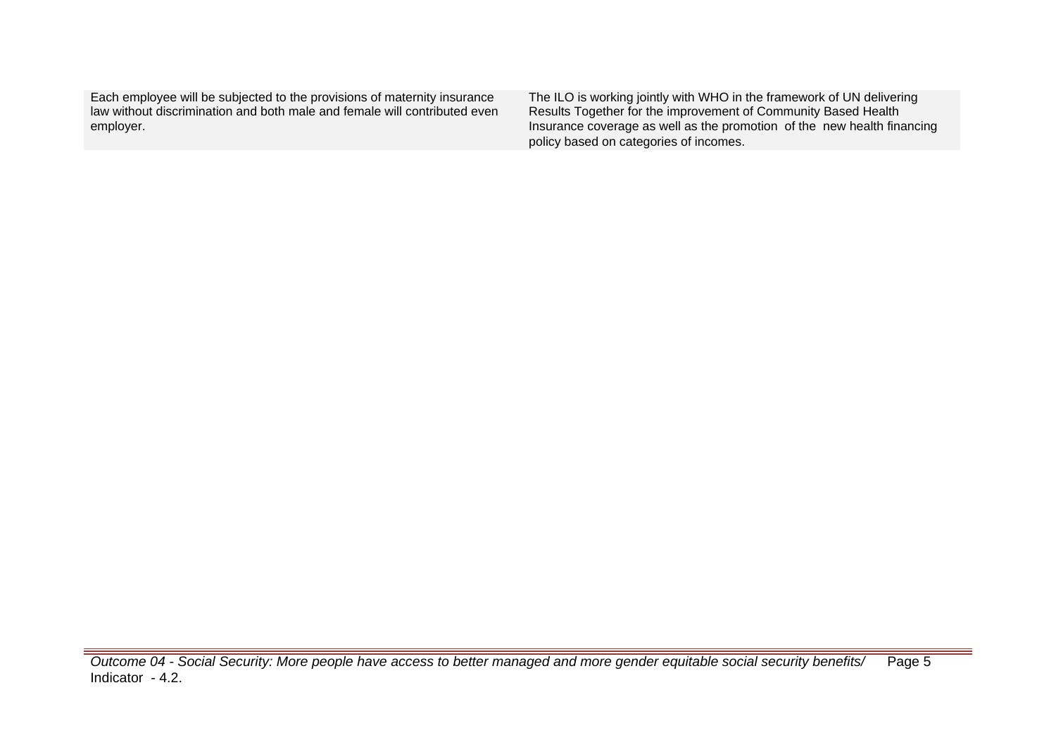| | |
|---|---|
| Each employee will be subjected to the provisions of maternity insurance law without discrimination and both male and female will contributed even employer. | The ILO is working jointly with WHO in the framework of UN delivering Results Together for the improvement of Community Based Health Insurance coverage as well as the promotion of the new health financing policy based on categories of incomes. |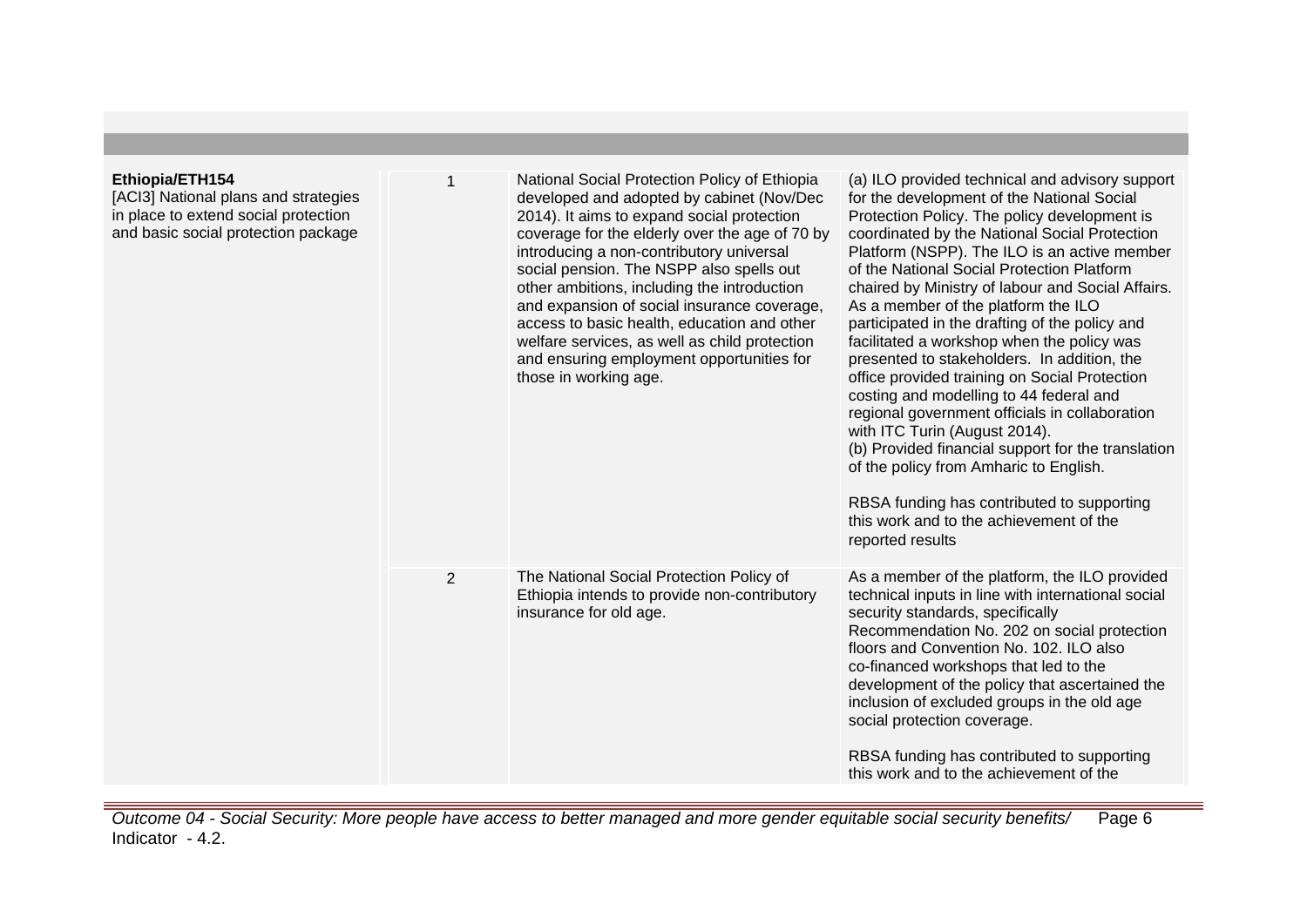| | | | |
|---|---|---|---|
| **Ethiopia/ETH154**<br>[ACI3] National plans and strategies in place to extend social protection and basic social protection package | 1 | National Social Protection Policy of Ethiopia developed and adopted by cabinet (Nov/Dec 2014). It aims to expand social protection coverage for the elderly over the age of 70 by introducing a non-contributory universal social pension. The NSPP also spells out other ambitions, including the introduction and expansion of social insurance coverage, access to basic health, education and other welfare services, as well as child protection and ensuring employment opportunities for those in working age. | (a) ILO provided technical and advisory support for the development of the National Social Protection Policy. The policy development is coordinated by the National Social Protection Platform (NSPP). The ILO is an active member of the National Social Protection Platform chaired by Ministry of labour and Social Affairs. As a member of the platform the ILO participated in the drafting of the policy and facilitated a workshop when the policy was presented to stakeholders. In addition, the office provided training on Social Protection costing and modelling to 44 federal and regional government officials in collaboration with ITC Turin (August 2014).<br>(b) Provided financial support for the translation of the policy from Amharic to English.<br><br>RBSA funding has contributed to supporting this work and to the achievement of the reported results |
| | 2 | The National Social Protection Policy of Ethiopia intends to provide non-contributory insurance for old age. | As a member of the platform, the ILO provided technical inputs in line with international social security standards, specifically Recommendation No. 202 on social protection floors and Convention No. 102. ILO also co-financed workshops that led to the development of the policy that ascertained the inclusion of excluded groups in the old age social protection coverage.<br><br>RBSA funding has contributed to supporting this work and to the achievement of the |

*Outcome 04 - Social Security: More people have access to better managed and more gender equitable social security benefits/ Indicator - 4.2.*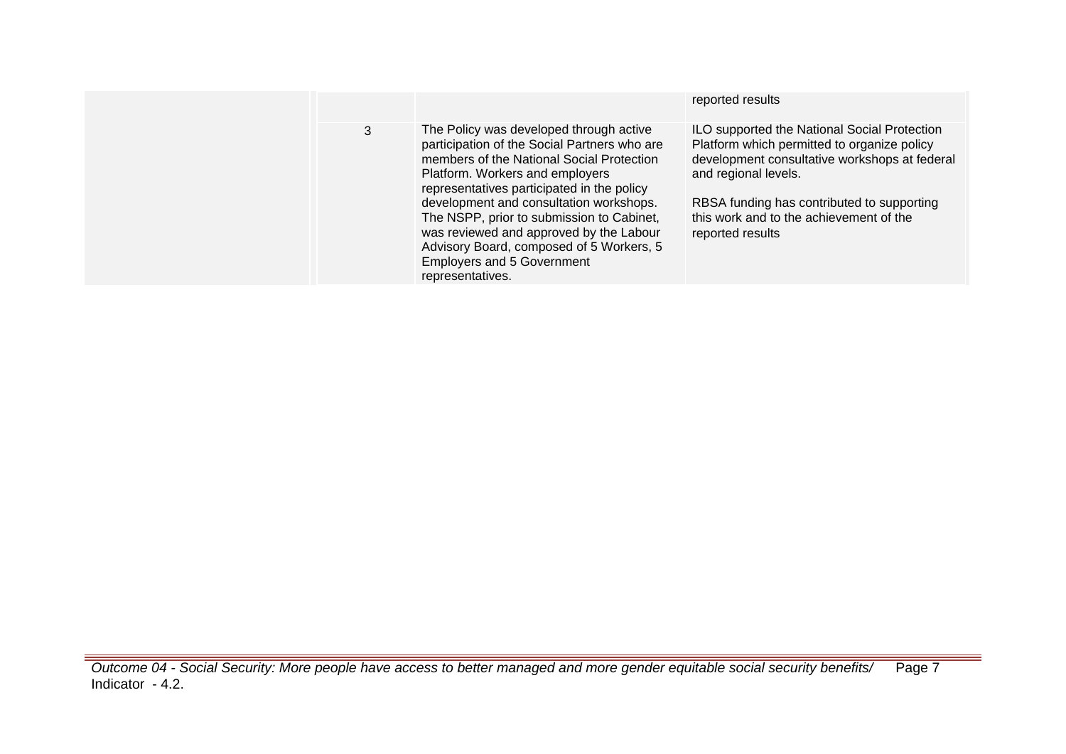| | | | |
|---|---|---|---|
| | | | reported results |
| | 3 | The Policy was developed through active participation of the Social Partners who are members of the National Social Protection Platform. Workers and employers representatives participated in the policy development and consultation workshops. The NSPP, prior to submission to Cabinet, was reviewed and approved by the Labour Advisory Board, composed of 5 Workers, 5 Employers and 5 Government representatives. | ILO supported the National Social Protection Platform which permitted to organize policy development consultative workshops at federal and regional levels.<br><br>RBSA funding has contributed to supporting this work and to the achievement of the reported results |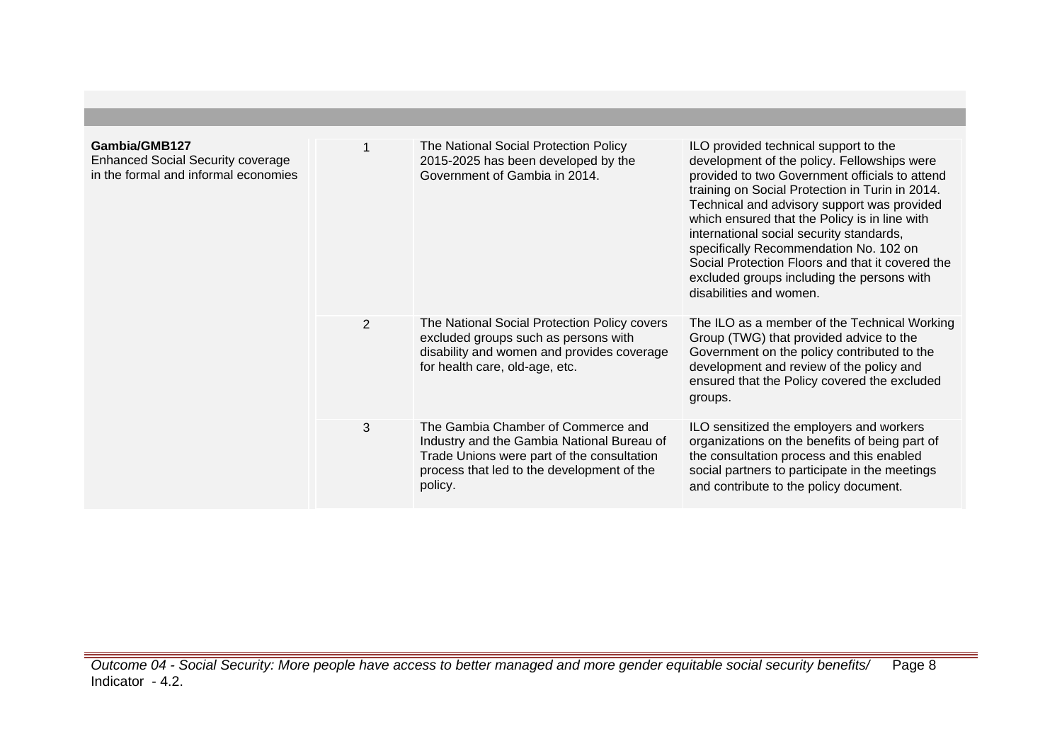| | | | |
|---|---|---|---|
| **Gambia/GMB127**<br>Enhanced Social Security coverage in the formal and informal economies | 1 | The National Social Protection Policy 2015-2025 has been developed by the Government of Gambia in 2014. | ILO provided technical support to the development of the policy. Fellowships were provided to two Government officials to attend training on Social Protection in Turin in 2014. Technical and advisory support was provided which ensured that the Policy is in line with international social security standards, specifically Recommendation No. 102 on Social Protection Floors and that it covered the excluded groups including the persons with disabilities and women. |
| | 2 | The National Social Protection Policy covers excluded groups such as persons with disability and women and provides coverage for health care, old-age, etc. | The ILO as a member of the Technical Working Group (TWG) that provided advice to the Government on the policy contributed to the development and review of the policy and ensured that the Policy covered the excluded groups. |
| | 3 | The Gambia Chamber of Commerce and Industry and the Gambia National Bureau of Trade Unions were part of the consultation process that led to the development of the policy. | ILO sensitized the employers and workers organizations on the benefits of being part of the consultation process and this enabled social partners to participate in the meetings and contribute to the policy document. |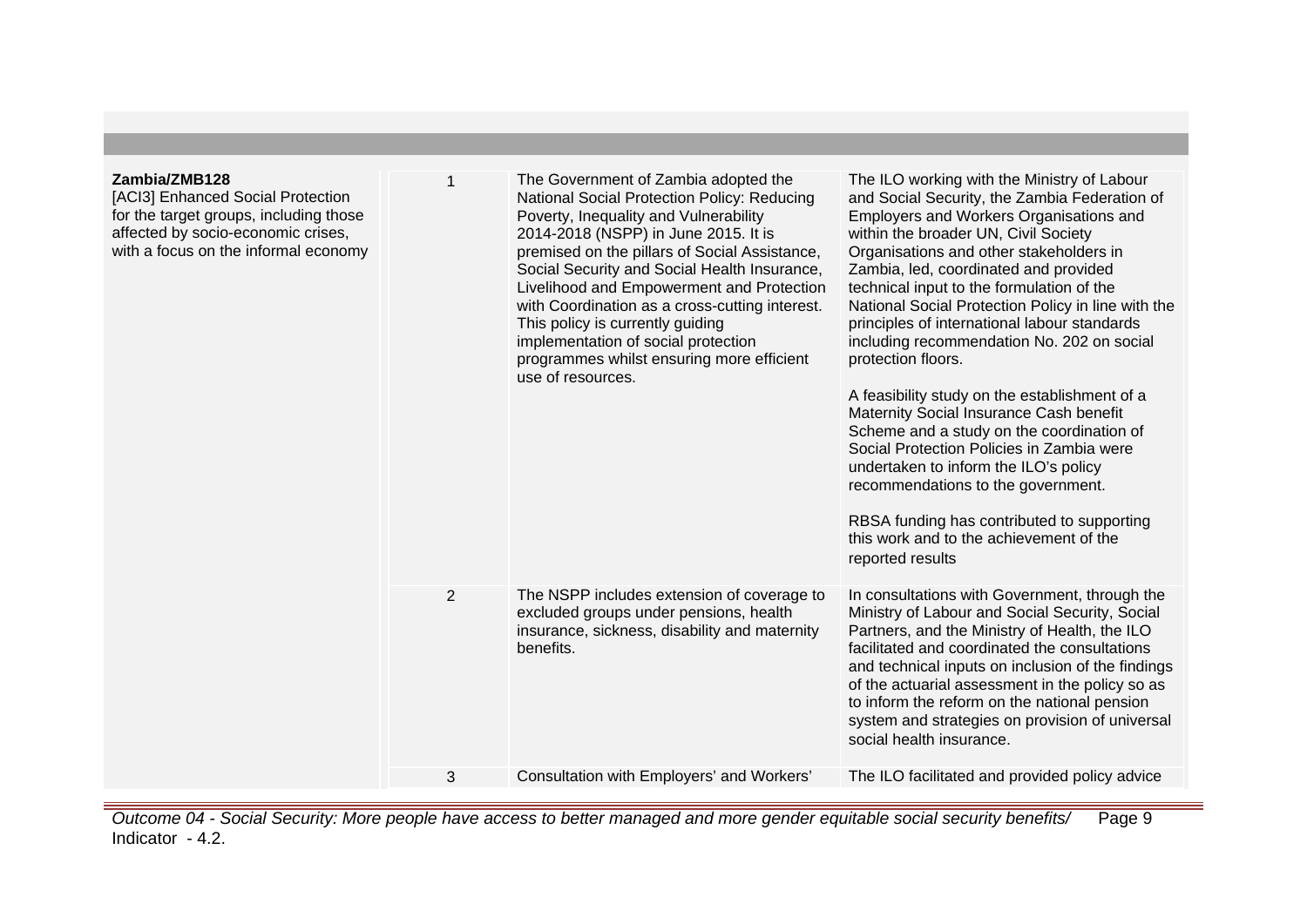| | | | |
|---|---|---|---|
| **Zambia/ZMB128**<br>[ACI3] Enhanced Social Protection for the target groups, including those affected by socio-economic crises, with a focus on the informal economy | 1 | The Government of Zambia adopted the National Social Protection Policy: Reducing Poverty, Inequality and Vulnerability 2014-2018 (NSPP) in June 2015. It is premised on the pillars of Social Assistance, Social Security and Social Health Insurance, Livelihood and Empowerment and Protection with Coordination as a cross-cutting interest. This policy is currently guiding implementation of social protection programmes whilst ensuring more efficient use of resources. | The ILO working with the Ministry of Labour and Social Security, the Zambia Federation of Employers and Workers Organisations and within the broader UN, Civil Society Organisations and other stakeholders in Zambia, led, coordinated and provided technical input to the formulation of the National Social Protection Policy in line with the principles of international labour standards including recommendation No. 202 on social protection floors.<br><br>A feasibility study on the establishment of a Maternity Social Insurance Cash benefit Scheme and a study on the coordination of Social Protection Policies in Zambia were undertaken to inform the ILO's policy recommendations to the government.<br><br>RBSA funding has contributed to supporting this work and to the achievement of the reported results |
| | 2 | The NSPP includes extension of coverage to excluded groups under pensions, health insurance, sickness, disability and maternity benefits. | In consultations with Government, through the Ministry of Labour and Social Security, Social Partners, and the Ministry of Health, the ILO facilitated and coordinated the consultations and technical inputs on inclusion of the findings of the actuarial assessment in the policy so as to inform the reform on the national pension system and strategies on provision of universal social health insurance. |
| | 3 | Consultation with Employers' and Workers' | The ILO facilitated and provided policy advice |

*Outcome 04 - Social Security: More people have access to better managed and more gender equitable social security benefits/ Indicator - 4.2.*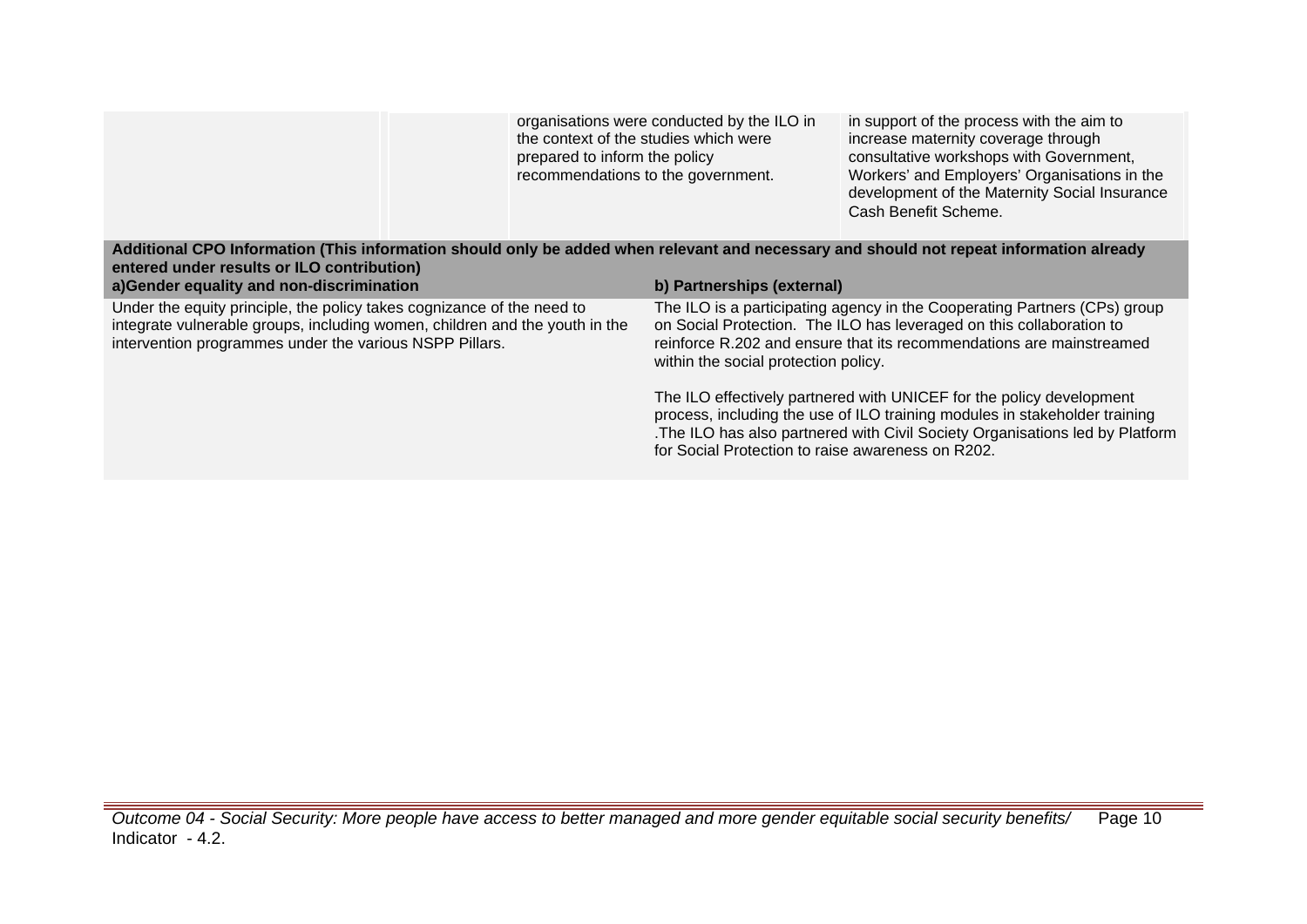| | | | |
|---|---|---|---|
| | | organisations were conducted by the ILO in the context of the studies which were prepared to inform the policy recommendations to the government. | in support of the process with the aim to increase maternity coverage through consultative workshops with Government, Workers' and Employers' Organisations in the development of the Maternity Social Insurance Cash Benefit Scheme. |

| **Additional CPO Information (This information should only be added when relevant and necessary and should not repeat information already entered under results or ILO contribution)** | |
|---|---|
| **a)Gender equality and non-discrimination** | **b) Partnerships (external)** |
| Under the equity principle, the policy takes cognizance of the need to integrate vulnerable groups, including women, children and the youth in the intervention programmes under the various NSPP Pillars. | The ILO is a participating agency in the Cooperating Partners (CPs) group on Social Protection. The ILO has leveraged on this collaboration to reinforce R.202 and ensure that its recommendations are mainstreamed within the social protection policy.<br><br>The ILO effectively partnered with UNICEF for the policy development process, including the use of ILO training modules in stakeholder training .The ILO has also partnered with Civil Society Organisations led by Platform for Social Protection to raise awareness on R202. |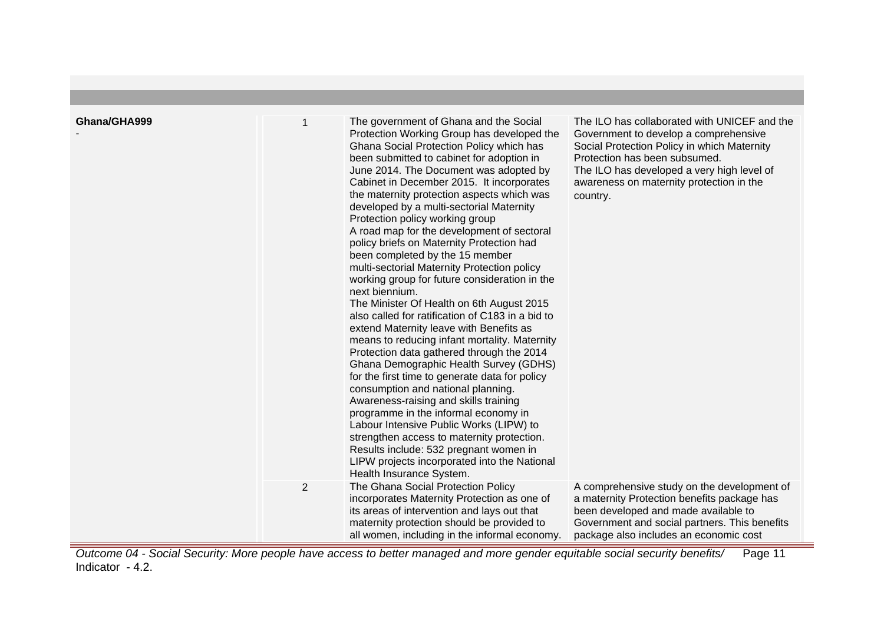| | | | |
|---|---|---|---|
| **Ghana/GHA999**<br>- | 1 | The government of Ghana and the Social Protection Working Group has developed the Ghana Social Protection Policy which has been submitted to cabinet for adoption in June 2014. The Document was adopted by Cabinet in December 2015. It incorporates the maternity protection aspects which was developed by a multi-sectorial Maternity Protection policy working group<br>A road map for the development of sectoral policy briefs on Maternity Protection had been completed by the 15 member multi-sectorial Maternity Protection policy working group for future consideration in the next biennium.<br>The Minister Of Health on 6th August 2015 also called for ratification of C183 in a bid to extend Maternity leave with Benefits as means to reducing infant mortality. Maternity Protection data gathered through the 2014 Ghana Demographic Health Survey (GDHS) for the first time to generate data for policy consumption and national planning.<br>Awareness-raising and skills training programme in the informal economy in Labour Intensive Public Works (LIPW) to strengthen access to maternity protection. Results include: 532 pregnant women in LIPW projects incorporated into the National Health Insurance System. | The ILO has collaborated with UNICEF and the Government to develop a comprehensive Social Protection Policy in which Maternity Protection has been subsumed.<br>The ILO has developed a very high level of awareness on maternity protection in the country. |
| | 2 | The Ghana Social Protection Policy incorporates Maternity Protection as one of its areas of intervention and lays out that maternity protection should be provided to all women, including in the informal economy. | A comprehensive study on the development of a maternity Protection benefits package has been developed and made available to Government and social partners. This benefits package also includes an economic cost |

*Outcome 04 - Social Security: More people have access to better managed and more gender equitable social security benefits/ Indicator - 4.2.*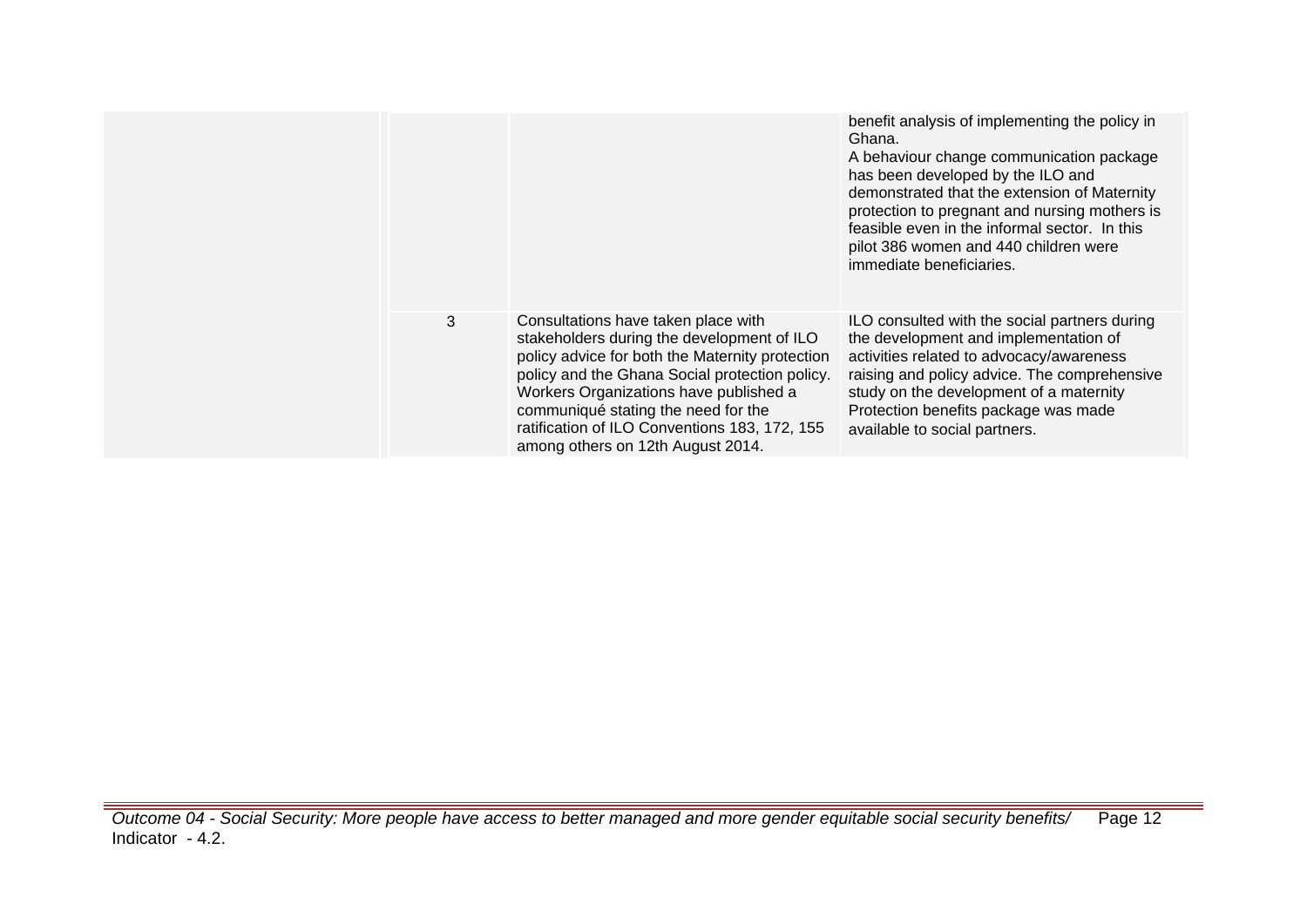| | | | |
|---|---|---|---|
| | | | benefit analysis of implementing the policy in Ghana.<br>A behaviour change communication package has been developed by the ILO and demonstrated that the extension of Maternity protection to pregnant and nursing mothers is feasible even in the informal sector. In this pilot 386 women and 440 children were immediate beneficiaries. |
| | 3 | Consultations have taken place with stakeholders during the development of ILO policy advice for both the Maternity protection policy and the Ghana Social protection policy. Workers Organizations have published a communiqué stating the need for the ratification of ILO Conventions 183, 172, 155 among others on 12th August 2014. | ILO consulted with the social partners during the development and implementation of activities related to advocacy/awareness raising and policy advice. The comprehensive study on the development of a maternity Protection benefits package was made available to social partners. |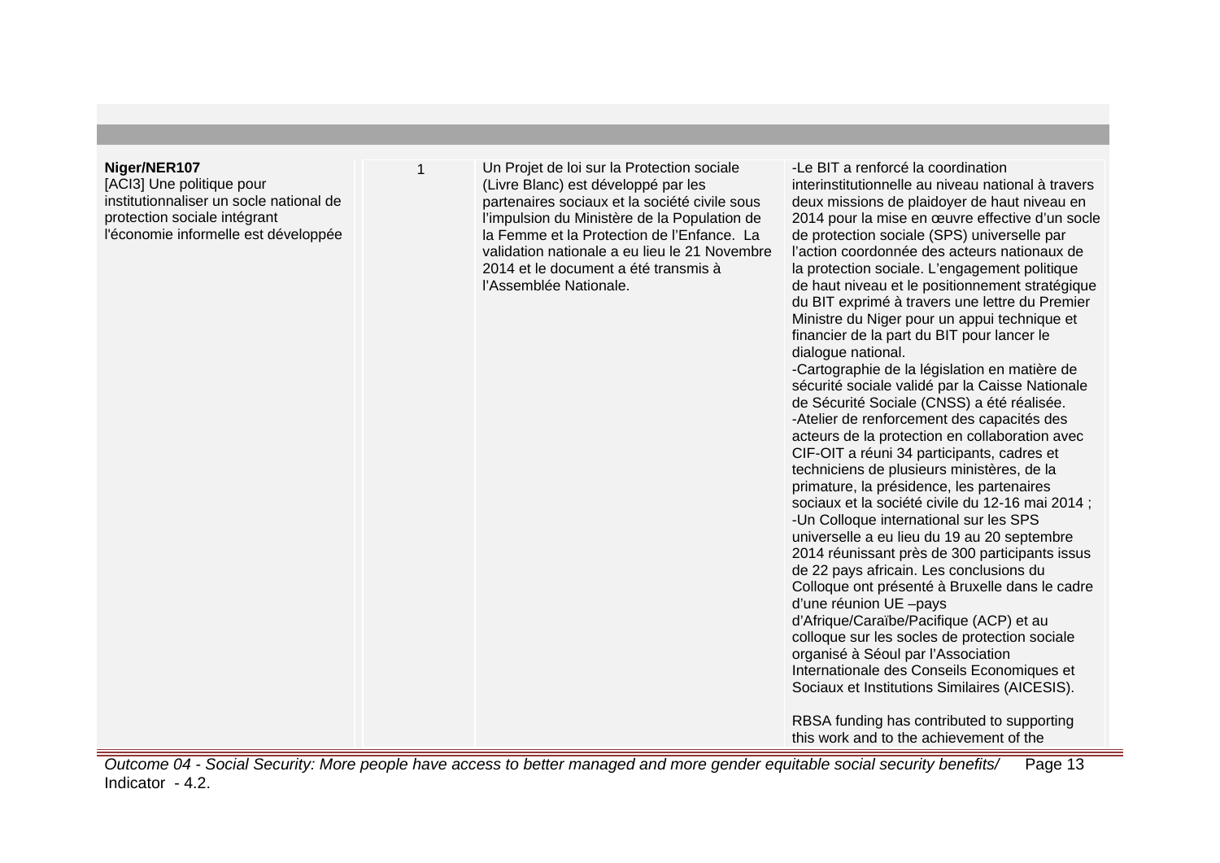| | | | |
|---|---|---|---|
| **Niger/NER107**<br>[ACI3] Une politique pour institutionnaliser un socle national de protection sociale intégrant l'économie informelle est développée | 1 | Un Projet de loi sur la Protection sociale (Livre Blanc) est développé par les partenaires sociaux et la société civile sous l'impulsion du Ministère de la Population de la Femme et la Protection de l'Enfance. La validation nationale a eu lieu le 21 Novembre 2014 et le document a été transmis à l'Assemblée Nationale. | -Le BIT a renforcé la coordination interinstitutionnelle au niveau national à travers deux missions de plaidoyer de haut niveau en 2014 pour la mise en œuvre effective d'un socle de protection sociale (SPS) universelle par l'action coordonnée des acteurs nationaux de la protection sociale. L'engagement politique de haut niveau et le positionnement stratégique du BIT exprimé à travers une lettre du Premier Ministre du Niger pour un appui technique et financier de la part du BIT pour lancer le dialogue national.<br>-Cartographie de la législation en matière de sécurité sociale validé par la Caisse Nationale de Sécurité Sociale (CNSS) a été réalisée.<br>-Atelier de renforcement des capacités des acteurs de la protection en collaboration avec CIF-OIT a réuni 34 participants, cadres et techniciens de plusieurs ministères, de la primature, la présidence, les partenaires sociaux et la société civile du 12-16 mai 2014 ;<br>-Un Colloque international sur les SPS universelle a eu lieu du 19 au 20 septembre 2014 réunissant près de 300 participants issus de 22 pays africain. Les conclusions du Colloque ont présenté à Bruxelle dans le cadre d'une réunion UE –pays d'Afrique/Caraïbe/Pacifique (ACP) et au colloque sur les socles de protection sociale organisé à Séoul par l'Association Internationale des Conseils Economiques et Sociaux et Institutions Similaires (AICESIS).<br><br>RBSA funding has contributed to supporting this work and to the achievement of the |

*Outcome 04 - Social Security: More people have access to better managed and more gender equitable social security benefits/ Indicator - 4.2.*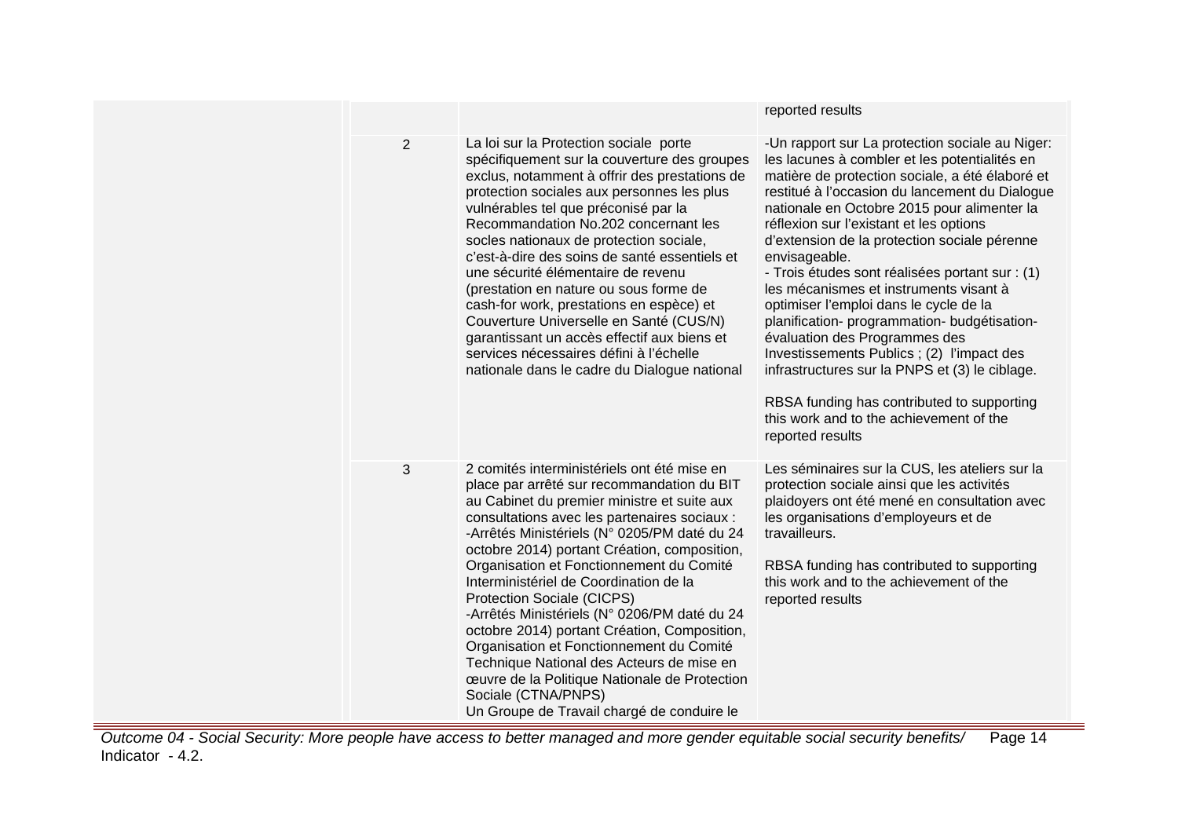| | | | |
|---|---|---|---|
| | | | reported results |
| | 2 | La loi sur la Protection sociale porte spécifiquement sur la couverture des groupes exclus, notamment à offrir des prestations de protection sociales aux personnes les plus vulnérables tel que préconisé par la Recommandation No.202 concernant les socles nationaux de protection sociale, c'est-à-dire des soins de santé essentiels et une sécurité élémentaire de revenu (prestation en nature ou sous forme de cash-for work, prestations en espèce) et Couverture Universelle en Santé (CUS/N) garantissant un accès effectif aux biens et services nécessaires défini à l'échelle nationale dans le cadre du Dialogue national | -Un rapport sur La protection sociale au Niger: les lacunes à combler et les potentialités en matière de protection sociale, a été élaboré et restitué à l'occasion du lancement du Dialogue nationale en Octobre 2015 pour alimenter la réflexion sur l'existant et les options d'extension de la protection sociale pérenne envisageable.<br>- Trois études sont réalisées portant sur : (1) les mécanismes et instruments visant à optimiser l'emploi dans le cycle de la planification- programmation- budgétisation- évaluation des Programmes des Investissements Publics ; (2) l'impact des infrastructures sur la PNPS et (3) le ciblage.<br><br>RBSA funding has contributed to supporting this work and to the achievement of the reported results |
| | 3 | 2 comités interministériels ont été mise en place par arrêté sur recommandation du BIT au Cabinet du premier ministre et suite aux consultations avec les partenaires sociaux :<br>-Arrêtés Ministériels (N° 0205/PM daté du 24 octobre 2014) portant Création, composition, Organisation et Fonctionnement du Comité Interministériel de Coordination de la Protection Sociale (CICPS)<br>-Arrêtés Ministériels (N° 0206/PM daté du 24 octobre 2014) portant Création, Composition, Organisation et Fonctionnement du Comité Technique National des Acteurs de mise en œuvre de la Politique Nationale de Protection Sociale (CTNA/PNPS)<br>Un Groupe de Travail chargé de conduire le | Les séminaires sur la CUS, les ateliers sur la protection sociale ainsi que les activités plaidoyers ont été mené en consultation avec les organisations d'employeurs et de travailleurs.<br><br>RBSA funding has contributed to supporting this work and to the achievement of the reported results |

*Outcome 04 - Social Security: More people have access to better managed and more gender equitable social security benefits/ Indicator - 4.2.*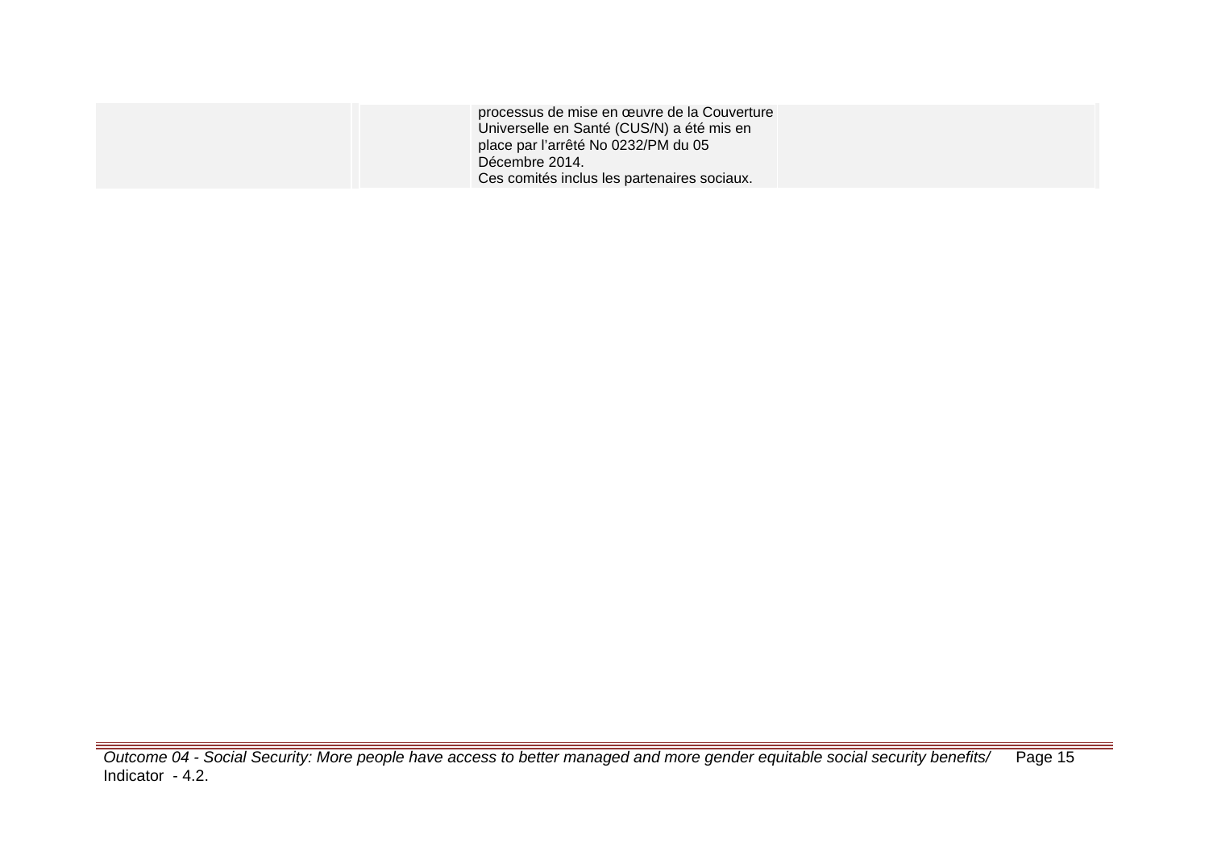|  |  |  | processus de mise en œuvre de la Couverture Universelle en Santé (CUS/N) a été mis en place par l'arrêté No 0232/PM du 05 Décembre 2014.<br>Ces comités inclus les partenaires sociaux. |  |  |
|---|---|---|---|---|---|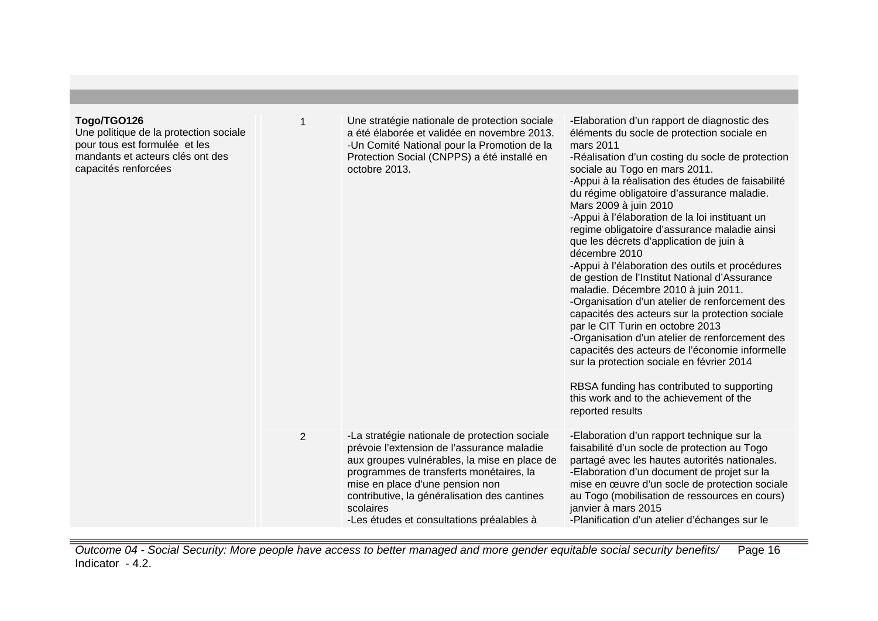| | | | |
|---|---|---|---|
| **Togo/TGO126**<br>Une politique de la protection sociale pour tous est formulée et les mandants et acteurs clés ont des capacités renforcées | 1 | Une stratégie nationale de protection sociale a été élaborée et validée en novembre 2013.<br>-Un Comité National pour la Promotion de la Protection Social (CNPPS) a été installé en octobre 2013. | -Elaboration d'un rapport de diagnostic des éléments du socle de protection sociale en mars 2011<br>-Réalisation d'un costing du socle de protection sociale au Togo en mars 2011.<br>-Appui à la réalisation des études de faisabilité du régime obligatoire d'assurance maladie. Mars 2009 à juin 2010<br>-Appui à l'élaboration de la loi instituant un regime obligatoire d'assurance maladie ainsi que les décrets d'application de juin à décembre 2010<br>-Appui à l'élaboration des outils et procédures de gestion de l'Institut National d'Assurance maladie. Décembre 2010 à juin 2011.<br>-Organisation d'un atelier de renforcement des capacités des acteurs sur la protection sociale par le CIT Turin en octobre 2013<br>-Organisation d'un atelier de renforcement des capacités des acteurs de l'économie informelle sur la protection sociale en février 2014<br><br>RBSA funding has contributed to supporting this work and to the achievement of the reported results |
| | 2 | -La stratégie nationale de protection sociale prévoie l'extension de l'assurance maladie aux groupes vulnérables, la mise en place de programmes de transferts monétaires, la mise en place d'une pension non contributive, la généralisation des cantines scolaires<br>-Les études et consultations préalables à | -Elaboration d'un rapport technique sur la faisabilité d'un socle de protection au Togo partagé avec les hautes autorités nationales.<br>-Elaboration d'un document de projet sur la mise en œuvre d'un socle de protection sociale au Togo (mobilisation de ressources en cours) janvier à mars 2015<br>-Planification d'un atelier d'échanges sur le |

*Outcome 04 - Social Security: More people have access to better managed and more gender equitable social security benefits/ Indicator - 4.2.*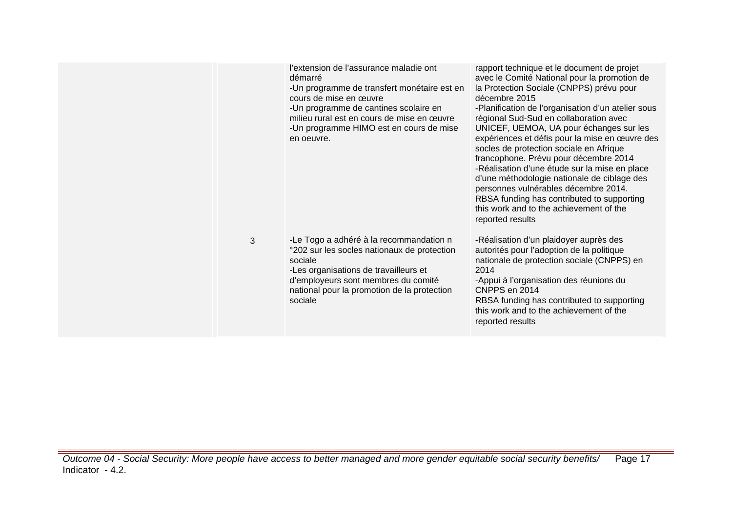| | | | | |
|---|---|---|---|---|
| | | | l'extension de l'assurance maladie ont démarré<br>-Un programme de transfert monétaire est en cours de mise en œuvre<br>-Un programme de cantines scolaire en milieu rural est en cours de mise en œuvre<br>-Un programme HIMO est en cours de mise en oeuvre. | rapport technique et le document de projet avec le Comité National pour la promotion de la Protection Sociale (CNPPS) prévu pour décembre 2015<br>-Planification de l'organisation d'un atelier sous régional Sud-Sud en collaboration avec UNICEF, UEMOA, UA pour échanges sur les expériences et défis pour la mise en œuvre des socles de protection sociale en Afrique francophone. Prévu pour décembre 2014<br>-Réalisation d'une étude sur la mise en place d'une méthodologie nationale de ciblage des personnes vulnérables décembre 2014.<br>RBSA funding has contributed to supporting this work and to the achievement of the reported results |
| | | 3 | -Le Togo a adhéré à la recommandation n °202 sur les socles nationaux de protection sociale<br>-Les organisations de travailleurs et d'employeurs sont membres du comité national pour la promotion de la protection sociale | -Réalisation d'un plaidoyer auprès des autorités pour l'adoption de la politique nationale de protection sociale (CNPPS) en 2014<br>-Appui à l'organisation des réunions du CNPPS en 2014<br>RBSA funding has contributed to supporting this work and to the achievement of the reported results |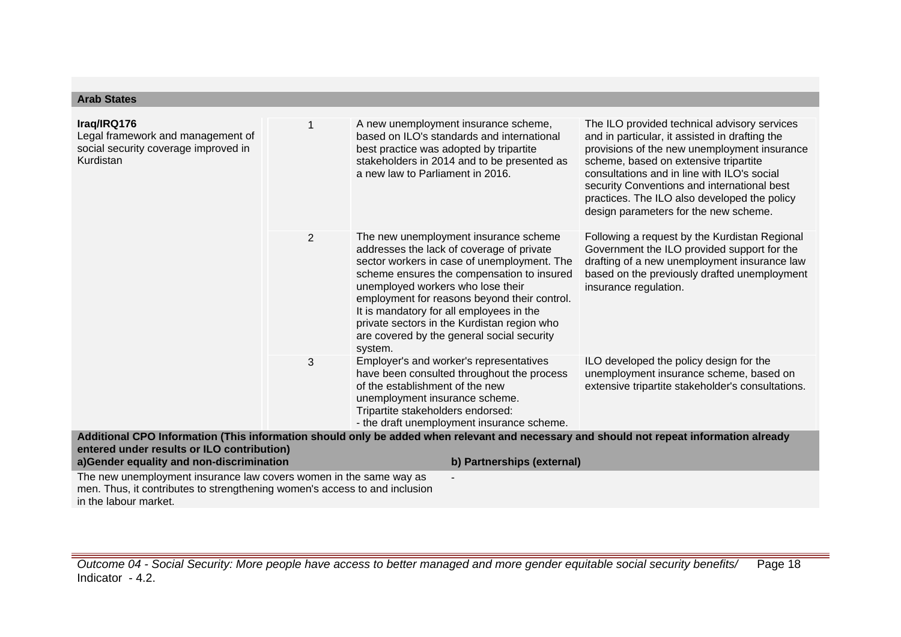**Arab States**

| | | | |
|---|---|---|---|
| **Iraq/IRQ176**<br>Legal framework and management of social security coverage improved in Kurdistan | 1 | A new unemployment insurance scheme, based on ILO's standards and international best practice was adopted by tripartite stakeholders in 2014 and to be presented as a new law to Parliament in 2016. | The ILO provided technical advisory services and in particular, it assisted in drafting the provisions of the new unemployment insurance scheme, based on extensive tripartite consultations and in line with ILO's social security Conventions and international best practices. The ILO also developed the policy design parameters for the new scheme. |
| | 2 | The new unemployment insurance scheme addresses the lack of coverage of private sector workers in case of unemployment. The scheme ensures the compensation to insured unemployed workers who lose their employment for reasons beyond their control. It is mandatory for all employees in the private sectors in the Kurdistan region who are covered by the general social security system. | Following a request by the Kurdistan Regional Government the ILO provided support for the drafting of a new unemployment insurance law based on the previously drafted unemployment insurance regulation. |
| | 3 | Employer's and worker's representatives have been consulted throughout the process of the establishment of the new unemployment insurance scheme.<br>Tripartite stakeholders endorsed:<br>- the draft unemployment insurance scheme. | ILO developed the policy design for the unemployment insurance scheme, based on extensive tripartite stakeholder's consultations. |

**Additional CPO Information (This information should only be added when relevant and necessary and should not repeat information already entered under results or ILO contribution)**

| a)Gender equality and non-discrimination | b) Partnerships (external) |
|---|---|
| The new unemployment insurance law covers women in the same way as men. Thus, it contributes to strengthening women's access to and inclusion in the labour market. | - |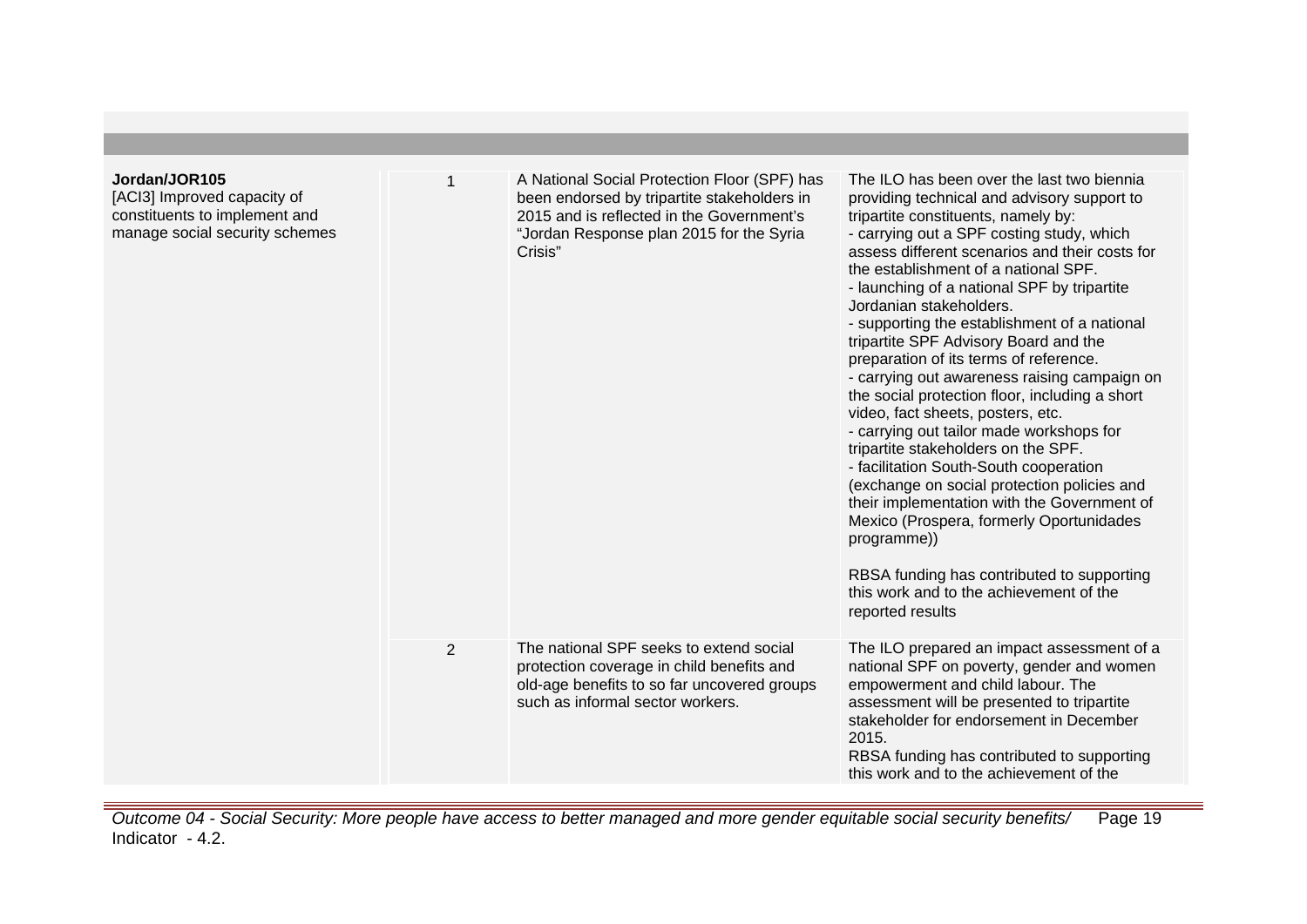| | | | |
|---|---|---|---|
| **Jordan/JOR105**<br>[ACI3] Improved capacity of constituents to implement and manage social security schemes | 1 | A National Social Protection Floor (SPF) has been endorsed by tripartite stakeholders in 2015 and is reflected in the Government's "Jordan Response plan 2015 for the Syria Crisis" | The ILO has been over the last two biennia providing technical and advisory support to tripartite constituents, namely by:<br>- carrying out a SPF costing study, which assess different scenarios and their costs for the establishment of a national SPF.<br>- launching of a national SPF by tripartite Jordanian stakeholders.<br>- supporting the establishment of a national tripartite SPF Advisory Board and the preparation of its terms of reference.<br>- carrying out awareness raising campaign on the social protection floor, including a short video, fact sheets, posters, etc.<br>- carrying out tailor made workshops for tripartite stakeholders on the SPF.<br>- facilitation South-South cooperation (exchange on social protection policies and their implementation with the Government of Mexico (Prospera, formerly Oportunidades programme))<br><br>RBSA funding has contributed to supporting this work and to the achievement of the reported results |
| | 2 | The national SPF seeks to extend social protection coverage in child benefits and old-age benefits to so far uncovered groups such as informal sector workers. | The ILO prepared an impact assessment of a national SPF on poverty, gender and women empowerment and child labour. The assessment will be presented to tripartite stakeholder for endorsement in December 2015.<br>RBSA funding has contributed to supporting this work and to the achievement of the |

*Outcome 04 - Social Security: More people have access to better managed and more gender equitable social security benefits/ Indicator - 4.2.*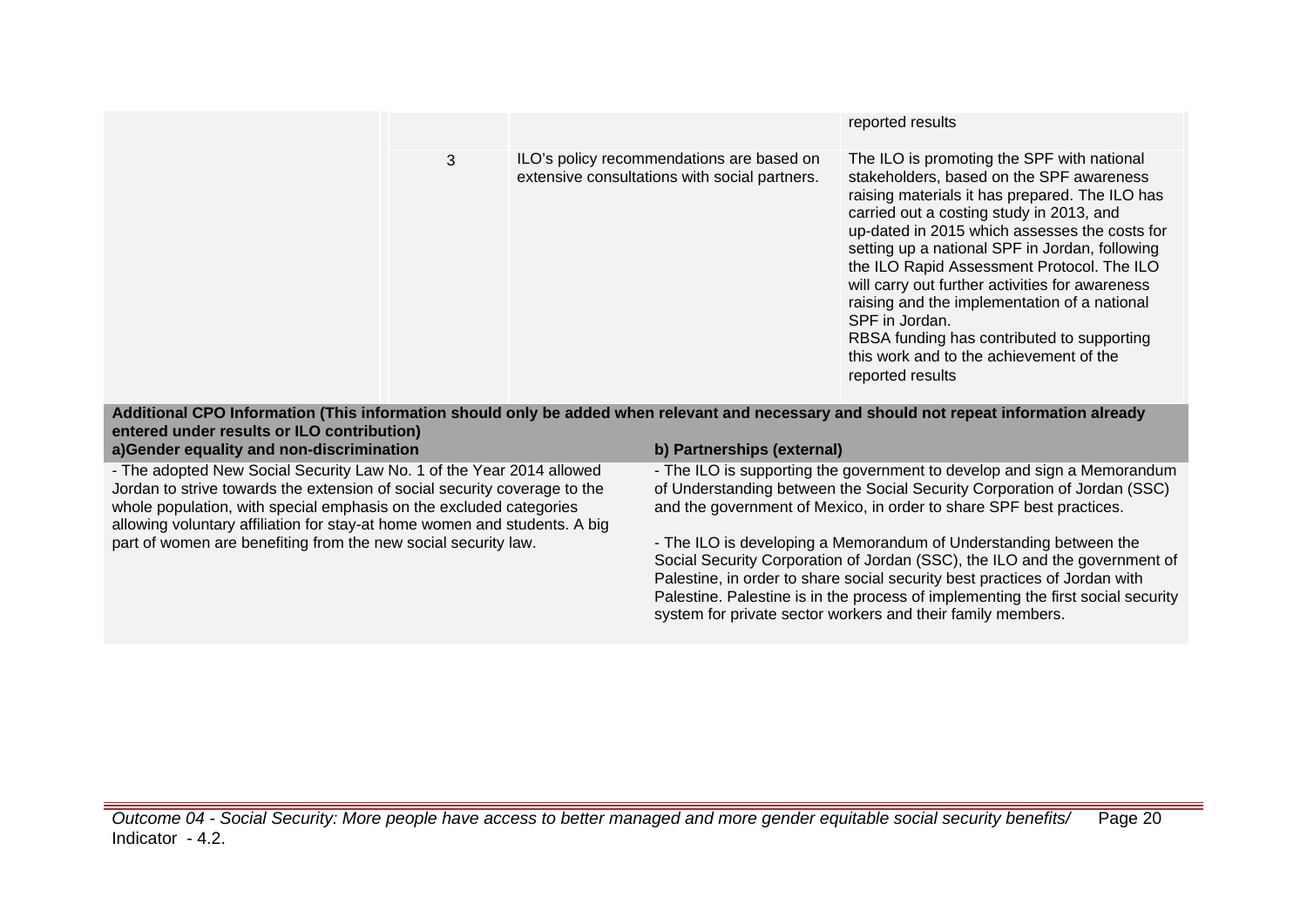| | | | |
|---|---|---|---|
| | | | reported results |
| | 3 | ILO's policy recommendations are based on extensive consultations with social partners. | The ILO is promoting the SPF with national stakeholders, based on the SPF awareness raising materials it has prepared. The ILO has carried out a costing study in 2013, and up-dated in 2015 which assesses the costs for setting up a national SPF in Jordan, following the ILO Rapid Assessment Protocol. The ILO will carry out further activities for awareness raising and the implementation of a national SPF in Jordan.<br>RBSA funding has contributed to supporting this work and to the achievement of the reported results |

**Additional CPO Information (This information should only be added when relevant and necessary and should not repeat information already entered under results or ILO contribution)**

| a)Gender equality and non-discrimination | b) Partnerships (external) |
|---|---|
| - The adopted New Social Security Law No. 1 of the Year 2014 allowed Jordan to strive towards the extension of social security coverage to the whole population, with special emphasis on the excluded categories allowing voluntary affiliation for stay-at home women and students. A big part of women are benefiting from the new social security law. | - The ILO is supporting the government to develop and sign a Memorandum of Understanding between the Social Security Corporation of Jordan (SSC) and the government of Mexico, in order to share SPF best practices.<br><br>- The ILO is developing a Memorandum of Understanding between the Social Security Corporation of Jordan (SSC), the ILO and the government of Palestine, in order to share social security best practices of Jordan with Palestine. Palestine is in the process of implementing the first social security system for private sector workers and their family members. |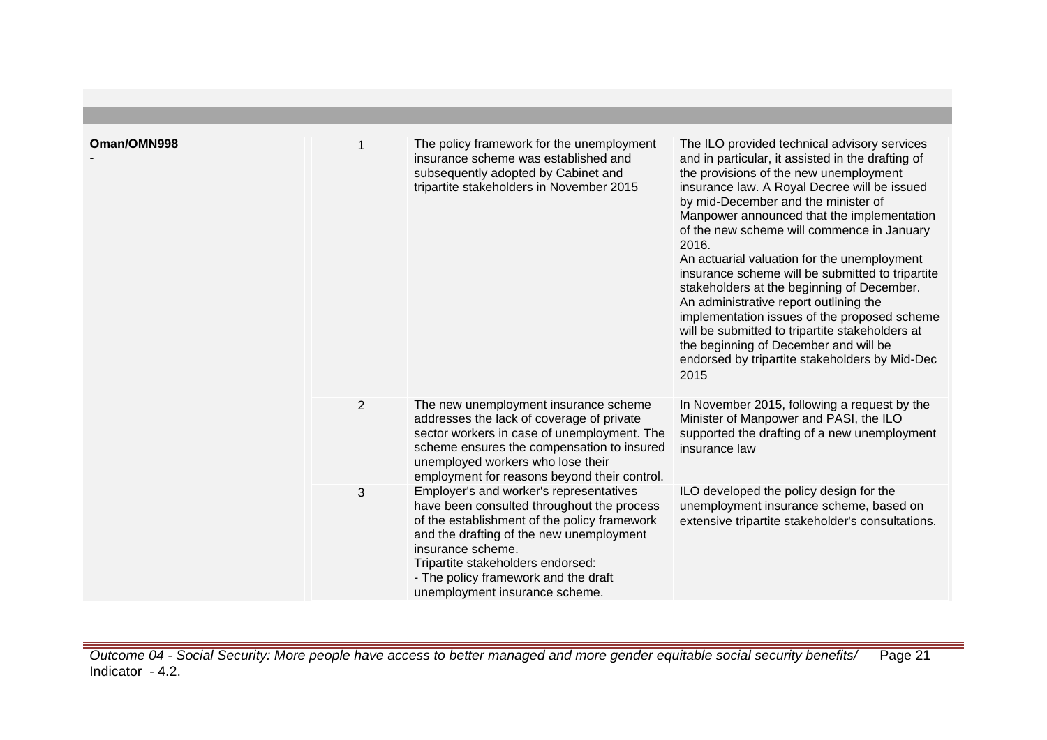| Oman/OMN998 | | | |
|---|---|---|---|
| - | 1 | The policy framework for the unemployment insurance scheme was established and subsequently adopted by Cabinet and tripartite stakeholders in November 2015 | The ILO provided technical advisory services and in particular, it assisted in the drafting of the provisions of the new unemployment insurance law. A Royal Decree will be issued by mid-December and the minister of Manpower announced that the implementation of the new scheme will commence in January 2016.<br>An actuarial valuation for the unemployment insurance scheme will be submitted to tripartite stakeholders at the beginning of December.<br>An administrative report outlining the implementation issues of the proposed scheme will be submitted to tripartite stakeholders at the beginning of December and will be endorsed by tripartite stakeholders by Mid-Dec 2015 |
| | 2 | The new unemployment insurance scheme addresses the lack of coverage of private sector workers in case of unemployment. The scheme ensures the compensation to insured unemployed workers who lose their employment for reasons beyond their control. | In November 2015, following a request by the Minister of Manpower and PASI, the ILO supported the drafting of a new unemployment insurance law |
| | 3 | Employer's and worker's representatives have been consulted throughout the process of the establishment of the policy framework and the drafting of the new unemployment insurance scheme.<br>Tripartite stakeholders endorsed:<br>- The policy framework and the draft unemployment insurance scheme. | ILO developed the policy design for the unemployment insurance scheme, based on extensive tripartite stakeholder's consultations. |

*Outcome 04 - Social Security: More people have access to better managed and more gender equitable social security benefits/ Indicator - 4.2.*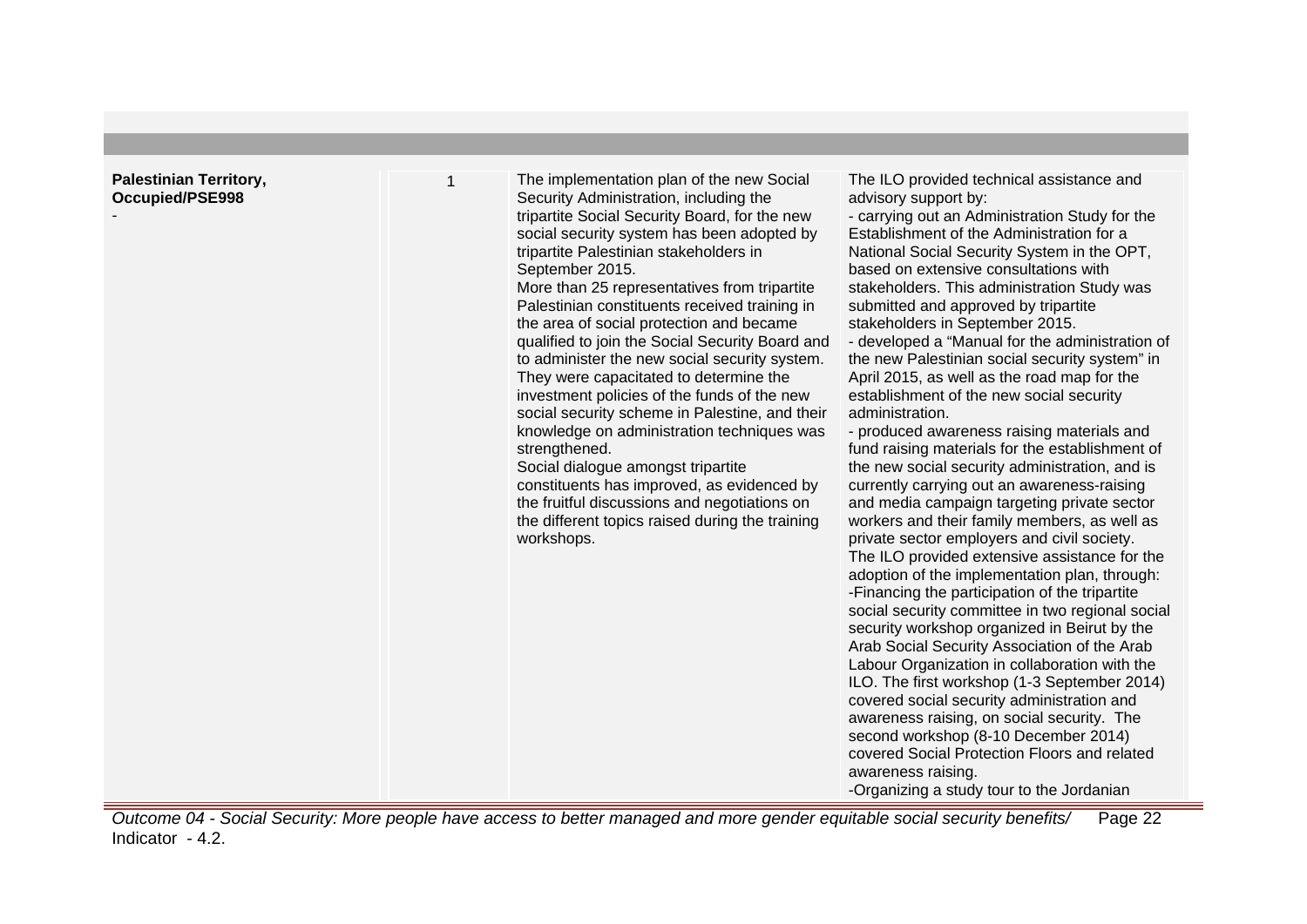| | | | |
|---|---|---|---|
| **Palestinian Territory, Occupied/PSE998**<br>- | 1 | The implementation plan of the new Social Security Administration, including the tripartite Social Security Board, for the new social security system has been adopted by tripartite Palestinian stakeholders in September 2015.<br>More than 25 representatives from tripartite Palestinian constituents received training in the area of social protection and became qualified to join the Social Security Board and to administer the new social security system. They were capacitated to determine the investment policies of the funds of the new social security scheme in Palestine, and their knowledge on administration techniques was strengthened.<br>Social dialogue amongst tripartite constituents has improved, as evidenced by the fruitful discussions and negotiations on the different topics raised during the training workshops. | The ILO provided technical assistance and advisory support by:<br>- carrying out an Administration Study for the Establishment of the Administration for a National Social Security System in the OPT, based on extensive consultations with stakeholders. This administration Study was submitted and approved by tripartite stakeholders in September 2015.<br>- developed a "Manual for the administration of the new Palestinian social security system" in April 2015, as well as the road map for the establishment of the new social security administration.<br>- produced awareness raising materials and fund raising materials for the establishment of the new social security administration, and is currently carrying out an awareness-raising and media campaign targeting private sector workers and their family members, as well as private sector employers and civil society.<br>The ILO provided extensive assistance for the adoption of the implementation plan, through:<br>-Financing the participation of the tripartite social security committee in two regional social security workshop organized in Beirut by the Arab Social Security Association of the Arab Labour Organization in collaboration with the ILO. The first workshop (1-3 September 2014) covered social security administration and awareness raising, on social security. The second workshop (8-10 December 2014) covered Social Protection Floors and related awareness raising.<br>-Organizing a study tour to the Jordanian |

*Outcome 04 - Social Security: More people have access to better managed and more gender equitable social security benefits/ Indicator - 4.2.*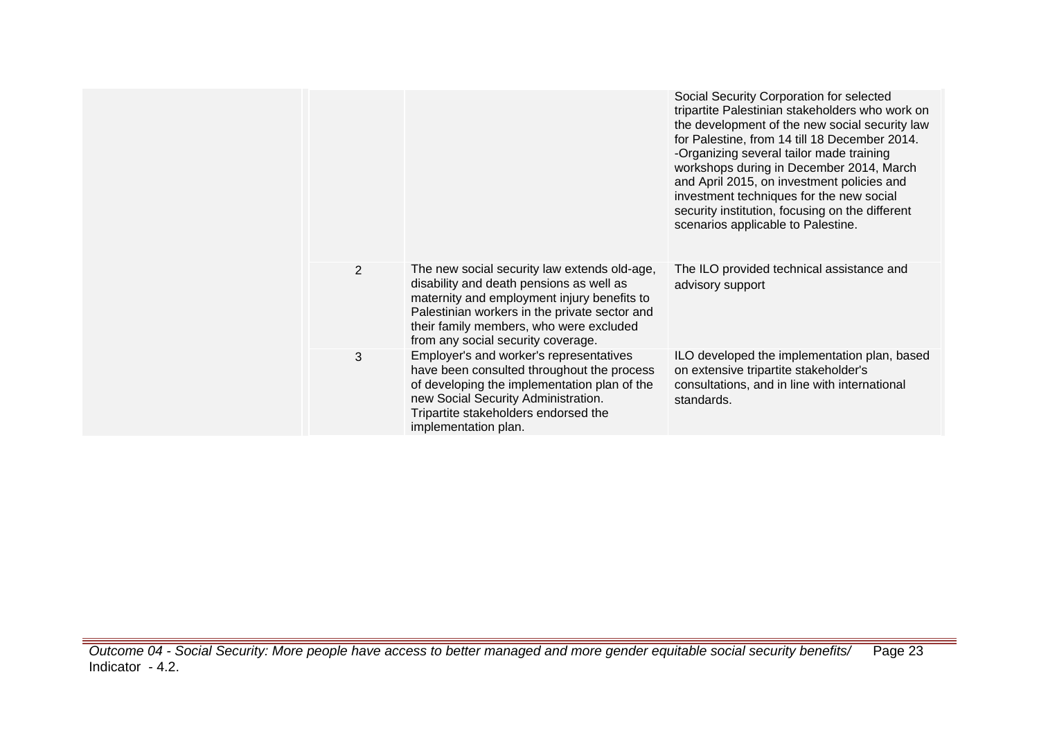| | | | |
|---|---|---|---|
| | | | Social Security Corporation for selected tripartite Palestinian stakeholders who work on the development of the new social security law for Palestine, from 14 till 18 December 2014. -Organizing several tailor made training workshops during in December 2014, March and April 2015, on investment policies and investment techniques for the new social security institution, focusing on the different scenarios applicable to Palestine. |
| | 2 | The new social security law extends old-age, disability and death pensions as well as maternity and employment injury benefits to Palestinian workers in the private sector and their family members, who were excluded from any social security coverage. | The ILO provided technical assistance and advisory support |
| | 3 | Employer's and worker's representatives have been consulted throughout the process of developing the implementation plan of the new Social Security Administration. Tripartite stakeholders endorsed the implementation plan. | ILO developed the implementation plan, based on extensive tripartite stakeholder's consultations, and in line with international standards. |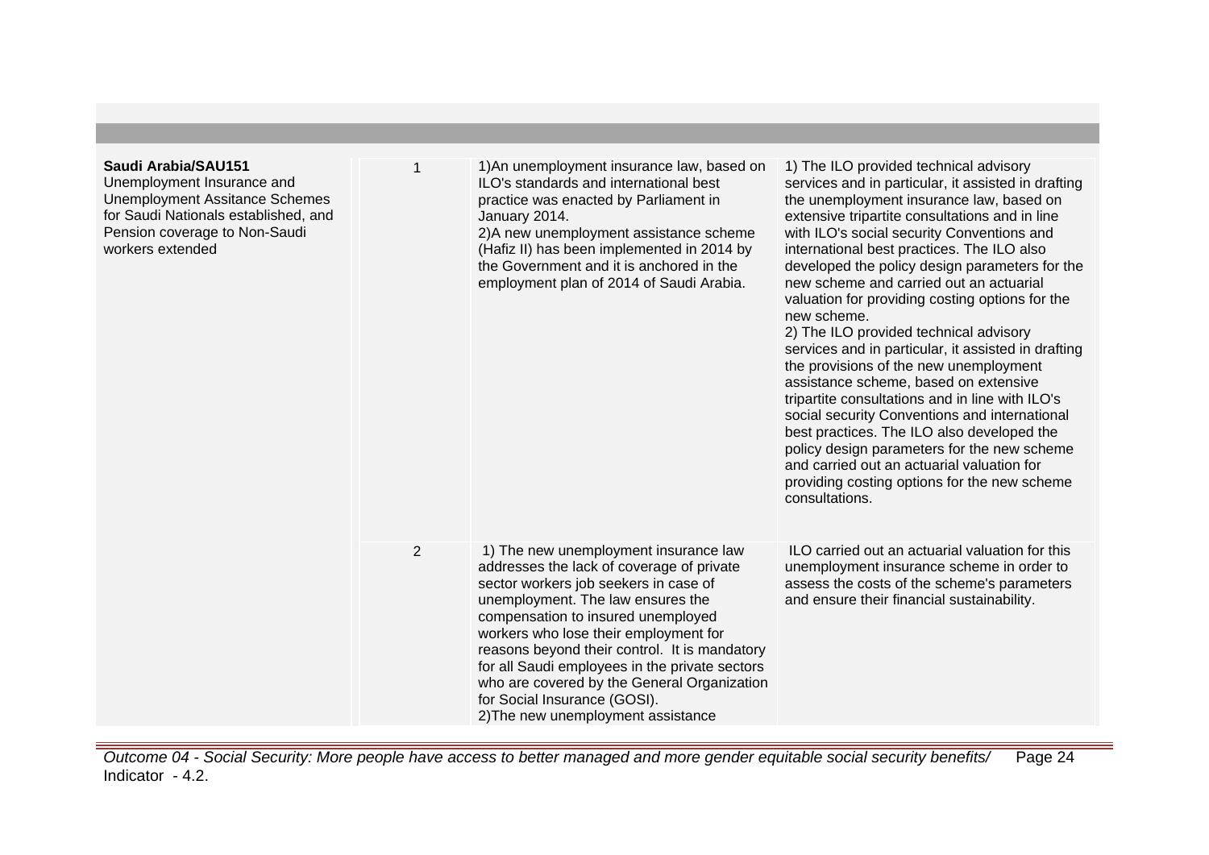| | | | |
|---|---|---|---|
| **Saudi Arabia/SAU151**<br>Unemployment Insurance and Unemployment Assitance Schemes for Saudi Nationals established, and Pension coverage to Non-Saudi workers extended | 1 | 1)An unemployment insurance law, based on ILO's standards and international best practice was enacted by Parliament in January 2014.<br>2)A new unemployment assistance scheme (Hafiz II) has been implemented in 2014 by the Government and it is anchored in the employment plan of 2014 of Saudi Arabia. | 1) The ILO provided technical advisory services and in particular, it assisted in drafting the unemployment insurance law, based on extensive tripartite consultations and in line with ILO's social security Conventions and international best practices. The ILO also developed the policy design parameters for the new scheme and carried out an actuarial valuation for providing costing options for the new scheme.<br>2) The ILO provided technical advisory services and in particular, it assisted in drafting the provisions of the new unemployment assistance scheme, based on extensive tripartite consultations and in line with ILO's social security Conventions and international best practices. The ILO also developed the policy design parameters for the new scheme and carried out an actuarial valuation for providing costing options for the new scheme consultations. |
| | 2 | 1) The new unemployment insurance law addresses the lack of coverage of private sector workers job seekers in case of unemployment. The law ensures the compensation to insured unemployed workers who lose their employment for reasons beyond their control. It is mandatory for all Saudi employees in the private sectors who are covered by the General Organization for Social Insurance (GOSI).<br>2)The new unemployment assistance | ILO carried out an actuarial valuation for this unemployment insurance scheme in order to assess the costs of the scheme's parameters and ensure their financial sustainability. |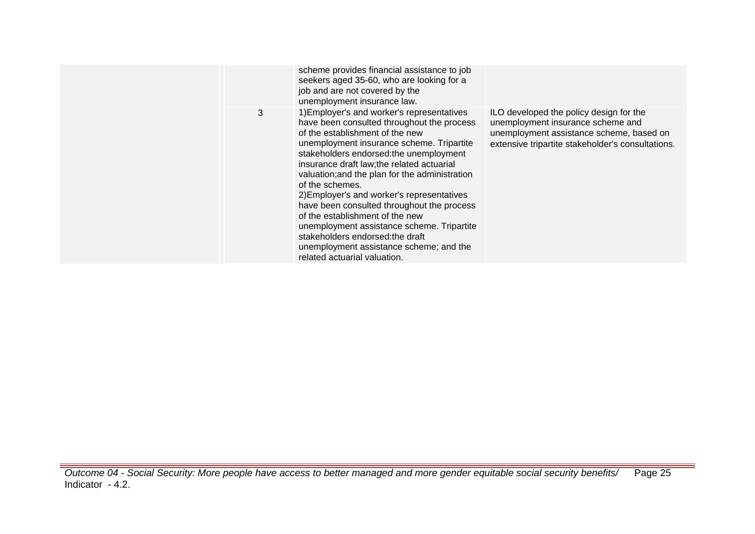| | | | |
|---|---|---|---|
| | | scheme provides financial assistance to job seekers aged 35-60, who are looking for a job and are not covered by the unemployment insurance law. | |
| | 3 | 1)Employer's and worker's representatives have been consulted throughout the process of the establishment of the new unemployment insurance scheme. Tripartite stakeholders endorsed:the unemployment insurance draft law;the related actuarial valuation;and the plan for the administration of the schemes.<br>2)Employer's and worker's representatives have been consulted throughout the process of the establishment of the new unemployment assistance scheme. Tripartite stakeholders endorsed:the draft unemployment assistance scheme; and the related actuarial valuation. | ILO developed the policy design for the unemployment insurance scheme and unemployment assistance scheme, based on extensive tripartite stakeholder's consultations. |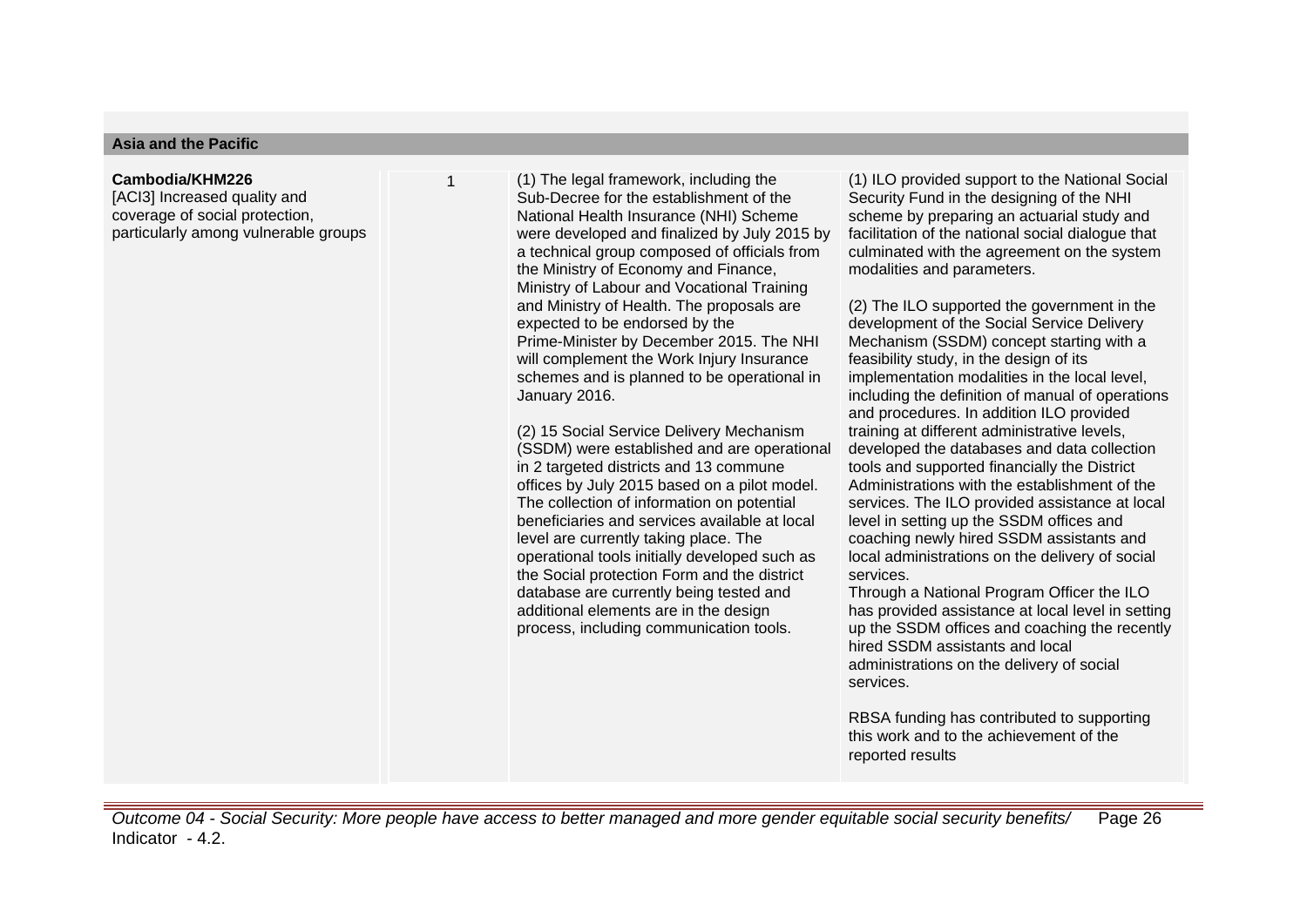**Asia and the Pacific**

| | | | |
|---|---|---|---|
| **Cambodia/KHM226**<br>[ACI3] Increased quality and coverage of social protection, particularly among vulnerable groups | 1 | (1) The legal framework, including the Sub-Decree for the establishment of the National Health Insurance (NHI) Scheme were developed and finalized by July 2015 by a technical group composed of officials from the Ministry of Economy and Finance, Ministry of Labour and Vocational Training and Ministry of Health. The proposals are expected to be endorsed by the Prime-Minister by December 2015. The NHI will complement the Work Injury Insurance schemes and is planned to be operational in January 2016.<br><br>(2) 15 Social Service Delivery Mechanism (SSDM) were established and are operational in 2 targeted districts and 13 commune offices by July 2015 based on a pilot model. The collection of information on potential beneficiaries and services available at local level are currently taking place. The operational tools initially developed such as the Social protection Form and the district database are currently being tested and additional elements are in the design process, including communication tools. | (1) ILO provided support to the National Social Security Fund in the designing of the NHI scheme by preparing an actuarial study and facilitation of the national social dialogue that culminated with the agreement on the system modalities and parameters.<br><br>(2) The ILO supported the government in the development of the Social Service Delivery Mechanism (SSDM) concept starting with a feasibility study, in the design of its implementation modalities in the local level, including the definition of manual of operations and procedures. In addition ILO provided training at different administrative levels, developed the databases and data collection tools and supported financially the District Administrations with the establishment of the services. The ILO provided assistance at local level in setting up the SSDM offices and coaching newly hired SSDM assistants and local administrations on the delivery of social services.<br>Through a National Program Officer the ILO has provided assistance at local level in setting up the SSDM offices and coaching the recently hired SSDM assistants and local administrations on the delivery of social services.<br><br>RBSA funding has contributed to supporting this work and to the achievement of the reported results |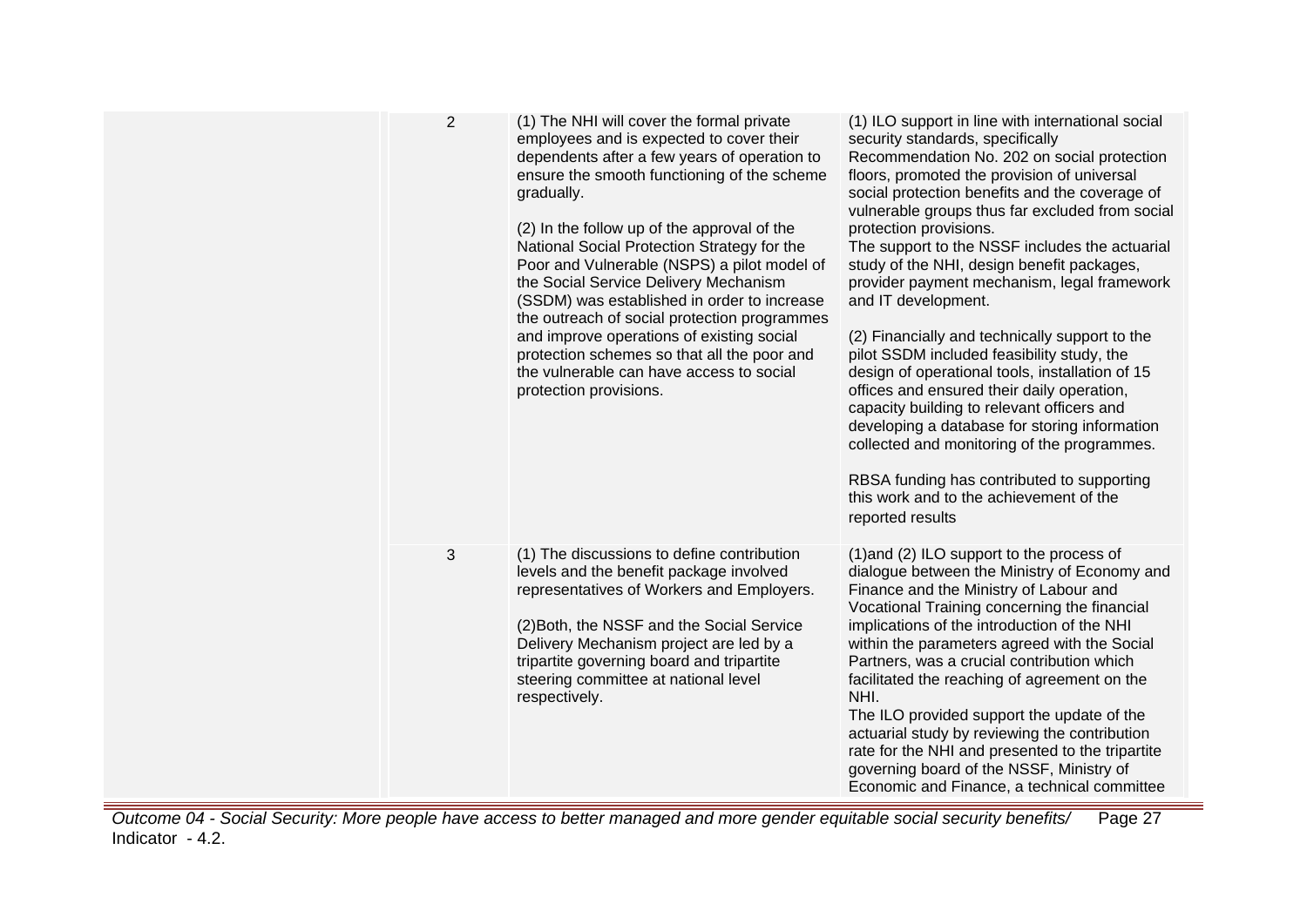| | | | |
|---|---|---|---|
| | 2 | (1) The NHI will cover the formal private employees and is expected to cover their dependents after a few years of operation to ensure the smooth functioning of the scheme gradually.<br><br>(2) In the follow up of the approval of the National Social Protection Strategy for the Poor and Vulnerable (NSPS) a pilot model of the Social Service Delivery Mechanism (SSDM) was established in order to increase the outreach of social protection programmes and improve operations of existing social protection schemes so that all the poor and the vulnerable can have access to social protection provisions. | (1) ILO support in line with international social security standards, specifically Recommendation No. 202 on social protection floors, promoted the provision of universal social protection benefits and the coverage of vulnerable groups thus far excluded from social protection provisions.<br>The support to the NSSF includes the actuarial study of the NHI, design benefit packages, provider payment mechanism, legal framework and IT development.<br><br>(2) Financially and technically support to the pilot SSDM included feasibility study, the design of operational tools, installation of 15 offices and ensured their daily operation, capacity building to relevant officers and developing a database for storing information collected and monitoring of the programmes.<br><br>RBSA funding has contributed to supporting this work and to the achievement of the reported results |
| | 3 | (1) The discussions to define contribution levels and the benefit package involved representatives of Workers and Employers.<br><br>(2)Both, the NSSF and the Social Service Delivery Mechanism project are led by a tripartite governing board and tripartite steering committee at national level respectively. | (1)and (2) ILO support to the process of dialogue between the Ministry of Economy and Finance and the Ministry of Labour and Vocational Training concerning the financial implications of the introduction of the NHI within the parameters agreed with the Social Partners, was a crucial contribution which facilitated the reaching of agreement on the NHI.<br>The ILO provided support the update of the actuarial study by reviewing the contribution rate for the NHI and presented to the tripartite governing board of the NSSF, Ministry of Economic and Finance, a technical committee |

*Outcome 04 - Social Security: More people have access to better managed and more gender equitable social security benefits/ Indicator - 4.2.*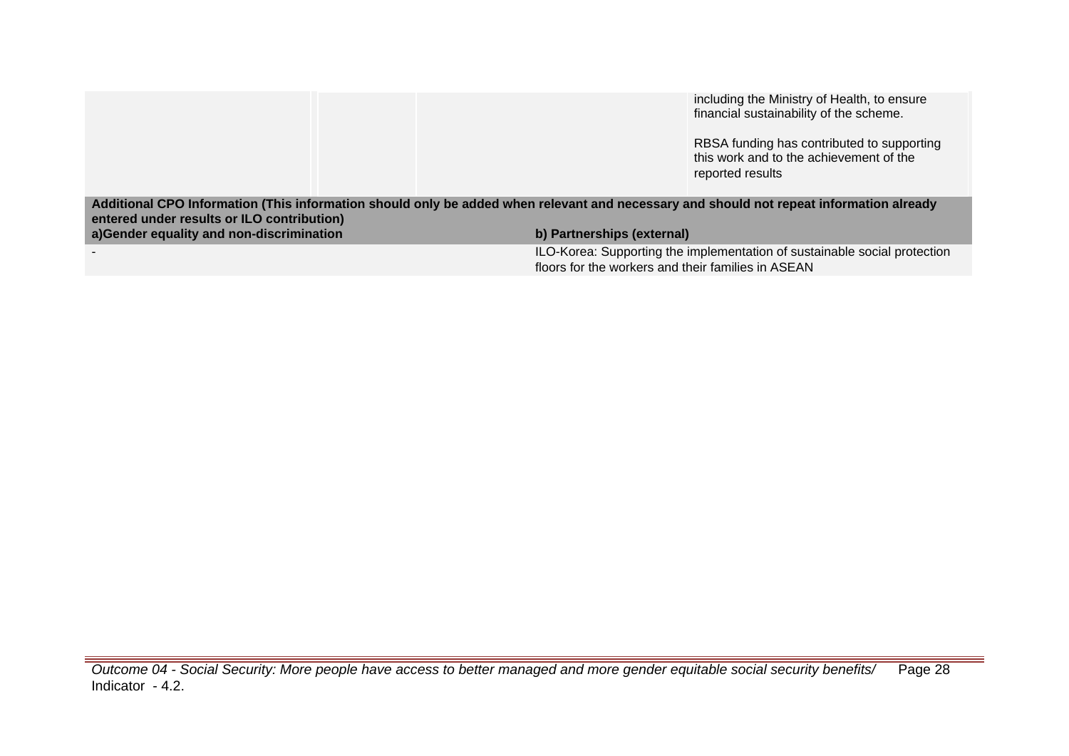| | | | |
|---|---|---|---|
| | | | including the Ministry of Health, to ensure financial sustainability of the scheme.<br><br>RBSA funding has contributed to supporting this work and to the achievement of the reported results |

| Additional CPO Information (This information should only be added when relevant and necessary and should not repeat information already entered under results or ILO contribution) | |
|---|---|
| **a)Gender equality and non-discrimination** | **b) Partnerships (external)** |
| - | ILO-Korea: Supporting the implementation of sustainable social protection floors for the workers and their families in ASEAN |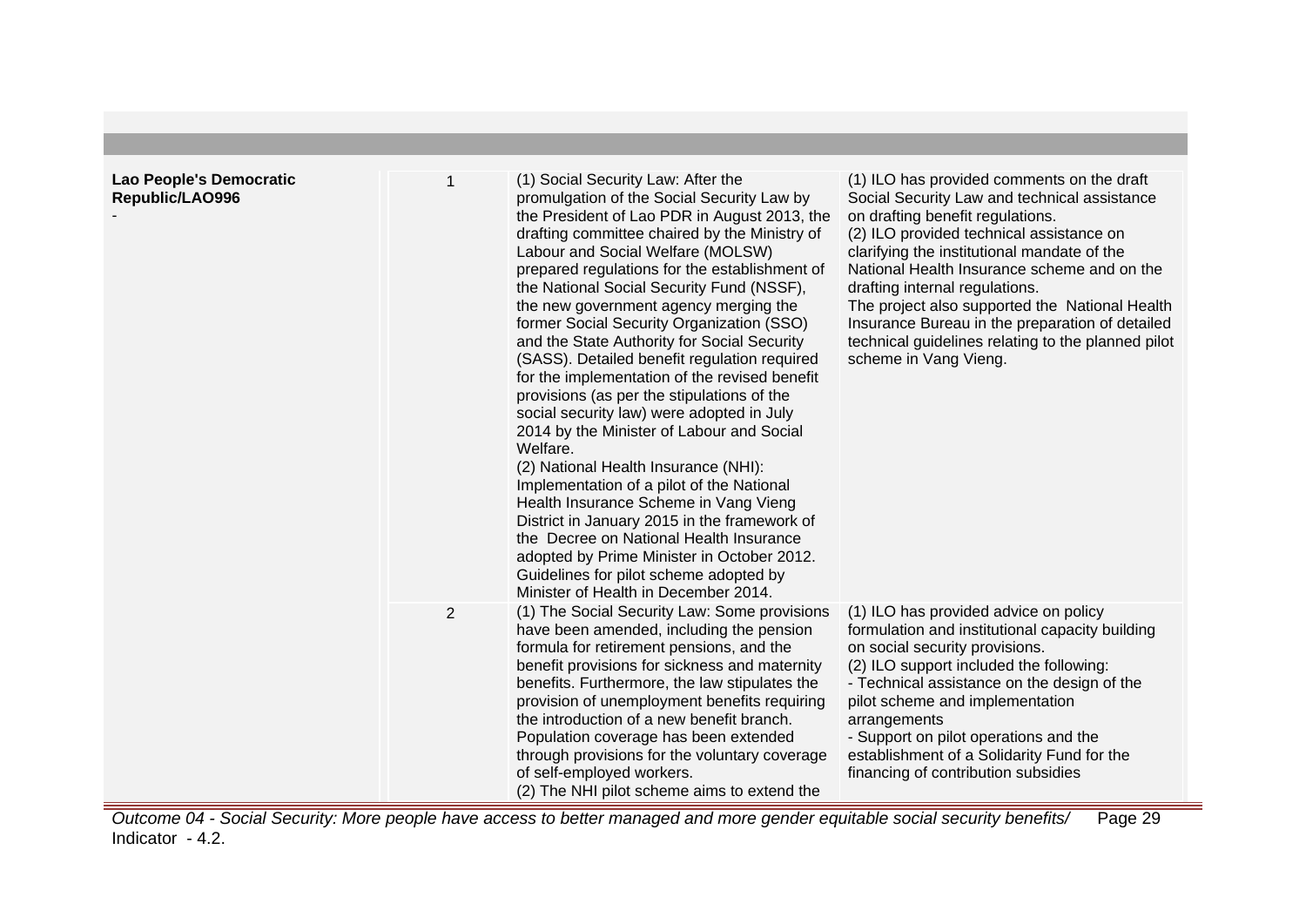| | | | |
|---|---|---|---|
| **Lao People's Democratic Republic/LAO996**<br>- | 1 | (1) Social Security Law: After the promulgation of the Social Security Law by the President of Lao PDR in August 2013, the drafting committee chaired by the Ministry of Labour and Social Welfare (MOLSW) prepared regulations for the establishment of the National Social Security Fund (NSSF), the new government agency merging the former Social Security Organization (SSO) and the State Authority for Social Security (SASS). Detailed benefit regulation required for the implementation of the revised benefit provisions (as per the stipulations of the social security law) were adopted in July 2014 by the Minister of Labour and Social Welfare.<br>(2) National Health Insurance (NHI): Implementation of a pilot of the National Health Insurance Scheme in Vang Vieng District in January 2015 in the framework of the Decree on National Health Insurance adopted by Prime Minister in October 2012. Guidelines for pilot scheme adopted by Minister of Health in December 2014. | (1) ILO has provided comments on the draft Social Security Law and technical assistance on drafting benefit regulations.<br>(2) ILO provided technical assistance on clarifying the institutional mandate of the National Health Insurance scheme and on the drafting internal regulations.<br>The project also supported the National Health Insurance Bureau in the preparation of detailed technical guidelines relating to the planned pilot scheme in Vang Vieng. |
| | 2 | (1) The Social Security Law: Some provisions have been amended, including the pension formula for retirement pensions, and the benefit provisions for sickness and maternity benefits. Furthermore, the law stipulates the provision of unemployment benefits requiring the introduction of a new benefit branch. Population coverage has been extended through provisions for the voluntary coverage of self-employed workers.<br>(2) The NHI pilot scheme aims to extend the | (1) ILO has provided advice on policy formulation and institutional capacity building on social security provisions.<br>(2) ILO support included the following:<br>- Technical assistance on the design of the pilot scheme and implementation arrangements<br>- Support on pilot operations and the establishment of a Solidarity Fund for the financing of contribution subsidies |

*Outcome 04 - Social Security: More people have access to better managed and more gender equitable social security benefits/ Indicator - 4.2.*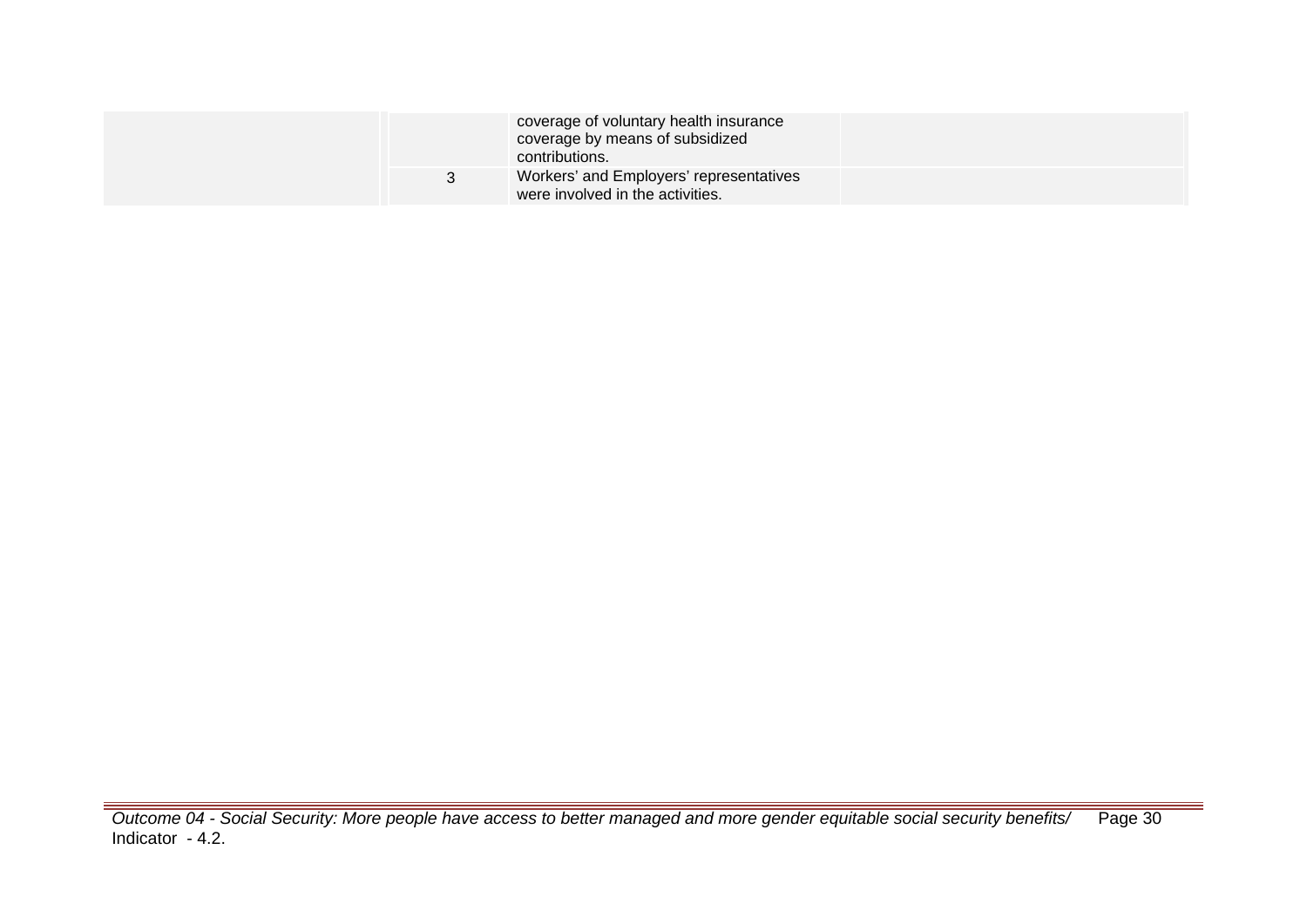| | | | | |
|---|---|---|---|---|
| | | | coverage of voluntary health insurance coverage by means of subsidized contributions. | |
| | | 3 | Workers' and Employers' representatives were involved in the activities. | |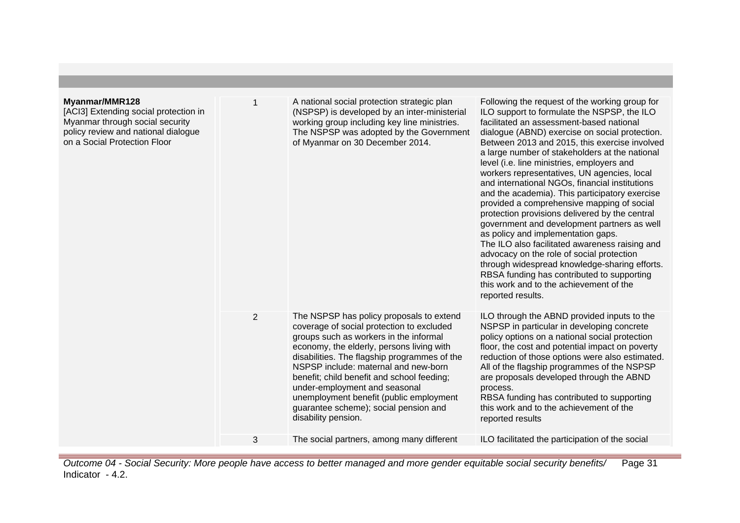| | | | |
|---|---|---|---|
| **Myanmar/MMR128**<br>[ACI3] Extending social protection in Myanmar through social security policy review and national dialogue on a Social Protection Floor | 1 | A national social protection strategic plan (NSPSP) is developed by an inter-ministerial working group including key line ministries. The NSPSP was adopted by the Government of Myanmar on 30 December 2014. | Following the request of the working group for ILO support to formulate the NSPSP, the ILO facilitated an assessment-based national dialogue (ABND) exercise on social protection. Between 2013 and 2015, this exercise involved a large number of stakeholders at the national level (i.e. line ministries, employers and workers representatives, UN agencies, local and international NGOs, financial institutions and the academia). This participatory exercise provided a comprehensive mapping of social protection provisions delivered by the central government and development partners as well as policy and implementation gaps.<br>The ILO also facilitated awareness raising and advocacy on the role of social protection through widespread knowledge-sharing efforts. RBSA funding has contributed to supporting this work and to the achievement of the reported results. |
| | 2 | The NSPSP has policy proposals to extend coverage of social protection to excluded groups such as workers in the informal economy, the elderly, persons living with disabilities. The flagship programmes of the NSPSP include: maternal and new-born benefit; child benefit and school feeding; under-employment and seasonal unemployment benefit (public employment guarantee scheme); social pension and disability pension. | ILO through the ABND provided inputs to the NSPSP in particular in developing concrete policy options on a national social protection floor, the cost and potential impact on poverty reduction of those options were also estimated. All of the flagship programmes of the NSPSP are proposals developed through the ABND process.<br>RBSA funding has contributed to supporting this work and to the achievement of the reported results |
| | 3 | The social partners, among many different | ILO facilitated the participation of the social |

*Outcome 04 - Social Security: More people have access to better managed and more gender equitable social security benefits/ Indicator - 4.2.*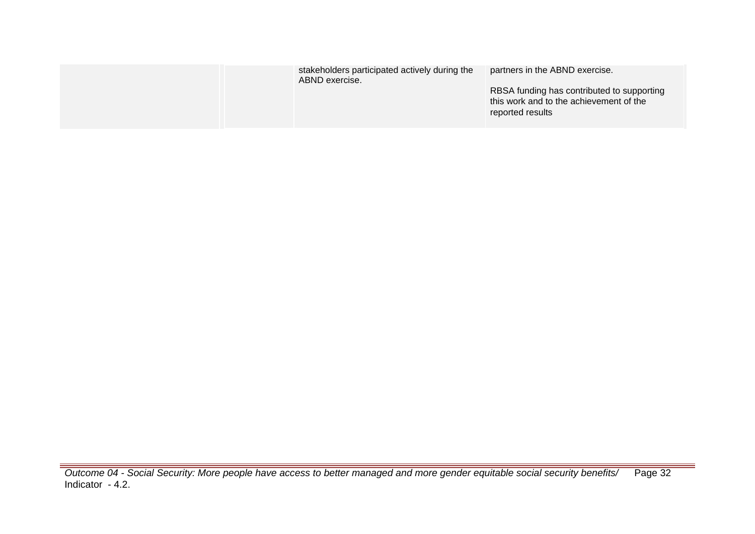| | | | |
|---|---|---|---|
| | | stakeholders participated actively during the ABND exercise. | partners in the ABND exercise.<br><br>RBSA funding has contributed to supporting this work and to the achievement of the reported results |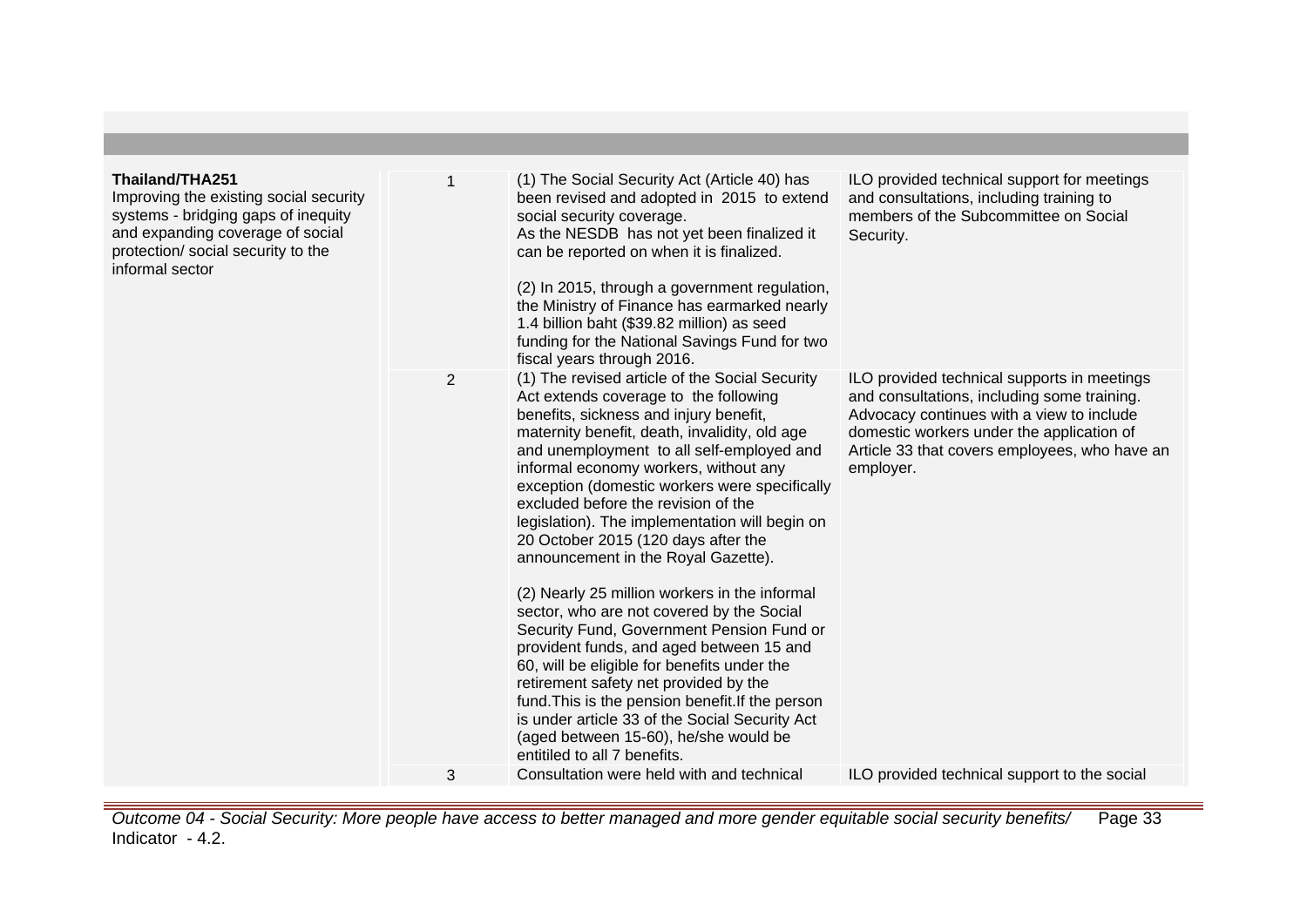| | | | |
|---|---|---|---|
| **Thailand/THA251**<br>Improving the existing social security systems - bridging gaps of inequity and expanding coverage of social protection/ social security to the informal sector | 1 | (1) The Social Security Act (Article 40) has been revised and adopted in 2015 to extend social security coverage.<br>As the NESDB has not yet been finalized it can be reported on when it is finalized.<br><br>(2) In 2015, through a government regulation, the Ministry of Finance has earmarked nearly 1.4 billion baht ($39.82 million) as seed funding for the National Savings Fund for two fiscal years through 2016. | ILO provided technical support for meetings and consultations, including training to members of the Subcommittee on Social Security. |
| | 2 | (1) The revised article of the Social Security Act extends coverage to the following benefits, sickness and injury benefit, maternity benefit, death, invalidity, old age and unemployment to all self-employed and informal economy workers, without any exception (domestic workers were specifically excluded before the revision of the legislation). The implementation will begin on 20 October 2015 (120 days after the announcement in the Royal Gazette).<br><br>(2) Nearly 25 million workers in the informal sector, who are not covered by the Social Security Fund, Government Pension Fund or provident funds, and aged between 15 and 60, will be eligible for benefits under the retirement safety net provided by the fund.This is the pension benefit.If the person is under article 33 of the Social Security Act (aged between 15-60), he/she would be entitiled to all 7 benefits. | ILO provided technical supports in meetings and consultations, including some training. Advocacy continues with a view to include domestic workers under the application of Article 33 that covers employees, who have an employer. |
| | 3 | Consultation were held with and technical | ILO provided technical support to the social |

*Outcome 04 - Social Security: More people have access to better managed and more gender equitable social security benefits/ Indicator - 4.2.*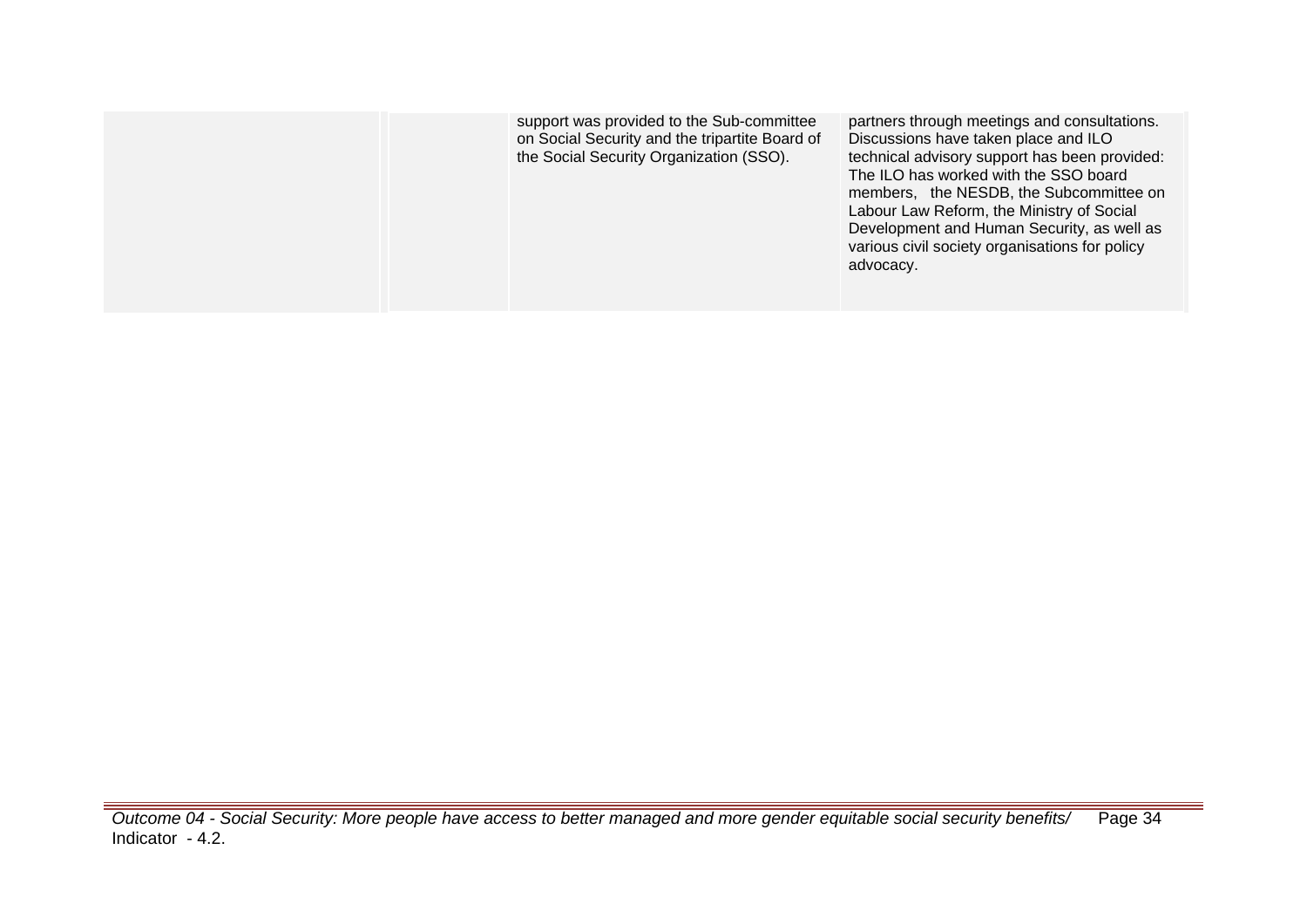| | | | |
|---|---|---|---|
| | | support was provided to the Sub-committee on Social Security and the tripartite Board of the Social Security Organization (SSO). | partners through meetings and consultations. Discussions have taken place and ILO technical advisory support has been provided: The ILO has worked with the SSO board members, the NESDB, the Subcommittee on Labour Law Reform, the Ministry of Social Development and Human Security, as well as various civil society organisations for policy advocacy. |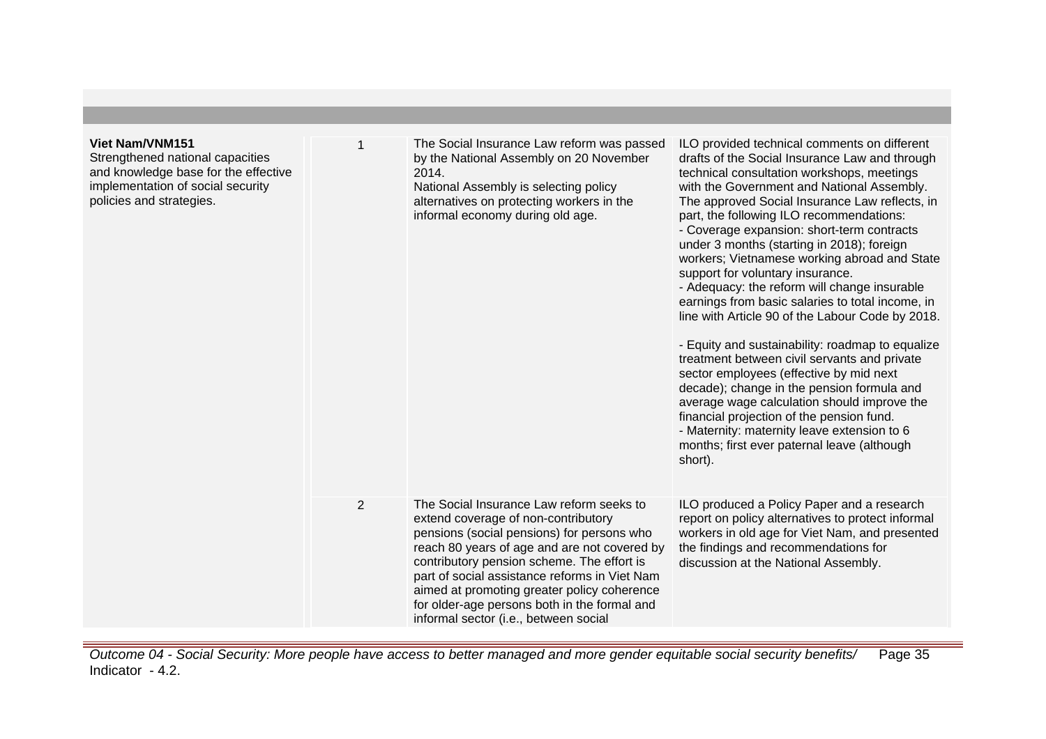| | | | |
|---|---|---|---|
| **Viet Nam/VNM151**<br>Strengthened national capacities and knowledge base for the effective implementation of social security policies and strategies. | 1 | The Social Insurance Law reform was passed by the National Assembly on 20 November 2014.<br>National Assembly is selecting policy alternatives on protecting workers in the informal economy during old age. | ILO provided technical comments on different drafts of the Social Insurance Law and through technical consultation workshops, meetings with the Government and National Assembly. The approved Social Insurance Law reflects, in part, the following ILO recommendations:<br>- Coverage expansion: short-term contracts under 3 months (starting in 2018); foreign workers; Vietnamese working abroad and State support for voluntary insurance.<br>- Adequacy: the reform will change insurable earnings from basic salaries to total income, in line with Article 90 of the Labour Code by 2018.<br><br>- Equity and sustainability: roadmap to equalize treatment between civil servants and private sector employees (effective by mid next decade); change in the pension formula and average wage calculation should improve the financial projection of the pension fund.<br>- Maternity: maternity leave extension to 6 months; first ever paternal leave (although short). |
| | 2 | The Social Insurance Law reform seeks to extend coverage of non-contributory pensions (social pensions) for persons who reach 80 years of age and are not covered by contributory pension scheme. The effort is part of social assistance reforms in Viet Nam aimed at promoting greater policy coherence for older-age persons both in the formal and informal sector (i.e., between social | ILO produced a Policy Paper and a research report on policy alternatives to protect informal workers in old age for Viet Nam, and presented the findings and recommendations for discussion at the National Assembly. |

*Outcome 04 - Social Security: More people have access to better managed and more gender equitable social security benefits/ Indicator - 4.2.*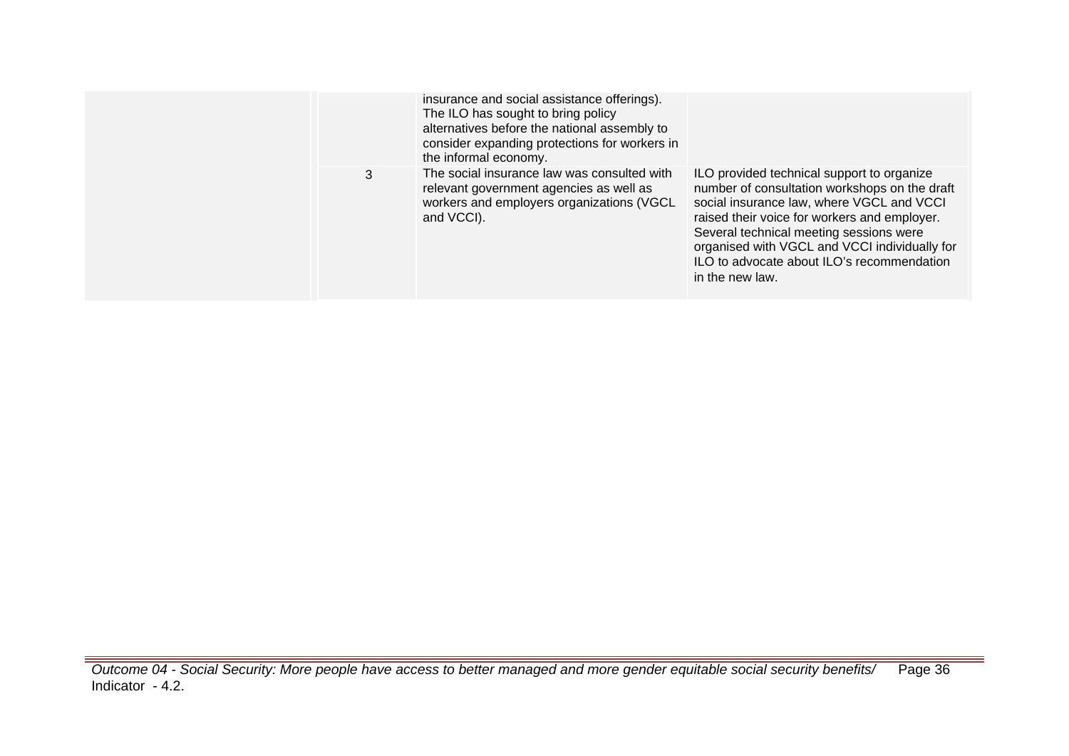| | | | |
|---|---|---|---|
| | | insurance and social assistance offerings). The ILO has sought to bring policy alternatives before the national assembly to consider expanding protections for workers in the informal economy. | |
| | 3 | The social insurance law was consulted with relevant government agencies as well as workers and employers organizations (VGCL and VCCI). | ILO provided technical support to organize number of consultation workshops on the draft social insurance law, where VGCL and VCCI raised their voice for workers and employer. Several technical meeting sessions were organised with VGCL and VCCI individually for ILO to advocate about ILO's recommendation in the new law. |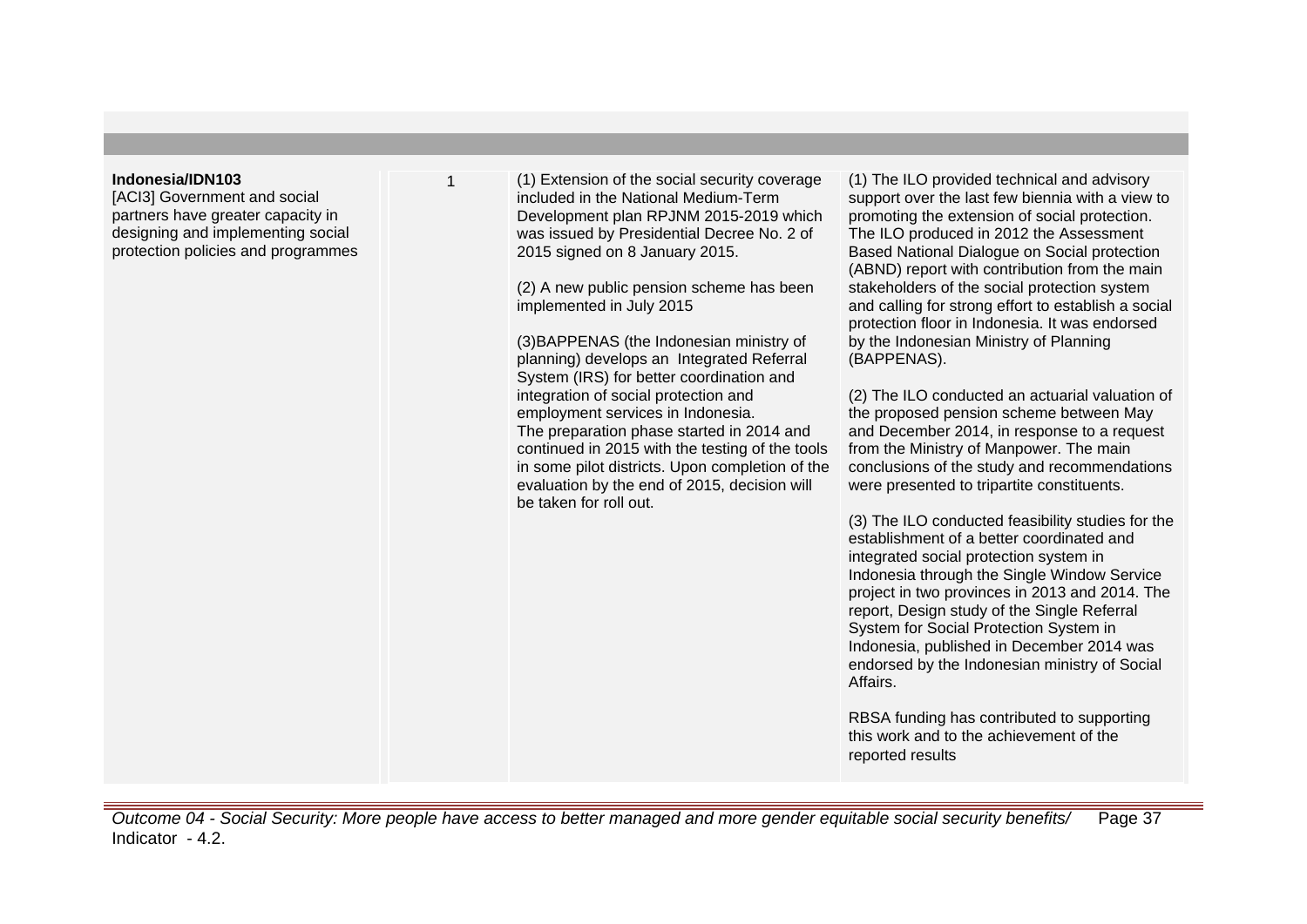| | | | |
|---|---|---|---|
| **Indonesia/IDN103**<br>[ACI3] Government and social partners have greater capacity in designing and implementing social protection policies and programmes | 1 | (1) Extension of the social security coverage included in the National Medium-Term Development plan RPJNM 2015-2019 which was issued by Presidential Decree No. 2 of 2015 signed on 8 January 2015.<br><br>(2) A new public pension scheme has been implemented in July 2015<br><br>(3)BAPPENAS (the Indonesian ministry of planning) develops an Integrated Referral System (IRS) for better coordination and integration of social protection and employment services in Indonesia.<br>The preparation phase started in 2014 and continued in 2015 with the testing of the tools in some pilot districts. Upon completion of the evaluation by the end of 2015, decision will be taken for roll out. | (1) The ILO provided technical and advisory support over the last few biennia with a view to promoting the extension of social protection. The ILO produced in 2012 the Assessment Based National Dialogue on Social protection (ABND) report with contribution from the main stakeholders of the social protection system and calling for strong effort to establish a social protection floor in Indonesia. It was endorsed by the Indonesian Ministry of Planning (BAPPENAS).<br><br>(2) The ILO conducted an actuarial valuation of the proposed pension scheme between May and December 2014, in response to a request from the Ministry of Manpower. The main conclusions of the study and recommendations were presented to tripartite constituents.<br><br>(3) The ILO conducted feasibility studies for the establishment of a better coordinated and integrated social protection system in Indonesia through the Single Window Service project in two provinces in 2013 and 2014. The report, Design study of the Single Referral System for Social Protection System in Indonesia, published in December 2014 was endorsed by the Indonesian ministry of Social Affairs.<br><br>RBSA funding has contributed to supporting this work and to the achievement of the reported results |

*Outcome 04 - Social Security: More people have access to better managed and more gender equitable social security benefits/ Indicator - 4.2.*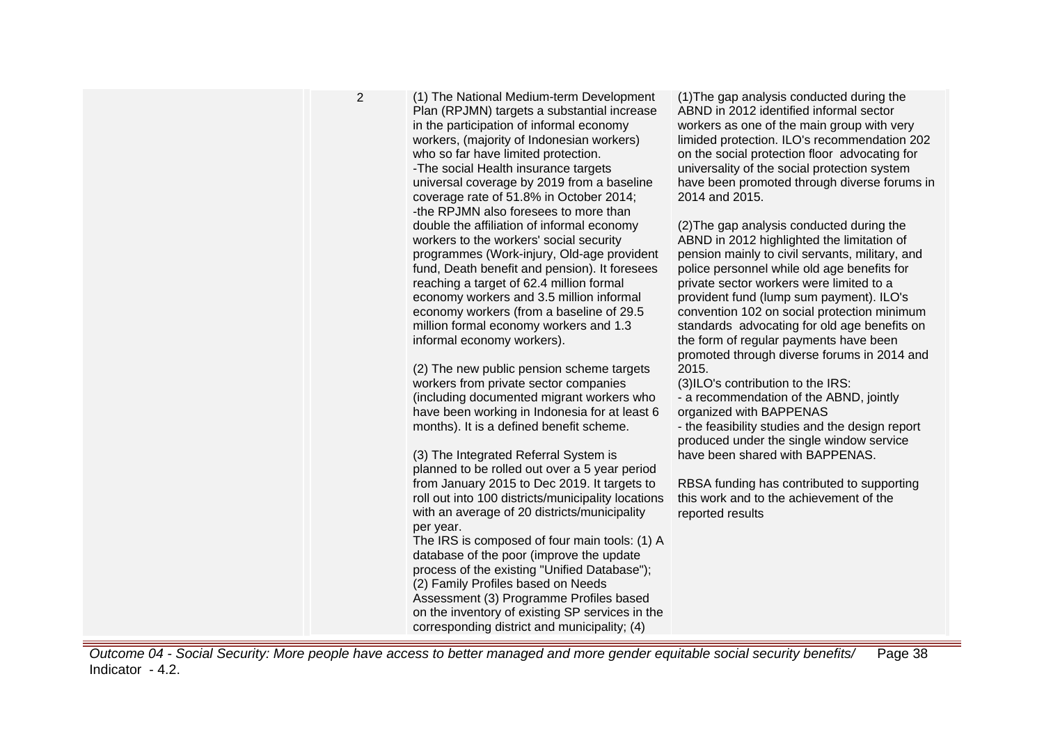| | | | |
|---|---|---|---|
| | 2 | (1) The National Medium-term Development Plan (RPJMN) targets a substantial increase in the participation of informal economy workers, (majority of Indonesian workers) who so far have limited protection.<br>-The social Health insurance targets universal coverage by 2019 from a baseline coverage rate of 51.8% in October 2014;<br>-the RPJMN also foresees to more than double the affiliation of informal economy workers to the workers' social security programmes (Work-injury, Old-age provident fund, Death benefit and pension). It foresees reaching a target of 62.4 million formal economy workers and 3.5 million informal economy workers (from a baseline of 29.5 million formal economy workers and 1.3 informal economy workers).<br><br>(2) The new public pension scheme targets workers from private sector companies (including documented migrant workers who have been working in Indonesia for at least 6 months). It is a defined benefit scheme.<br><br>(3) The Integrated Referral System is planned to be rolled out over a 5 year period from January 2015 to Dec 2019. It targets to roll out into 100 districts/municipality locations with an average of 20 districts/municipality per year.<br>The IRS is composed of four main tools: (1) A database of the poor (improve the update process of the existing "Unified Database"); (2) Family Profiles based on Needs Assessment (3) Programme Profiles based on the inventory of existing SP services in the corresponding district and municipality; (4) | (1)The gap analysis conducted during the ABND in 2012 identified informal sector workers as one of the main group with very limited protection. ILO's recommendation 202 on the social protection floor advocating for universality of the social protection system have been promoted through diverse forums in 2014 and 2015.<br><br>(2)The gap analysis conducted during the ABND in 2012 highlighted the limitation of pension mainly to civil servants, military, and police personnel while old age benefits for private sector workers were limited to a provident fund (lump sum payment). ILO's convention 102 on social protection minimum standards advocating for old age benefits on the form of regular payments have been promoted through diverse forums in 2014 and 2015.<br>(3)ILO's contribution to the IRS:<br>- a recommendation of the ABND, jointly organized with BAPPENAS<br>- the feasibility studies and the design report produced under the single window service have been shared with BAPPENAS.<br><br>RBSA funding has contributed to supporting this work and to the achievement of the reported results |

*Outcome 04 - Social Security: More people have access to better managed and more gender equitable social security benefits/ Indicator - 4.2.*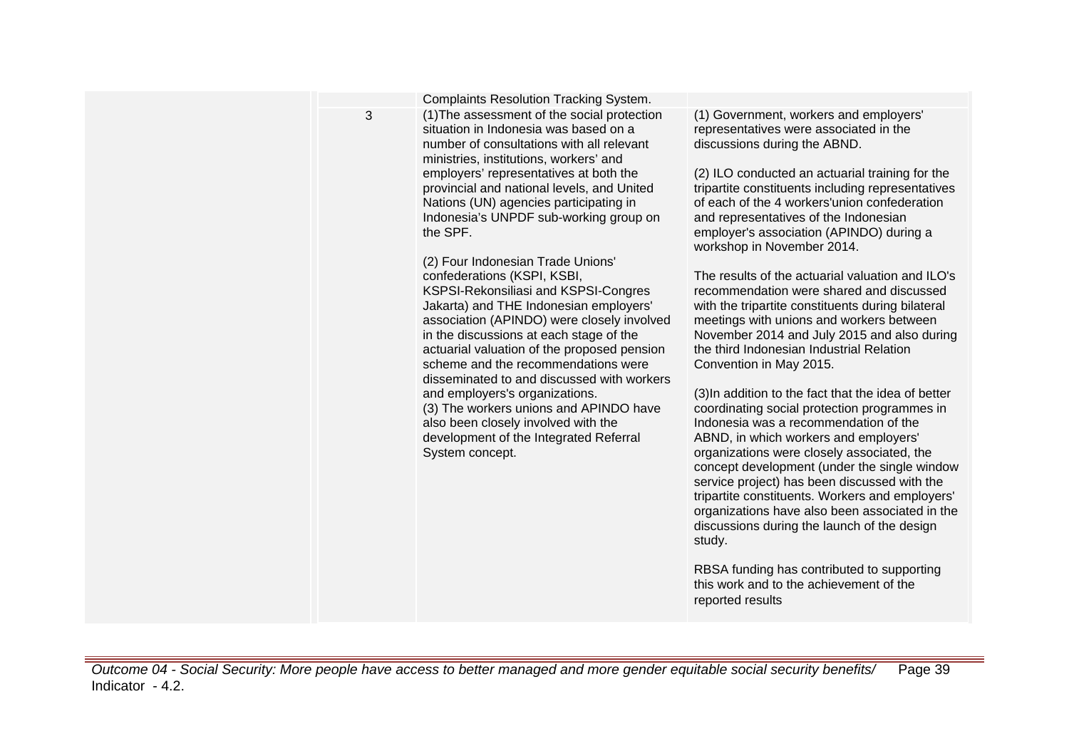| | | | |
|---|---|---|---|
| | | Complaints Resolution Tracking System. | |
| | 3 | (1)The assessment of the social protection situation in Indonesia was based on a number of consultations with all relevant ministries, institutions, workers' and employers' representatives at both the provincial and national levels, and United Nations (UN) agencies participating in Indonesia's UNPDF sub-working group on the SPF.<br><br>(2) Four Indonesian Trade Unions' confederations (KSPI, KSBI, KSPSI-Rekonsiliasi and KSPSI-Congres Jakarta) and THE Indonesian employers' association (APINDO) were closely involved in the discussions at each stage of the actuarial valuation of the proposed pension scheme and the recommendations were disseminated to and discussed with workers and employers's organizations.<br>(3) The workers unions and APINDO have also been closely involved with the development of the Integrated Referral System concept. | (1) Government, workers and employers' representatives were associated in the discussions during the ABND.<br><br>(2) ILO conducted an actuarial training for the tripartite constituents including representatives of each of the 4 workers'union confederation and representatives of the Indonesian employer's association (APINDO) during a workshop in November 2014.<br><br>The results of the actuarial valuation and ILO's recommendation were shared and discussed with the tripartite constituents during bilateral meetings with unions and workers between November 2014 and July 2015 and also during the third Indonesian Industrial Relation Convention in May 2015.<br><br>(3)In addition to the fact that the idea of better coordinating social protection programmes in Indonesia was a recommendation of the ABND, in which workers and employers' organizations were closely associated, the concept development (under the single window service project) has been discussed with the tripartite constituents. Workers and employers' organizations have also been associated in the discussions during the launch of the design study.<br><br>RBSA funding has contributed to supporting this work and to the achievement of the reported results |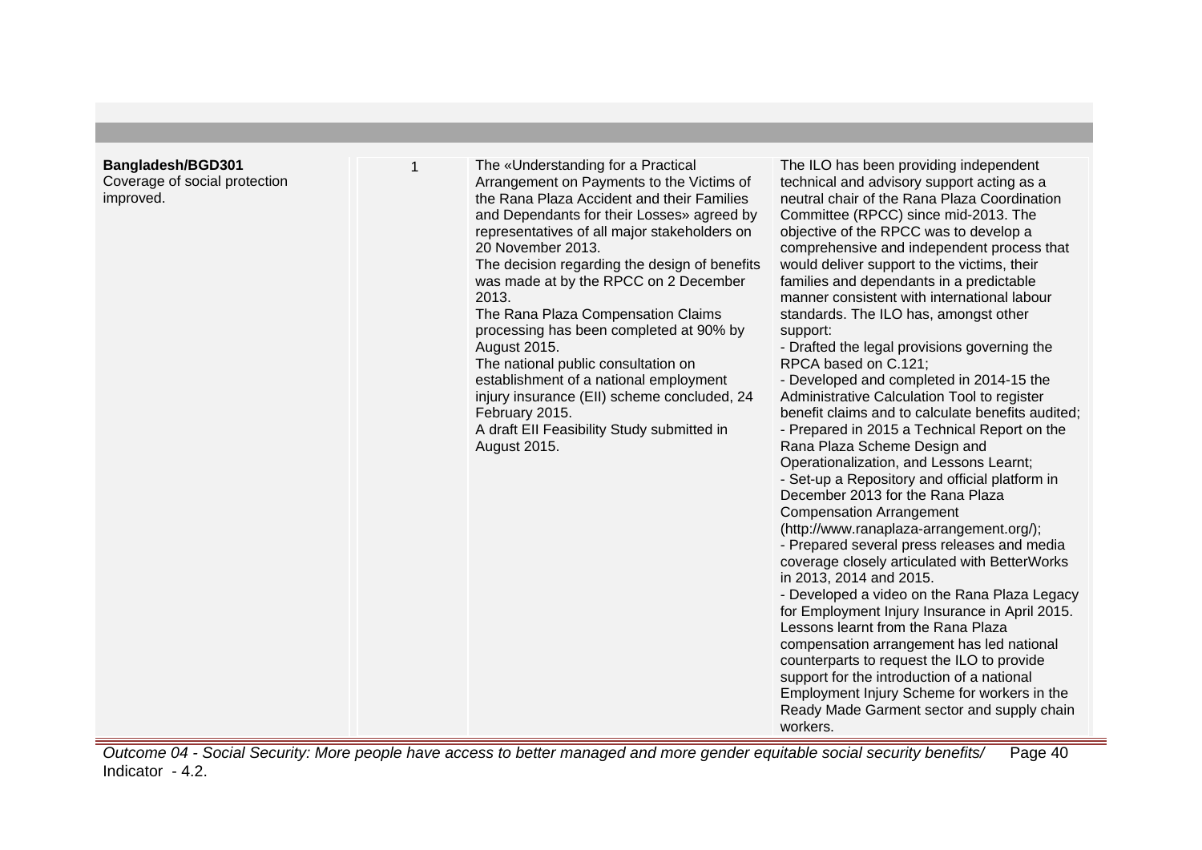| | | | |
|---|---|---|---|
| **Bangladesh/BGD301**<br>Coverage of social protection improved. | 1 | The «Understanding for a Practical Arrangement on Payments to the Victims of the Rana Plaza Accident and their Families and Dependants for their Losses» agreed by representatives of all major stakeholders on 20 November 2013.<br>The decision regarding the design of benefits was made at by the RPCC on 2 December 2013.<br>The Rana Plaza Compensation Claims processing has been completed at 90% by August 2015.<br>The national public consultation on establishment of a national employment injury insurance (EII) scheme concluded, 24 February 2015.<br>A draft EII Feasibility Study submitted in August 2015. | The ILO has been providing independent technical and advisory support acting as a neutral chair of the Rana Plaza Coordination Committee (RPCC) since mid-2013. The objective of the RPCC was to develop a comprehensive and independent process that would deliver support to the victims, their families and dependants in a predictable manner consistent with international labour standards. The ILO has, amongst other support:<br>- Drafted the legal provisions governing the RPCA based on C.121;<br>- Developed and completed in 2014-15 the Administrative Calculation Tool to register benefit claims and to calculate benefits audited;<br>- Prepared in 2015 a Technical Report on the Rana Plaza Scheme Design and Operationalization, and Lessons Learnt;<br>- Set-up a Repository and official platform in December 2013 for the Rana Plaza Compensation Arrangement (http://www.ranaplaza-arrangement.org/);<br>- Prepared several press releases and media coverage closely articulated with BetterWorks in 2013, 2014 and 2015.<br>- Developed a video on the Rana Plaza Legacy for Employment Injury Insurance in April 2015. Lessons learnt from the Rana Plaza compensation arrangement has led national counterparts to request the ILO to provide support for the introduction of a national Employment Injury Scheme for workers in the Ready Made Garment sector and supply chain workers. |

*Outcome 04 - Social Security: More people have access to better managed and more gender equitable social security benefits/ Indicator - 4.2.*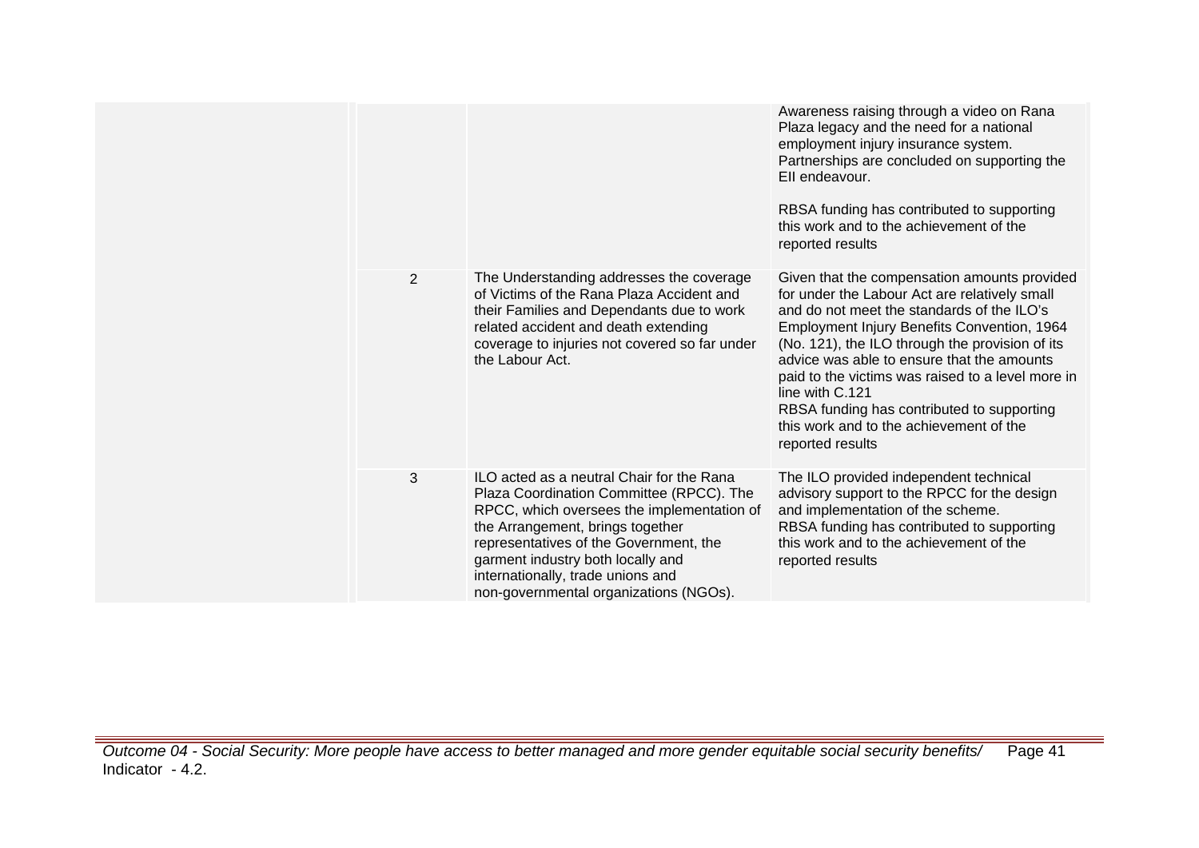| | | | |
|---|---|---|---|
| | | | Awareness raising through a video on Rana Plaza legacy and the need for a national employment injury insurance system. Partnerships are concluded on supporting the EII endeavour.<br><br>RBSA funding has contributed to supporting this work and to the achievement of the reported results |
| | 2 | The Understanding addresses the coverage of Victims of the Rana Plaza Accident and their Families and Dependants due to work related accident and death extending coverage to injuries not covered so far under the Labour Act. | Given that the compensation amounts provided for under the Labour Act are relatively small and do not meet the standards of the ILO's Employment Injury Benefits Convention, 1964 (No. 121), the ILO through the provision of its advice was able to ensure that the amounts paid to the victims was raised to a level more in line with C.121<br>RBSA funding has contributed to supporting this work and to the achievement of the reported results |
| | 3 | ILO acted as a neutral Chair for the Rana Plaza Coordination Committee (RPCC). The RPCC, which oversees the implementation of the Arrangement, brings together representatives of the Government, the garment industry both locally and internationally, trade unions and non-governmental organizations (NGOs). | The ILO provided independent technical advisory support to the RPCC for the design and implementation of the scheme.<br>RBSA funding has contributed to supporting this work and to the achievement of the reported results |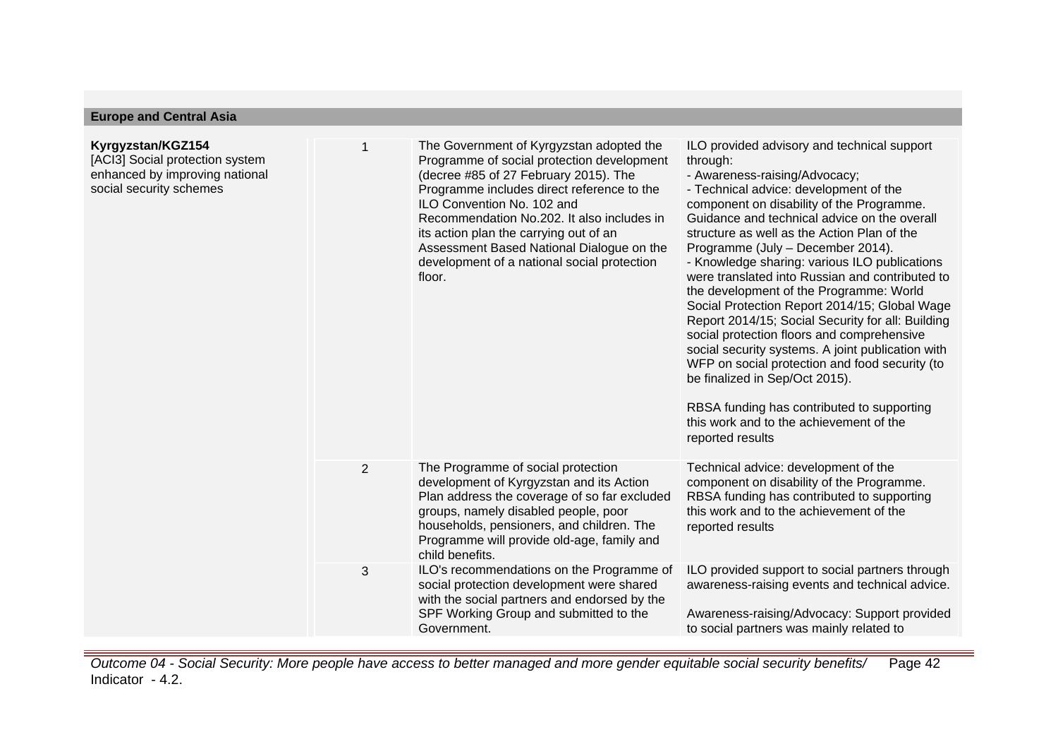## Europe and Central Asia

| Country/Outcome | # | Result | ILO support |
|---|---|---|---|
| **Kyrgyzstan/KGZ154**<br>[ACI3] Social protection system enhanced by improving national social security schemes | 1 | The Government of Kyrgyzstan adopted the Programme of social protection development (decree #85 of 27 February 2015). The Programme includes direct reference to the ILO Convention No. 102 and Recommendation No.202. It also includes in its action plan the carrying out of an Assessment Based National Dialogue on the development of a national social protection floor. | ILO provided advisory and technical support through:<br>- Awareness-raising/Advocacy;<br>- Technical advice: development of the component on disability of the Programme. Guidance and technical advice on the overall structure as well as the Action Plan of the Programme (July – December 2014).<br>- Knowledge sharing: various ILO publications were translated into Russian and contributed to the development of the Programme: World Social Protection Report 2014/15; Global Wage Report 2014/15; Social Security for all: Building social protection floors and comprehensive social security systems. A joint publication with WFP on social protection and food security (to be finalized in Sep/Oct 2015).<br><br>RBSA funding has contributed to supporting this work and to the achievement of the reported results |
| | 2 | The Programme of social protection development of Kyrgyzstan and its Action Plan address the coverage of so far excluded groups, namely disabled people, poor households, pensioners, and children. The Programme will provide old-age, family and child benefits. | Technical advice: development of the component on disability of the Programme. RBSA funding has contributed to supporting this work and to the achievement of the reported results |
| | 3 | ILO's recommendations on the Programme of social protection development were shared with the social partners and endorsed by the SPF Working Group and submitted to the Government. | ILO provided support to social partners through awareness-raising events and technical advice.<br><br>Awareness-raising/Advocacy: Support provided to social partners was mainly related to |

*Outcome 04 - Social Security: More people have access to better managed and more gender equitable social security benefits/ Indicator - 4.2.*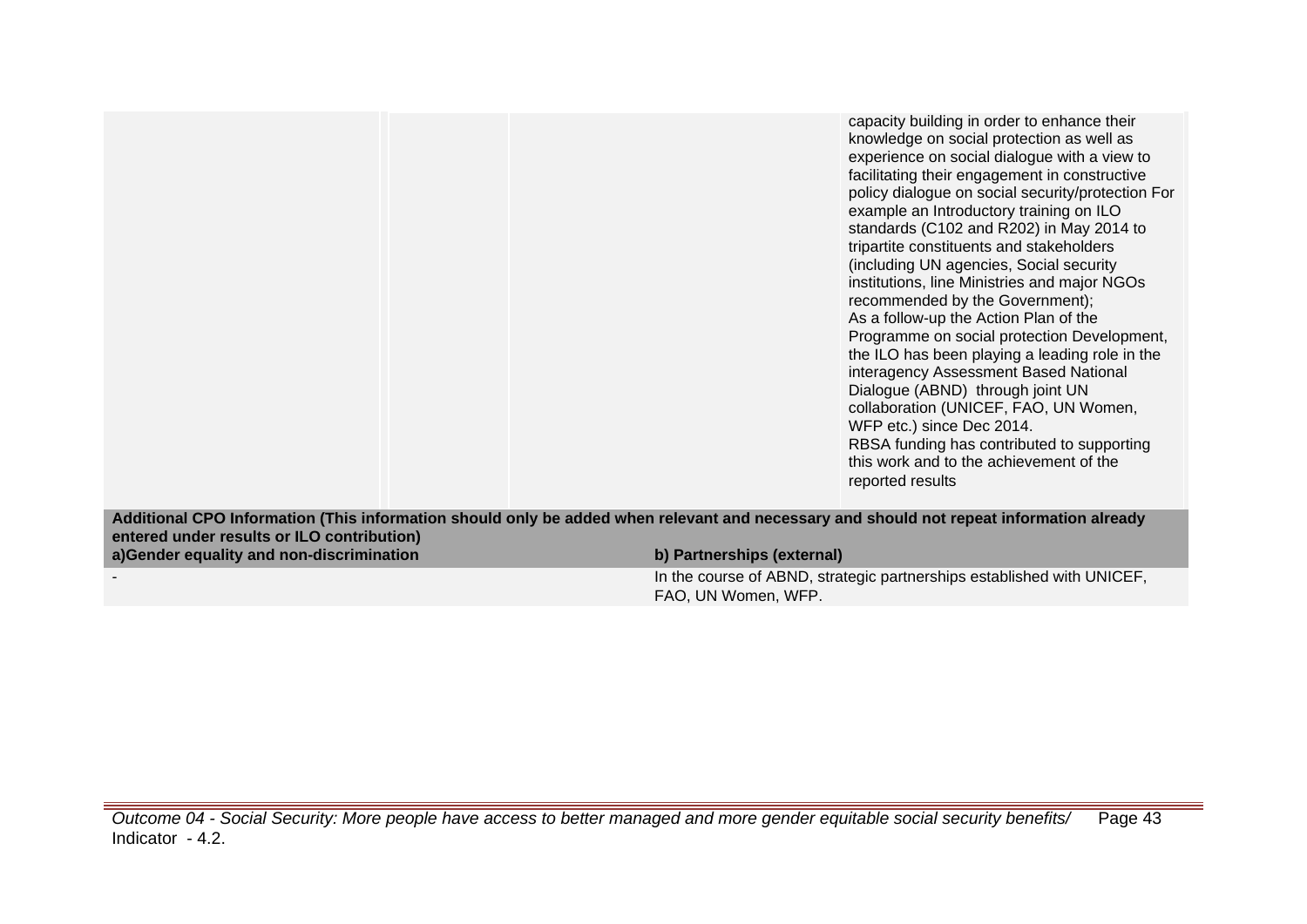| | | | |
|---|---|---|---|
| | | | capacity building in order to enhance their knowledge on social protection as well as experience on social dialogue with a view to facilitating their engagement in constructive policy dialogue on social security/protection For example an Introductory training on ILO standards (C102 and R202) in May 2014 to tripartite constituents and stakeholders (including UN agencies, Social security institutions, line Ministries and major NGOs recommended by the Government);<br>As a follow-up the Action Plan of the Programme on social protection Development, the ILO has been playing a leading role in the interagency Assessment Based National Dialogue (ABND) through joint UN collaboration (UNICEF, FAO, UN Women, WFP etc.) since Dec 2014.<br>RBSA funding has contributed to supporting this work and to the achievement of the reported results |

**Additional CPO Information (This information should only be added when relevant and necessary and should not repeat information already entered under results or ILO contribution)**

| a)Gender equality and non-discrimination | b) Partnerships (external) |
|---|---|
| - | In the course of ABND, strategic partnerships established with UNICEF, FAO, UN Women, WFP. |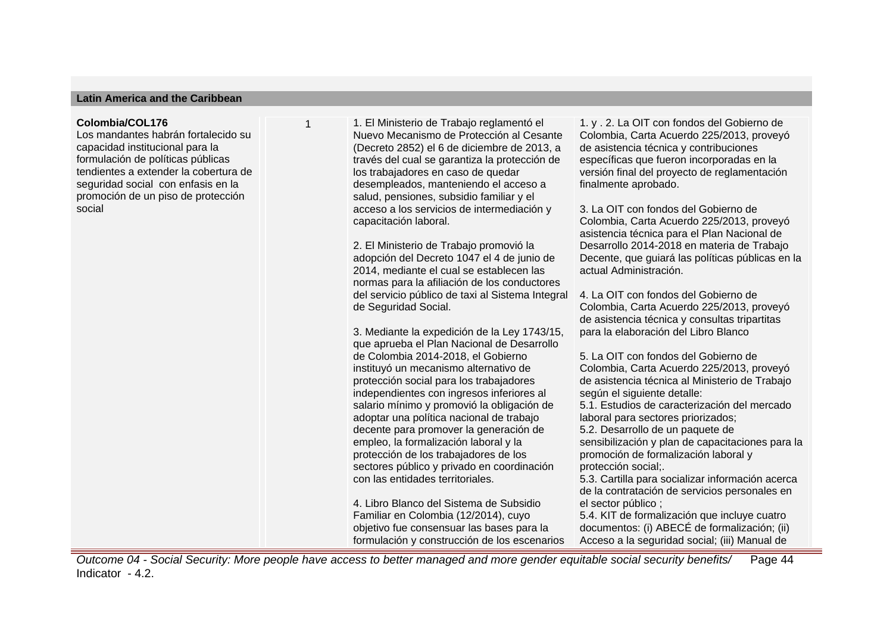## Latin America and the Caribbean

| | | | |
|---|---|---|---|
| **Colombia/COL176**<br>Los mandantes habrán fortalecido su capacidad institucional para la formulación de políticas públicas tendientes a extender la cobertura de seguridad social con enfasis en la promoción de un piso de protección social | 1 | 1. El Ministerio de Trabajo reglamentó el Nuevo Mecanismo de Protección al Cesante (Decreto 2852) el 6 de diciembre de 2013, a través del cual se garantiza la protección de los trabajadores en caso de quedar desempleados, manteniendo el acceso a salud, pensiones, subsidio familiar y el acceso a los servicios de intermediación y capacitación laboral.<br><br>2. El Ministerio de Trabajo promovió la adopción del Decreto 1047 el 4 de junio de 2014, mediante el cual se establecen las normas para la afiliación de los conductores del servicio público de taxi al Sistema Integral de Seguridad Social.<br><br>3. Mediante la expedición de la Ley 1743/15, que aprueba el Plan Nacional de Desarrollo de Colombia 2014-2018, el Gobierno instituyó un mecanismo alternativo de protección social para los trabajadores independientes con ingresos inferiores al salario mínimo y promovió la obligación de adoptar una política nacional de trabajo decente para promover la generación de empleo, la formalización laboral y la protección de los trabajadores de los sectores público y privado en coordinación con las entidades territoriales.<br><br>4. Libro Blanco del Sistema de Subsidio Familiar en Colombia (12/2014), cuyo objetivo fue consensuar las bases para la formulación y construcción de los escenarios | 1. y . 2. La OIT con fondos del Gobierno de Colombia, Carta Acuerdo 225/2013, proveyó de asistencia técnica y contribuciones específicas que fueron incorporadas en la versión final del proyecto de reglamentación finalmente aprobado.<br><br>3. La OIT con fondos del Gobierno de Colombia, Carta Acuerdo 225/2013, proveyó asistencia técnica para el Plan Nacional de Desarrollo 2014-2018 en materia de Trabajo Decente, que guiará las políticas públicas en la actual Administración.<br><br>4. La OIT con fondos del Gobierno de Colombia, Carta Acuerdo 225/2013, proveyó de asistencia técnica y consultas tripartitas para la elaboración del Libro Blanco<br><br>5. La OIT con fondos del Gobierno de Colombia, Carta Acuerdo 225/2013, proveyó de asistencia técnica al Ministerio de Trabajo según el siguiente detalle:<br>5.1. Estudios de caracterización del mercado laboral para sectores priorizados;<br>5.2. Desarrollo de un paquete de sensibilización y plan de capacitaciones para la promoción de formalización laboral y protección social;.<br>5.3. Cartilla para socializar información acerca de la contratación de servicios personales en el sector público ;<br>5.4. KIT de formalización que incluye cuatro documentos: (i) ABECÉ de formalización; (ii) Acceso a la seguridad social; (iii) Manual de |

*Outcome 04 - Social Security: More people have access to better managed and more gender equitable social security benefits/ Indicator - 4.2.*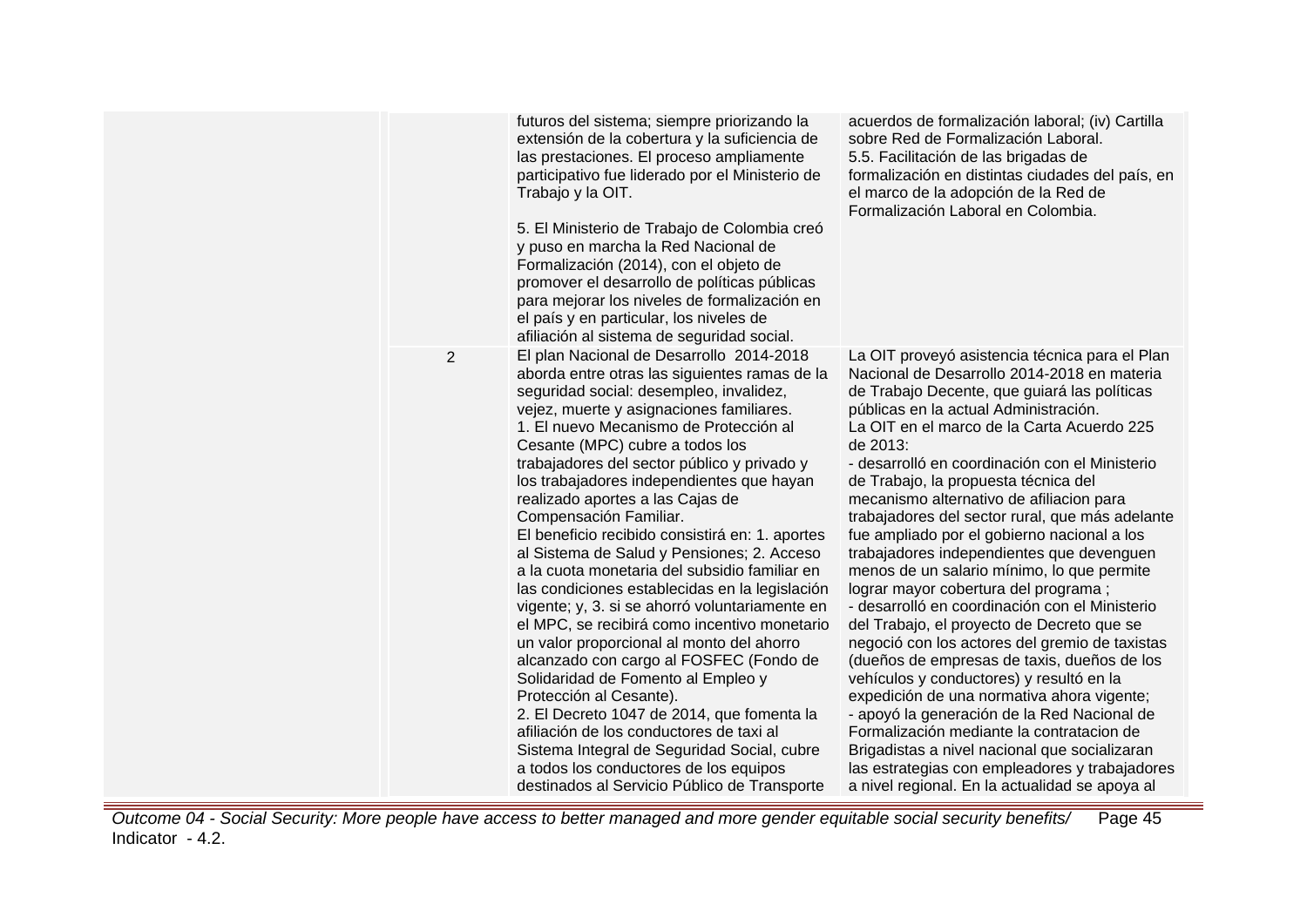| | | | |
|---|---|---|---|
| | | futuros del sistema; siempre priorizando la extensión de la cobertura y la suficiencia de las prestaciones. El proceso ampliamente participativo fue liderado por el Ministerio de Trabajo y la OIT.<br><br>5. El Ministerio de Trabajo de Colombia creó y puso en marcha la Red Nacional de Formalización (2014), con el objeto de promover el desarrollo de políticas públicas para mejorar los niveles de formalización en el país y en particular, los niveles de afiliación al sistema de seguridad social. | acuerdos de formalización laboral; (iv) Cartilla sobre Red de Formalización Laboral.<br>5.5. Facilitación de las brigadas de formalización en distintas ciudades del país, en el marco de la adopción de la Red de Formalización Laboral en Colombia. |
| | 2 | El plan Nacional de Desarrollo 2014-2018 aborda entre otras las siguientes ramas de la seguridad social: desempleo, invalidez, vejez, muerte y asignaciones familiares.<br>1. El nuevo Mecanismo de Protección al Cesante (MPC) cubre a todos los trabajadores del sector público y privado y los trabajadores independientes que hayan realizado aportes a las Cajas de Compensación Familiar.<br>El beneficio recibido consistirá en: 1. aportes al Sistema de Salud y Pensiones; 2. Acceso a la cuota monetaria del subsidio familiar en las condiciones establecidas en la legislación vigente; y, 3. si se ahorró voluntariamente en el MPC, se recibirá como incentivo monetario un valor proporcional al monto del ahorro alcanzado con cargo al FOSFEC (Fondo de Solidaridad de Fomento al Empleo y Protección al Cesante).<br>2. El Decreto 1047 de 2014, que fomenta la afiliación de los conductores de taxi al Sistema Integral de Seguridad Social, cubre a todos los conductores de los equipos destinados al Servicio Público de Transporte | La OIT proveyó asistencia técnica para el Plan Nacional de Desarrollo 2014-2018 en materia de Trabajo Decente, que guiará las políticas públicas en la actual Administración.<br>La OIT en el marco de la Carta Acuerdo 225 de 2013:<br>- desarrolló en coordinación con el Ministerio de Trabajo, la propuesta técnica del mecanismo alternativo de afiliacion para trabajadores del sector rural, que más adelante fue ampliado por el gobierno nacional a los trabajadores independientes que devenguen menos de un salario mínimo, lo que permite lograr mayor cobertura del programa ;<br>- desarrolló en coordinación con el Ministerio del Trabajo, el proyecto de Decreto que se negoció con los actores del gremio de taxistas (dueños de empresas de taxis, dueños de los vehículos y conductores) y resultó en la expedición de una normativa ahora vigente;<br>- apoyó la generación de la Red Nacional de Formalización mediante la contratacion de Brigadistas a nivel nacional que socializaran las estrategias con empleadores y trabajadores a nivel regional. En la actualidad se apoya al |

*Outcome 04 - Social Security: More people have access to better managed and more gender equitable social security benefits/ Indicator - 4.2.*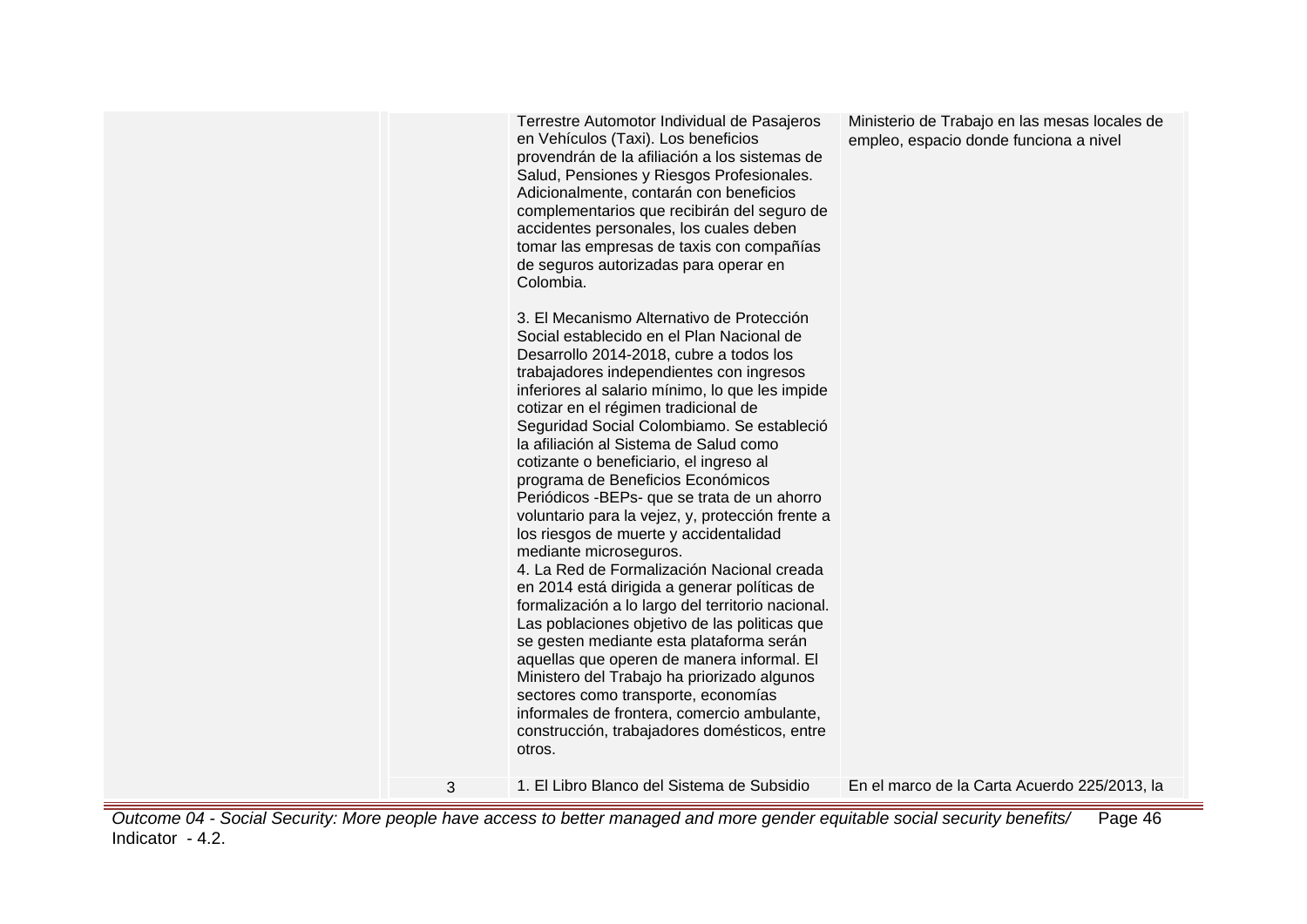| | | | |
|---|---|---|---|
| | | Terrestre Automotor Individual de Pasajeros en Vehículos (Taxi). Los beneficios provendrán de la afiliación a los sistemas de Salud, Pensiones y Riesgos Profesionales. Adicionalmente, contarán con beneficios complementarios que recibirán del seguro de accidentes personales, los cuales deben tomar las empresas de taxis con compañías de seguros autorizadas para operar en Colombia.<br><br>3. El Mecanismo Alternativo de Protección Social establecido en el Plan Nacional de Desarrollo 2014-2018, cubre a todos los trabajadores independientes con ingresos inferiores al salario mínimo, lo que les impide cotizar en el régimen tradicional de Seguridad Social Colombiamo. Se estableció la afiliación al Sistema de Salud como cotizante o beneficiario, el ingreso al programa de Beneficios Económicos Periódicos -BEPs- que se trata de un ahorro voluntario para la vejez, y, protección frente a los riesgos de muerte y accidentalidad mediante microseguros.<br>4. La Red de Formalización Nacional creada en 2014 está dirigida a generar políticas de formalización a lo largo del territorio nacional. Las poblaciones objetivo de las politicas que se gesten mediante esta plataforma serán aquellas que operen de manera informal. El Ministero del Trabajo ha priorizado algunos sectores como transporte, economías informales de frontera, comercio ambulante, construcción, trabajadores domésticos, entre otros. | Ministerio de Trabajo en las mesas locales de empleo, espacio donde funciona a nivel |
| | 3 | 1. El Libro Blanco del Sistema de Subsidio | En el marco de la Carta Acuerdo 225/2013, la |

*Outcome 04 - Social Security: More people have access to better managed and more gender equitable social security benefits/ Indicator - 4.2.*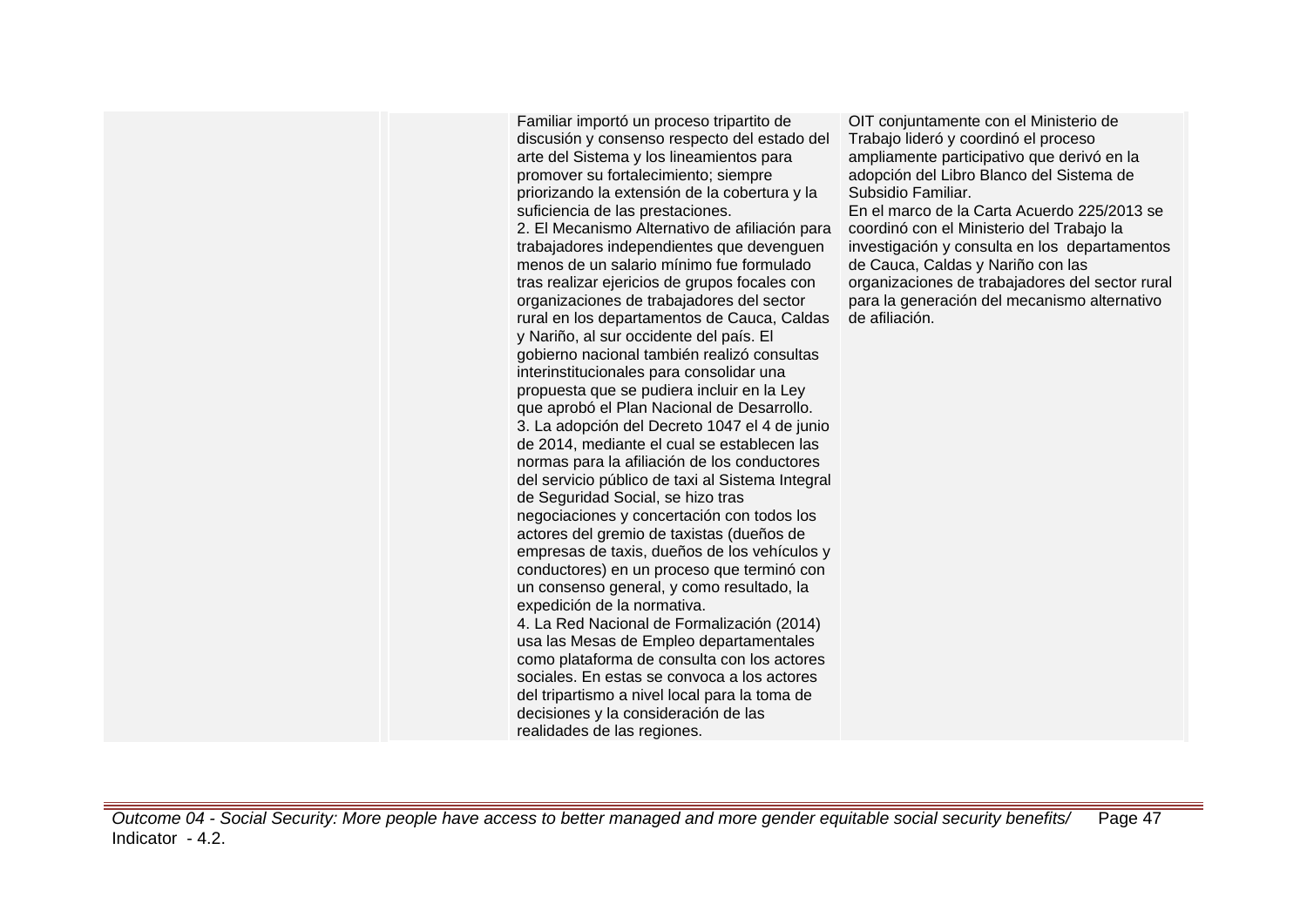| | | | |
|---|---|---|---|
| | | Familiar importó un proceso tripartito de discusión y consenso respecto del estado del arte del Sistema y los lineamientos para promover su fortalecimiento; siempre priorizando la extensión de la cobertura y la suficiencia de las prestaciones.<br>2. El Mecanismo Alternativo de afiliación para trabajadores independientes que devenguen menos de un salario mínimo fue formulado tras realizar ejericios de grupos focales con organizaciones de trabajadores del sector rural en los departamentos de Cauca, Caldas y Nariño, al sur occidente del país. El gobierno nacional también realizó consultas interinstitucionales para consolidar una propuesta que se pudiera incluir en la Ley que aprobó el Plan Nacional de Desarrollo.<br>3. La adopción del Decreto 1047 el 4 de junio de 2014, mediante el cual se establecen las normas para la afiliación de los conductores del servicio público de taxi al Sistema Integral de Seguridad Social, se hizo tras negociaciones y concertación con todos los actores del gremio de taxistas (dueños de empresas de taxis, dueños de los vehículos y conductores) en un proceso que terminó con un consenso general, y como resultado, la expedición de la normativa.<br>4. La Red Nacional de Formalización (2014) usa las Mesas de Empleo departamentales como plataforma de consulta con los actores sociales. En estas se convoca a los actores del tripartismo a nivel local para la toma de decisiones y la consideración de las realidades de las regiones. | OIT conjuntamente con el Ministerio de Trabajo lideró y coordinó el proceso ampliamente participativo que derivó en la adopción del Libro Blanco del Sistema de Subsidio Familiar.<br>En el marco de la Carta Acuerdo 225/2013 se coordinó con el Ministerio del Trabajo la investigación y consulta en los departamentos de Cauca, Caldas y Nariño con las organizaciones de trabajadores del sector rural para la generación del mecanismo alternativo de afiliación. |

*Outcome 04 - Social Security: More people have access to better managed and more gender equitable social security benefits/ Indicator - 4.2.*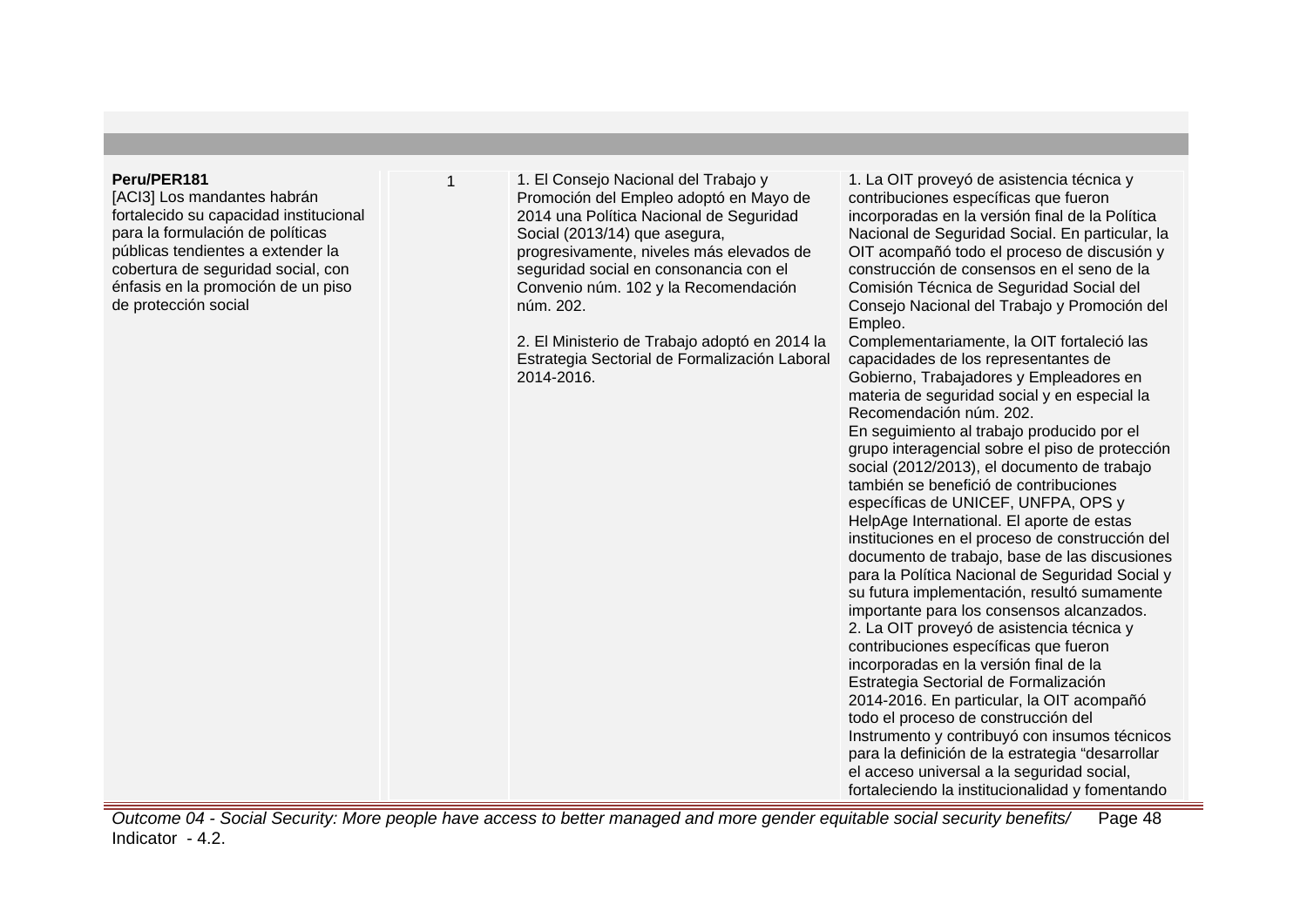| | | | |
|---|---|---|---|
| **Peru/PER181**<br>[ACI3] Los mandantes habrán fortalecido su capacidad institucional para la formulación de políticas públicas tendientes a extender la cobertura de seguridad social, con énfasis en la promoción de un piso de protección social | 1 | 1. El Consejo Nacional del Trabajo y Promoción del Empleo adoptó en Mayo de 2014 una Política Nacional de Seguridad Social (2013/14) que asegura, progresivamente, niveles más elevados de seguridad social en consonancia con el Convenio núm. 102 y la Recomendación núm. 202.<br><br>2. El Ministerio de Trabajo adoptó en 2014 la Estrategia Sectorial de Formalización Laboral 2014-2016. | 1. La OIT proveyó de asistencia técnica y contribuciones específicas que fueron incorporadas en la versión final de la Política Nacional de Seguridad Social. En particular, la OIT acompañó todo el proceso de discusión y construcción de consensos en el seno de la Comisión Técnica de Seguridad Social del Consejo Nacional del Trabajo y Promoción del Empleo.<br>Complementariamente, la OIT fortaleció las capacidades de los representantes de Gobierno, Trabajadores y Empleadores en materia de seguridad social y en especial la Recomendación núm. 202.<br>En seguimiento al trabajo producido por el grupo interagencial sobre el piso de protección social (2012/2013), el documento de trabajo también se benefició de contribuciones específicas de UNICEF, UNFPA, OPS y HelpAge International. El aporte de estas instituciones en el proceso de construcción del documento de trabajo, base de las discusiones para la Política Nacional de Seguridad Social y su futura implementación, resultó sumamente importante para los consensos alcanzados.<br>2. La OIT proveyó de asistencia técnica y contribuciones específicas que fueron incorporadas en la versión final de la Estrategia Sectorial de Formalización 2014-2016. En particular, la OIT acompañó todo el proceso de construcción del Instrumento y contribuyó con insumos técnicos para la definición de la estrategia "desarrollar el acceso universal a la seguridad social, fortaleciendo la institucionalidad y fomentando |

*Outcome 04 - Social Security: More people have access to better managed and more gender equitable social security benefits/ Indicator - 4.2.*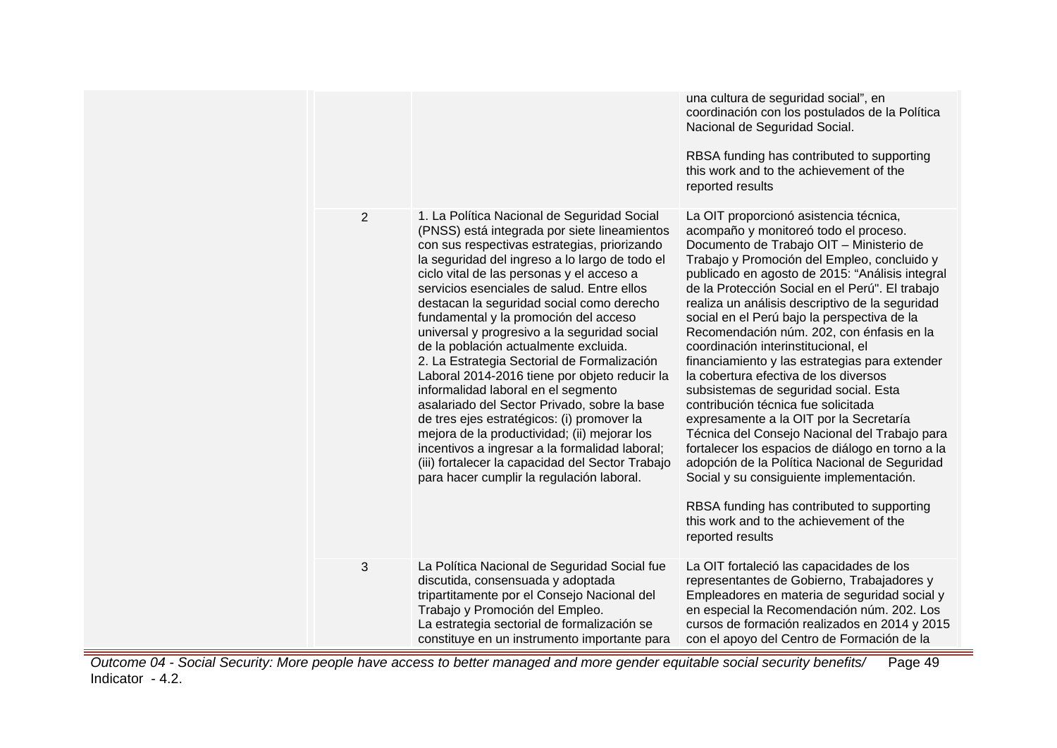| | | | |
|---|---|---|---|
| | | | una cultura de seguridad social", en coordinación con los postulados de la Política Nacional de Seguridad Social.<br><br>RBSA funding has contributed to supporting this work and to the achievement of the reported results |
| | 2 | 1. La Política Nacional de Seguridad Social (PNSS) está integrada por siete lineamientos con sus respectivas estrategias, priorizando la seguridad del ingreso a lo largo de todo el ciclo vital de las personas y el acceso a servicios esenciales de salud. Entre ellos destacan la seguridad social como derecho fundamental y la promoción del acceso universal y progresivo a la seguridad social de la población actualmente excluida.<br>2. La Estrategia Sectorial de Formalización Laboral 2014-2016 tiene por objeto reducir la informalidad laboral en el segmento asalariado del Sector Privado, sobre la base de tres ejes estratégicos: (i) promover la mejora de la productividad; (ii) mejorar los incentivos a ingresar a la formalidad laboral; (iii) fortalecer la capacidad del Sector Trabajo para hacer cumplir la regulación laboral. | La OIT proporcionó asistencia técnica, acompaño y monitoreó todo el proceso. Documento de Trabajo OIT – Ministerio de Trabajo y Promoción del Empleo, concluido y publicado en agosto de 2015: "Análisis integral de la Protección Social en el Perú". El trabajo realiza un análisis descriptivo de la seguridad social en el Perú bajo la perspectiva de la Recomendación núm. 202, con énfasis en la coordinación interinstitucional, el financiamiento y las estrategias para extender la cobertura efectiva de los diversos subsistemas de seguridad social. Esta contribución técnica fue solicitada expresamente a la OIT por la Secretaría Técnica del Consejo Nacional del Trabajo para fortalecer los espacios de diálogo en torno a la adopción de la Política Nacional de Seguridad Social y su consiguiente implementación.<br><br>RBSA funding has contributed to supporting this work and to the achievement of the reported results |
| | 3 | La Política Nacional de Seguridad Social fue discutida, consensuada y adoptada tripartitamente por el Consejo Nacional del Trabajo y Promoción del Empleo.<br>La estrategia sectorial de formalización se constituye en un instrumento importante para | La OIT fortaleció las capacidades de los representantes de Gobierno, Trabajadores y Empleadores en materia de seguridad social y en especial la Recomendación núm. 202. Los cursos de formación realizados en 2014 y 2015 con el apoyo del Centro de Formación de la |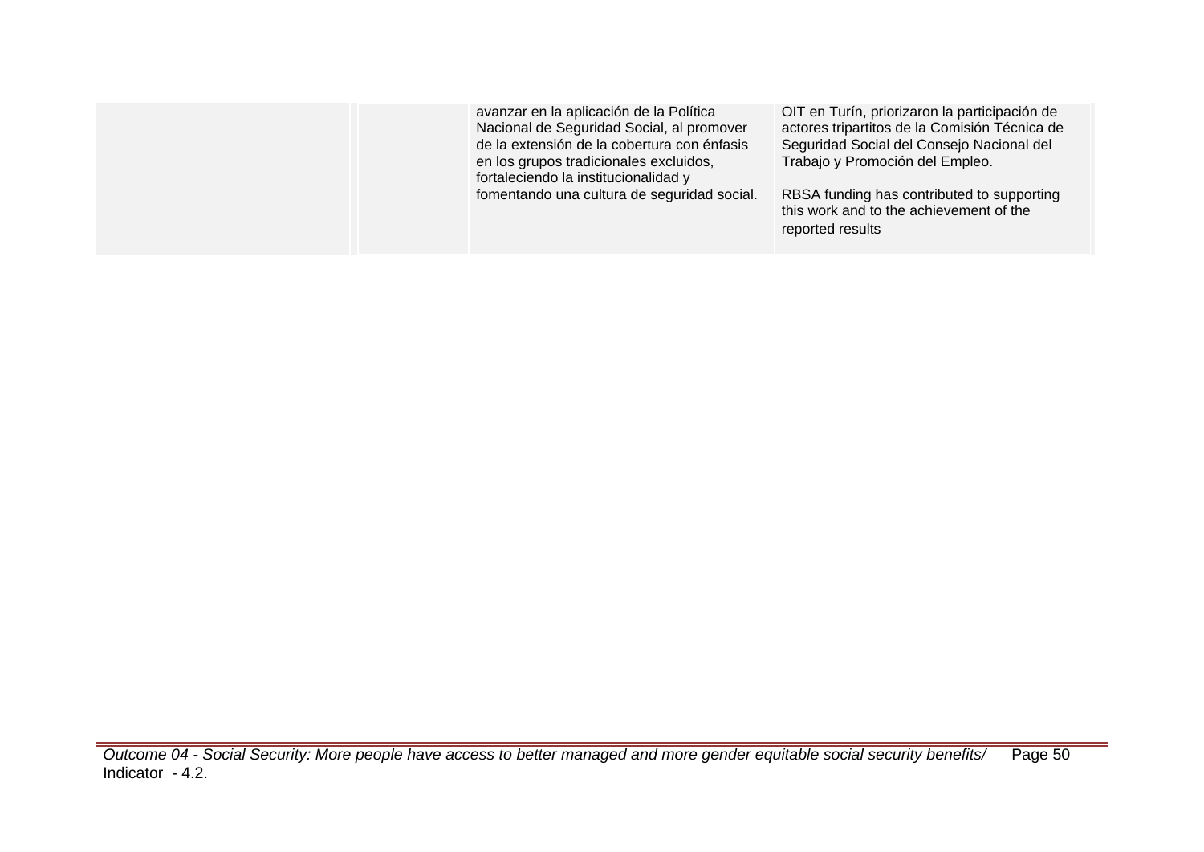| | | | | | |
|---|---|---|---|---|---|
| | | | avanzar en la aplicación de la Política Nacional de Seguridad Social, al promover de la extensión de la cobertura con énfasis en los grupos tradicionales excluidos, fortaleciendo la institucionalidad y fomentando una cultura de seguridad social. | OIT en Turín, priorizaron la participación de actores tripartitos de la Comisión Técnica de Seguridad Social del Consejo Nacional del Trabajo y Promoción del Empleo.<br><br>RBSA funding has contributed to supporting this work and to the achievement of the reported results | |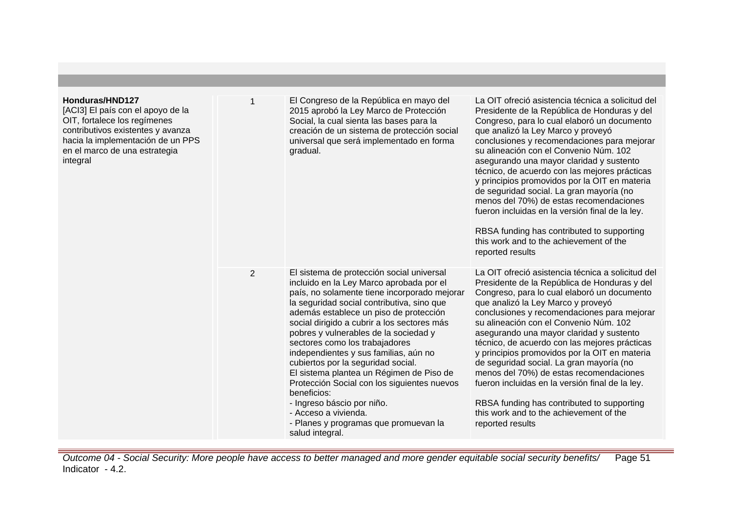| | | | |
|---|---|---|---|
| **Honduras/HND127**<br>[ACI3] El país con el apoyo de la OIT, fortalece los regímenes contributivos existentes y avanza hacia la implementación de un PPS en el marco de una estrategia integral | 1 | El Congreso de la República en mayo del 2015 aprobó la Ley Marco de Protección Social, la cual sienta las bases para la creación de un sistema de protección social universal que será implementado en forma gradual. | La OIT ofreció asistencia técnica a solicitud del Presidente de la República de Honduras y del Congreso, para lo cual elaboró un documento que analizó la Ley Marco y proveyó conclusiones y recomendaciones para mejorar su alineación con el Convenio Núm. 102 asegurando una mayor claridad y sustento técnico, de acuerdo con las mejores prácticas y principios promovidos por la OIT en materia de seguridad social. La gran mayoría (no menos del 70%) de estas recomendaciones fueron incluidas en la versión final de la ley.<br><br>RBSA funding has contributed to supporting this work and to the achievement of the reported results |
| | 2 | El sistema de protección social universal incluido en la Ley Marco aprobada por el país, no solamente tiene incorporado mejorar la seguridad social contributiva, sino que además establece un piso de protección social dirigido a cubrir a los sectores más pobres y vulnerables de la sociedad y sectores como los trabajadores independientes y sus familias, aún no cubiertos por la seguridad social.<br>El sistema plantea un Régimen de Piso de Protección Social con los siguientes nuevos beneficios:<br>- Ingreso báscio por niño.<br>- Acceso a vivienda.<br>- Planes y programas que promuevan la salud integral. | La OIT ofreció asistencia técnica a solicitud del Presidente de la República de Honduras y del Congreso, para lo cual elaboró un documento que analizó la Ley Marco y proveyó conclusiones y recomendaciones para mejorar su alineación con el Convenio Núm. 102 asegurando una mayor claridad y sustento técnico, de acuerdo con las mejores prácticas y principios promovidos por la OIT en materia de seguridad social. La gran mayoría (no menos del 70%) de estas recomendaciones fueron incluidas en la versión final de la ley.<br><br>RBSA funding has contributed to supporting this work and to the achievement of the reported results |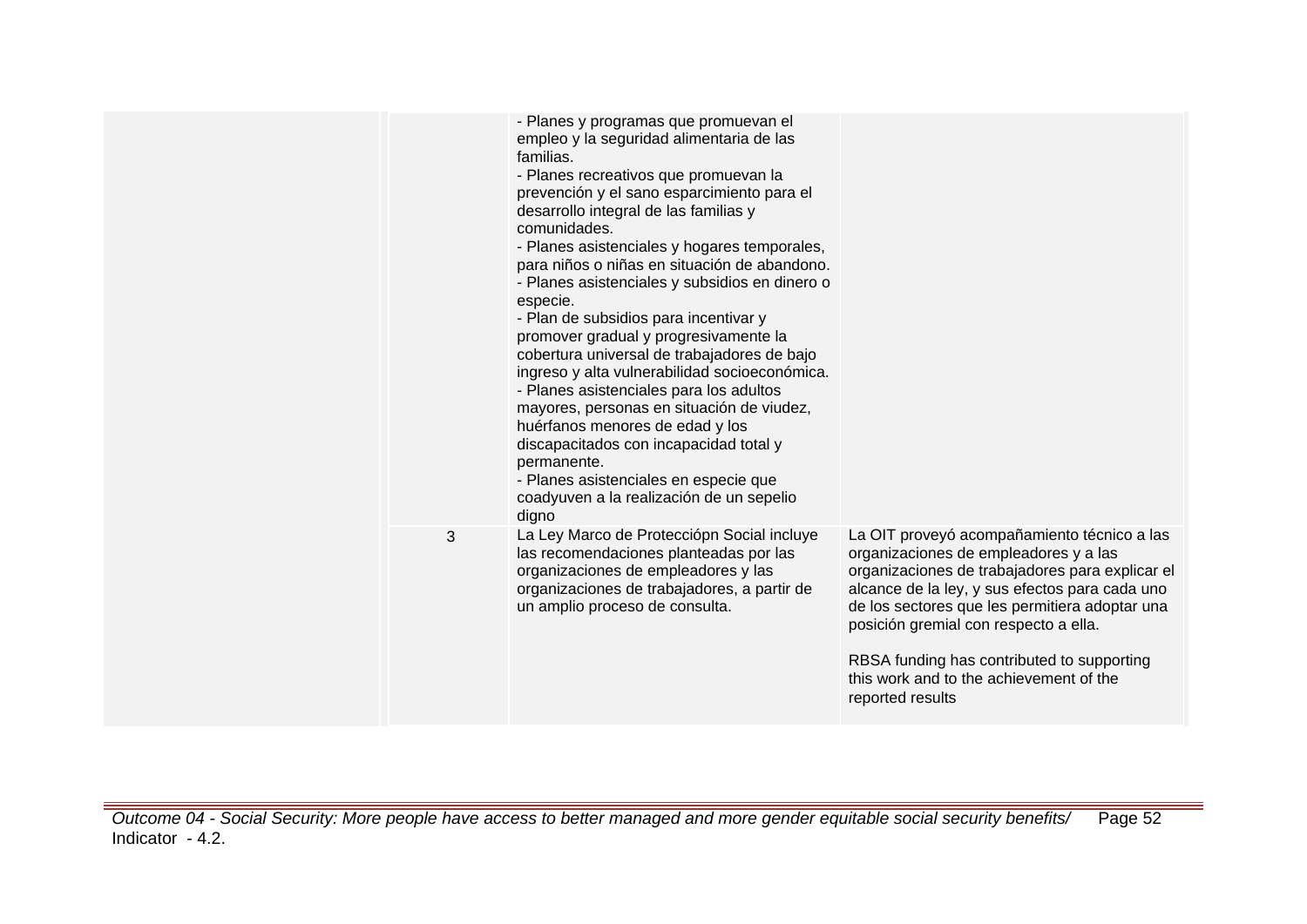| | | | |
|---|---|---|---|
| | | - Planes y programas que promuevan el empleo y la seguridad alimentaria de las familias.<br>- Planes recreativos que promuevan la prevención y el sano esparcimiento para el desarrollo integral de las familias y comunidades.<br>- Planes asistenciales y hogares temporales, para niños o niñas en situación de abandono.<br>- Planes asistenciales y subsidios en dinero o especie.<br>- Plan de subsidios para incentivar y promover gradual y progresivamente la cobertura universal de trabajadores de bajo ingreso y alta vulnerabilidad socioeconómica.<br>- Planes asistenciales para los adultos mayores, personas en situación de viudez, huérfanos menores de edad y los discapacitados con incapacidad total y permanente.<br>- Planes asistenciales en especie que coadyuven a la realización de un sepelio digno | |
| | 3 | La Ley Marco de Protecciópn Social incluye las recomendaciones planteadas por las organizaciones de empleadores y las organizaciones de trabajadores, a partir de un amplio proceso de consulta. | La OIT proveyó acompañamiento técnico a las organizaciones de empleadores y a las organizaciones de trabajadores para explicar el alcance de la ley, y sus efectos para cada uno de los sectores que les permitiera adoptar una posición gremial con respecto a ella.<br><br>RBSA funding has contributed to supporting this work and to the achievement of the reported results |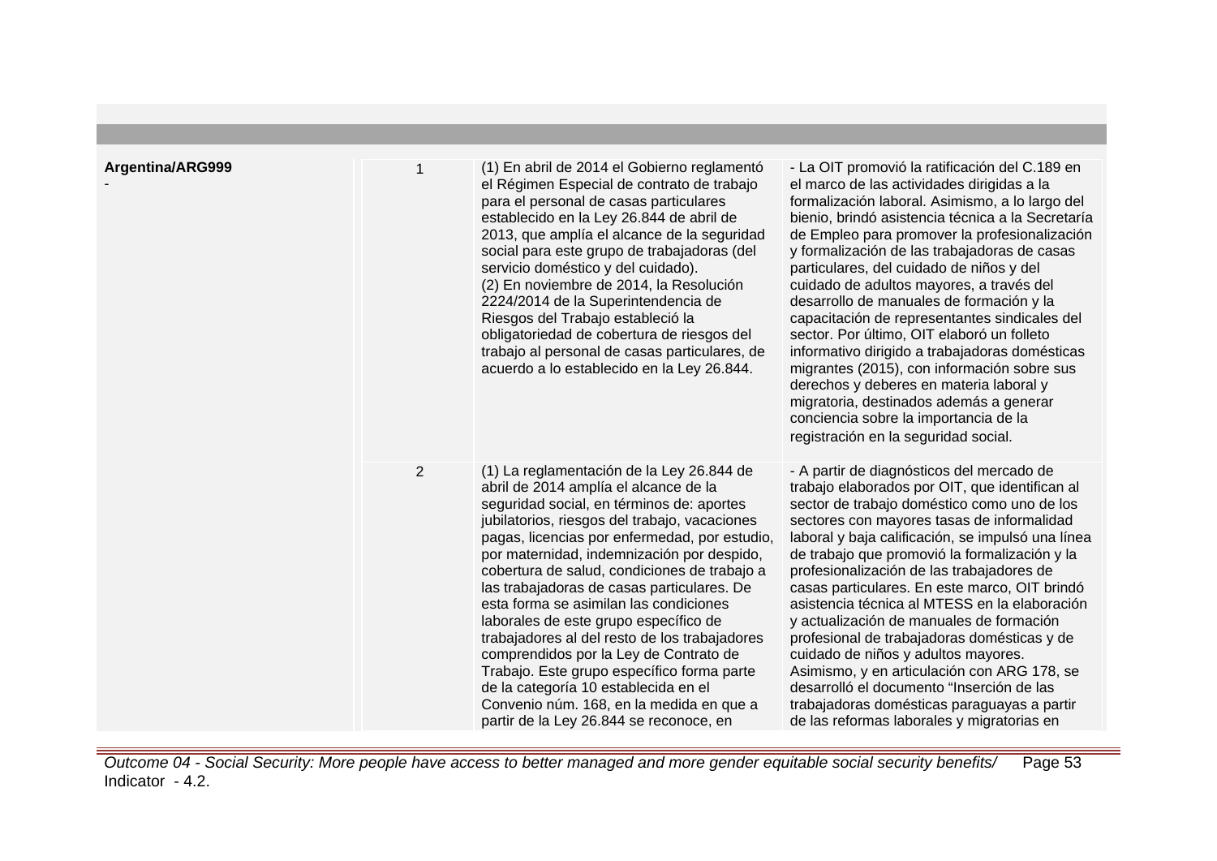| | | | |
|---|---|---|---|
| **Argentina/ARG999**<br>- | 1 | (1) En abril de 2014 el Gobierno reglamentó el Régimen Especial de contrato de trabajo para el personal de casas particulares establecido en la Ley 26.844 de abril de 2013, que amplía el alcance de la seguridad social para este grupo de trabajadoras (del servicio doméstico y del cuidado).<br>(2) En noviembre de 2014, la Resolución 2224/2014 de la Superintendencia de Riesgos del Trabajo estableció la obligatoriedad de cobertura de riesgos del trabajo al personal de casas particulares, de acuerdo a lo establecido en la Ley 26.844. | - La OIT promovió la ratificación del C.189 en el marco de las actividades dirigidas a la formalización laboral. Asimismo, a lo largo del bienio, brindó asistencia técnica a la Secretaría de Empleo para promover la profesionalización y formalización de las trabajadoras de casas particulares, del cuidado de niños y del cuidado de adultos mayores, a través del desarrollo de manuales de formación y la capacitación de representantes sindicales del sector. Por último, OIT elaboró un folleto informativo dirigido a trabajadoras domésticas migrantes (2015), con información sobre sus derechos y deberes en materia laboral y migratoria, destinados además a generar conciencia sobre la importancia de la registración en la seguridad social. |
| | 2 | (1) La reglamentación de la Ley 26.844 de abril de 2014 amplía el alcance de la seguridad social, en términos de: aportes jubilatorios, riesgos del trabajo, vacaciones pagas, licencias por enfermedad, por estudio, por maternidad, indemnización por despido, cobertura de salud, condiciones de trabajo a las trabajadoras de casas particulares. De esta forma se asimilan las condiciones laborales de este grupo específico de trabajadores al del resto de los trabajadores comprendidos por la Ley de Contrato de Trabajo. Este grupo específico forma parte de la categoría 10 establecida en el Convenio núm. 168, en la medida en que a partir de la Ley 26.844 se reconoce, en | - A partir de diagnósticos del mercado de trabajo elaborados por OIT, que identifican al sector de trabajo doméstico como uno de los sectores con mayores tasas de informalidad laboral y baja calificación, se impulsó una línea de trabajo que promovió la formalización y la profesionalización de las trabajadores de casas particulares. En este marco, OIT brindó asistencia técnica al MTESS en la elaboración y actualización de manuales de formación profesional de trabajadoras domésticas y de cuidado de niños y adultos mayores. Asimismo, y en articulación con ARG 178, se desarrolló el documento "Inserción de las trabajadoras domésticas paraguayas a partir de las reformas laborales y migratorias en |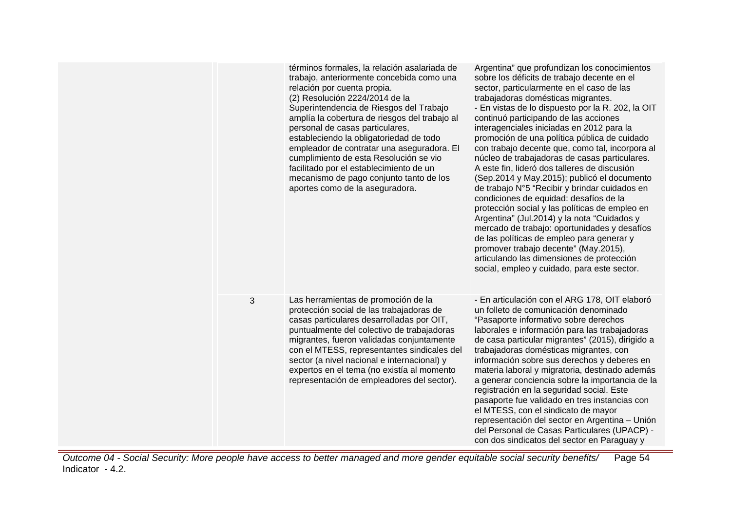| | | | |
|---|---|---|---|
| | | términos formales, la relación asalariada de trabajo, anteriormente concebida como una relación por cuenta propia.<br>(2) Resolución 2224/2014 de la Superintendencia de Riesgos del Trabajo amplía la cobertura de riesgos del trabajo al personal de casas particulares, estableciendo la obligatoriedad de todo empleador de contratar una aseguradora. El cumplimiento de esta Resolución se vio facilitado por el establecimiento de un mecanismo de pago conjunto tanto de los aportes como de la aseguradora. | Argentina" que profundizan los conocimientos sobre los déficits de trabajo decente en el sector, particularmente en el caso de las trabajadoras domésticas migrantes.<br>- En vistas de lo dispuesto por la R. 202, la OIT continuó participando de las acciones interagenciales iniciadas en 2012 para la promoción de una política pública de cuidado con trabajo decente que, como tal, incorpora al núcleo de trabajadoras de casas particulares. A este fin, lideró dos talleres de discusión (Sep.2014 y May.2015); publicó el documento de trabajo N°5 "Recibir y brindar cuidados en condiciones de equidad: desafíos de la protección social y las políticas de empleo en Argentina" (Jul.2014) y la nota "Cuidados y mercado de trabajo: oportunidades y desafíos de las políticas de empleo para generar y promover trabajo decente" (May.2015), articulando las dimensiones de protección social, empleo y cuidado, para este sector. |
| | 3 | Las herramientas de promoción de la protección social de las trabajadoras de casas particulares desarrolladas por OIT, puntualmente del colectivo de trabajadoras migrantes, fueron validadas conjuntamente con el MTESS, representantes sindicales del sector (a nivel nacional e internacional) y expertos en el tema (no existía al momento representación de empleadores del sector). | - En articulación con el ARG 178, OIT elaboró un folleto de comunicación denominado "Pasaporte informativo sobre derechos laborales e información para las trabajadoras de casa particular migrantes" (2015), dirigido a trabajadoras domésticas migrantes, con información sobre sus derechos y deberes en materia laboral y migratoria, destinado además a generar conciencia sobre la importancia de la registración en la seguridad social. Este pasaporte fue validado en tres instancias con el MTESS, con el sindicato de mayor representación del sector en Argentina – Unión del Personal de Casas Particulares (UPACP) - con dos sindicatos del sector en Paraguay y |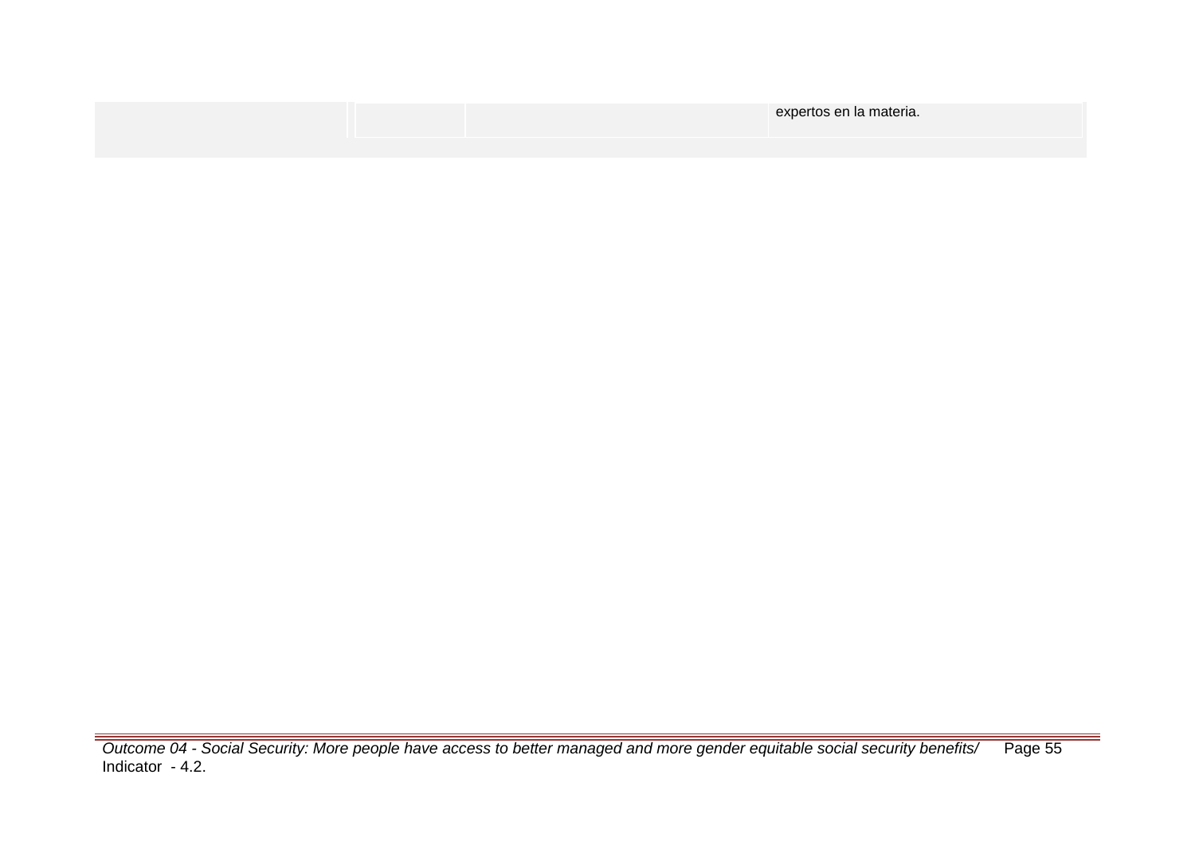| | | | |
|---|---|---|---|
| | | | expertos en la materia. |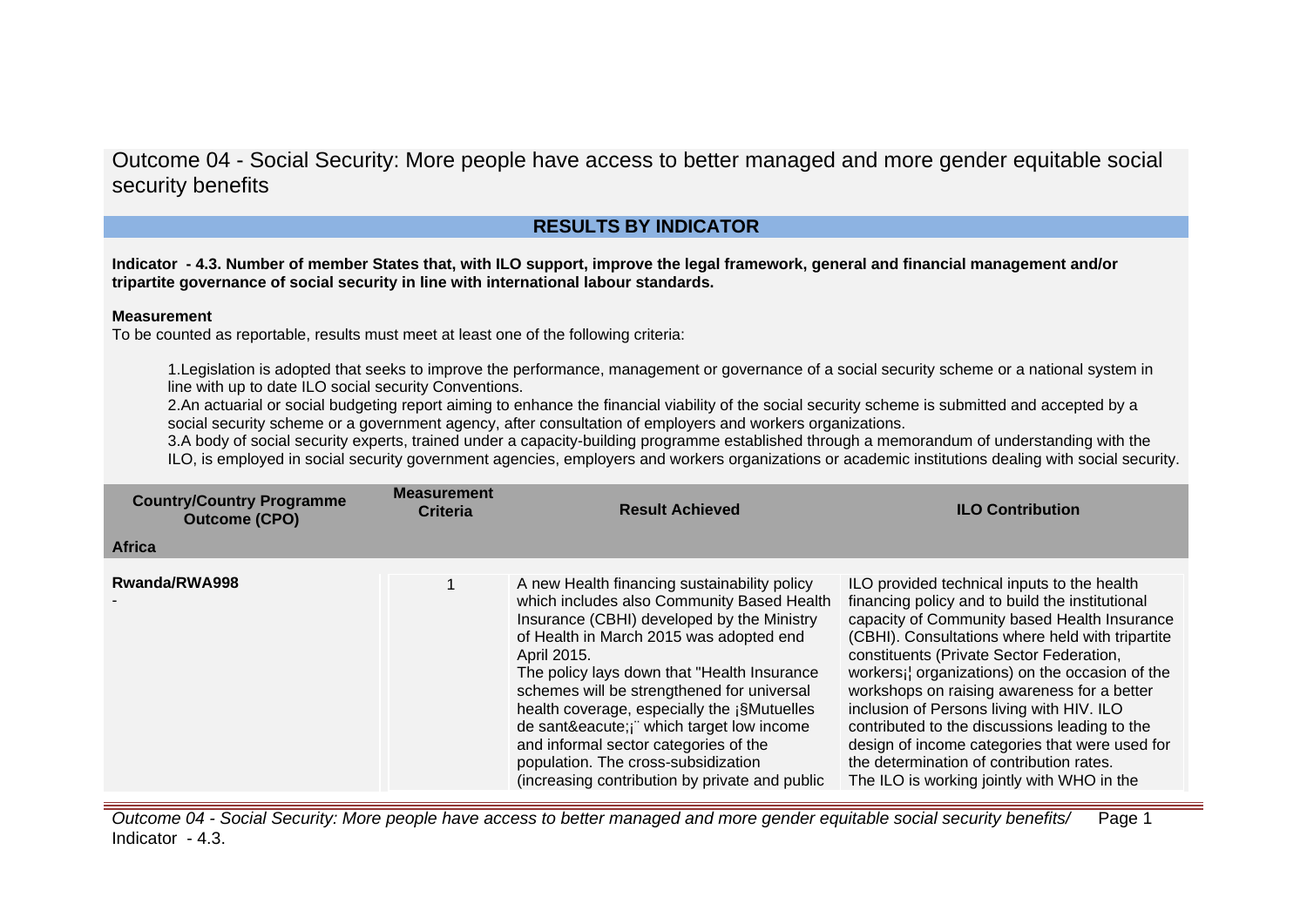# Outcome 04 - Social Security: More people have access to better managed and more gender equitable social security benefits

## RESULTS BY INDICATOR

**Indicator - 4.3. Number of member States that, with ILO support, improve the legal framework, general and financial management and/or tripartite governance of social security in line with international labour standards.**

**Measurement**

To be counted as reportable, results must meet at least one of the following criteria:

1.Legislation is adopted that seeks to improve the performance, management or governance of a social security scheme or a national system in line with up to date ILO social security Conventions.
2.An actuarial or social budgeting report aiming to enhance the financial viability of the social security scheme is submitted and accepted by a social security scheme or a government agency, after consultation of employers and workers organizations.
3.A body of social security experts, trained under a capacity-building programme established through a memorandum of understanding with the ILO, is employed in social security government agencies, employers and workers organizations or academic institutions dealing with social security.

| Country/Country Programme Outcome (CPO) | Measurement Criteria | Result Achieved | ILO Contribution |
|---|---|---|---|
| **Africa** | | | |
| **Rwanda/RWA998**<br>- | 1 | A new Health financing sustainability policy which includes also Community Based Health Insurance (CBHI) developed by the Ministry of Health in March 2015 was adopted end April 2015.<br>The policy lays down that "Health Insurance schemes will be strengthened for universal health coverage, especially the ¡§Mutuelles de sant&eacute;¡¨ which target low income and informal sector categories of the population. The cross-subsidization (increasing contribution by private and public | ILO provided technical inputs to the health financing policy and to build the institutional capacity of Community based Health Insurance (CBHI). Consultations where held with tripartite constituents (Private Sector Federation, workers¡¦ organizations) on the occasion of the workshops on raising awareness for a better inclusion of Persons living with HIV. ILO contributed to the discussions leading to the design of income categories that were used for the determination of contribution rates.<br>The ILO is working jointly with WHO in the |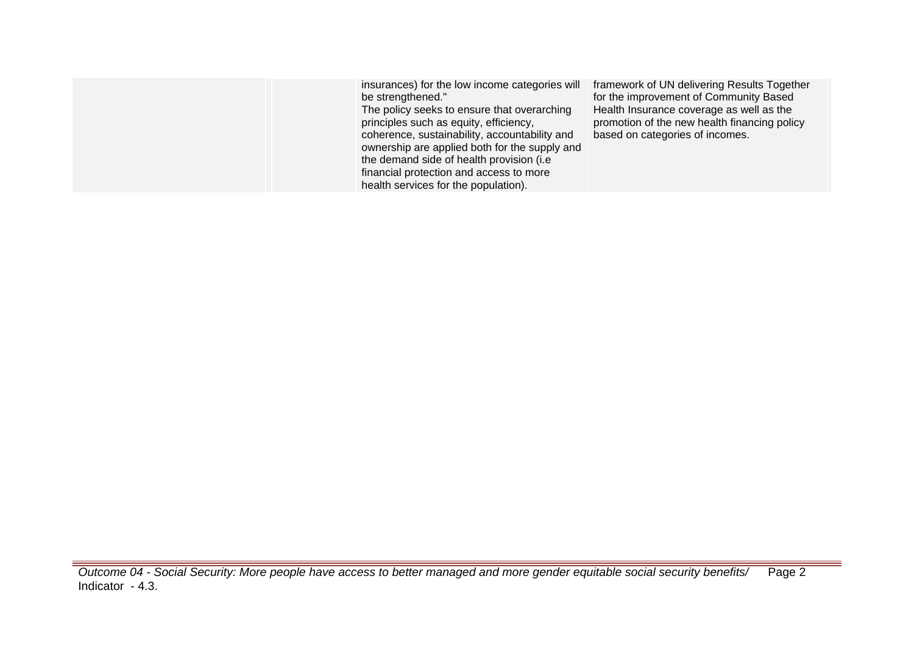| | | | |
|---|---|---|---|
| | | insurances) for the low income categories will be strengthened."<br>The policy seeks to ensure that overarching principles such as equity, efficiency, coherence, sustainability, accountability and ownership are applied both for the supply and the demand side of health provision (i.e financial protection and access to more health services for the population). | framework of UN delivering Results Together for the improvement of Community Based Health Insurance coverage as well as the promotion of the new health financing policy based on categories of incomes. |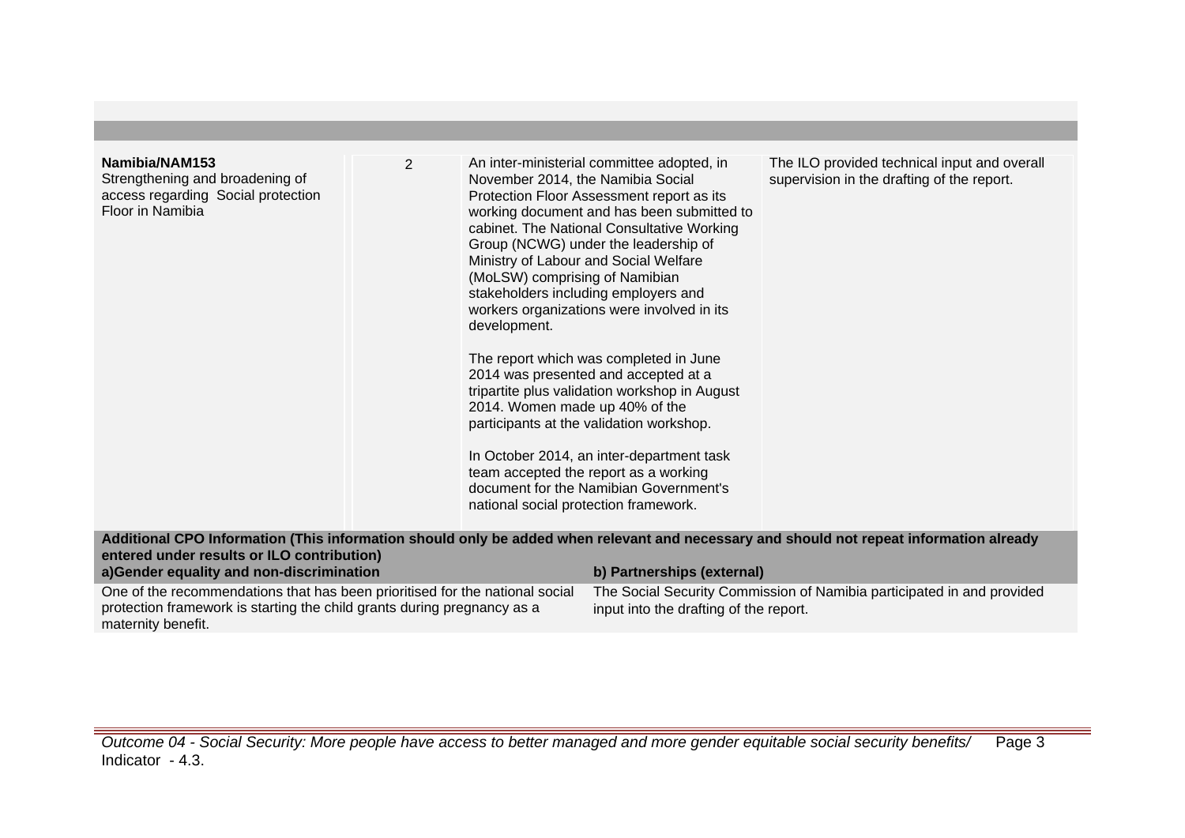| | | | |
|---|---|---|---|
| **Namibia/NAM153**<br>Strengthening and broadening of access regarding Social protection Floor in Namibia | 2 | An inter-ministerial committee adopted, in November 2014, the Namibia Social Protection Floor Assessment report as its working document and has been submitted to cabinet. The National Consultative Working Group (NCWG) under the leadership of Ministry of Labour and Social Welfare (MoLSW) comprising of Namibian stakeholders including employers and workers organizations were involved in its development.<br><br>The report which was completed in June 2014 was presented and accepted at a tripartite plus validation workshop in August 2014. Women made up 40% of the participants at the validation workshop.<br><br>In October 2014, an inter-department task team accepted the report as a working document for the Namibian Government's national social protection framework. | The ILO provided technical input and overall supervision in the drafting of the report. |

**Additional CPO Information (This information should only be added when relevant and necessary and should not repeat information already entered under results or ILO contribution)**

| **a)Gender equality and non-discrimination** | **b) Partnerships (external)** |
|---|---|
| One of the recommendations that has been prioritised for the national social protection framework is starting the child grants during pregnancy as a maternity benefit. | The Social Security Commission of Namibia participated in and provided input into the drafting of the report. |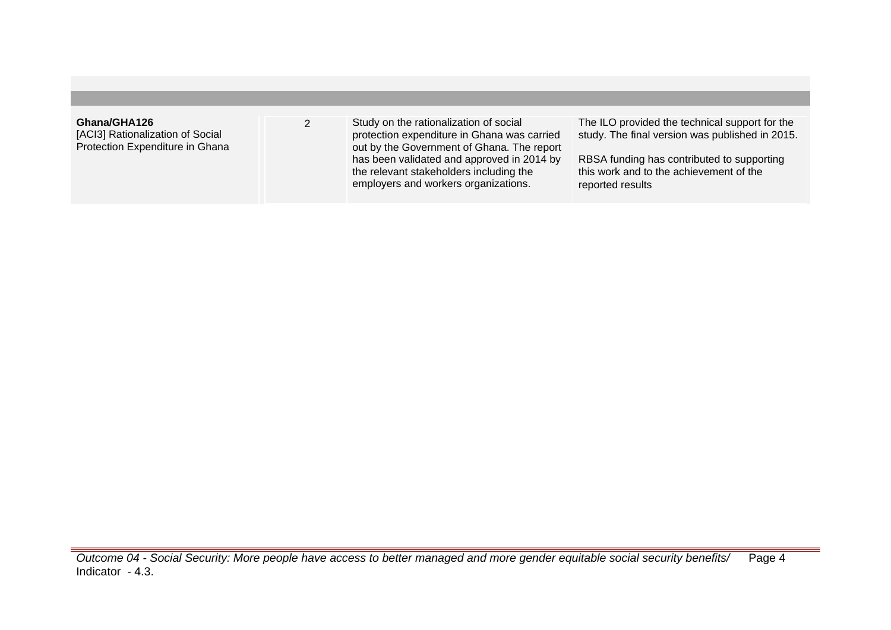| | | | |
|---|---|---|---|
| **Ghana/GHA126**<br>[ACI3] Rationalization of Social Protection Expenditure in Ghana | 2 | Study on the rationalization of social protection expenditure in Ghana was carried out by the Government of Ghana. The report has been validated and approved in 2014 by the relevant stakeholders including the employers and workers organizations. | The ILO provided the technical support for the study. The final version was published in 2015.<br><br>RBSA funding has contributed to supporting this work and to the achievement of the reported results |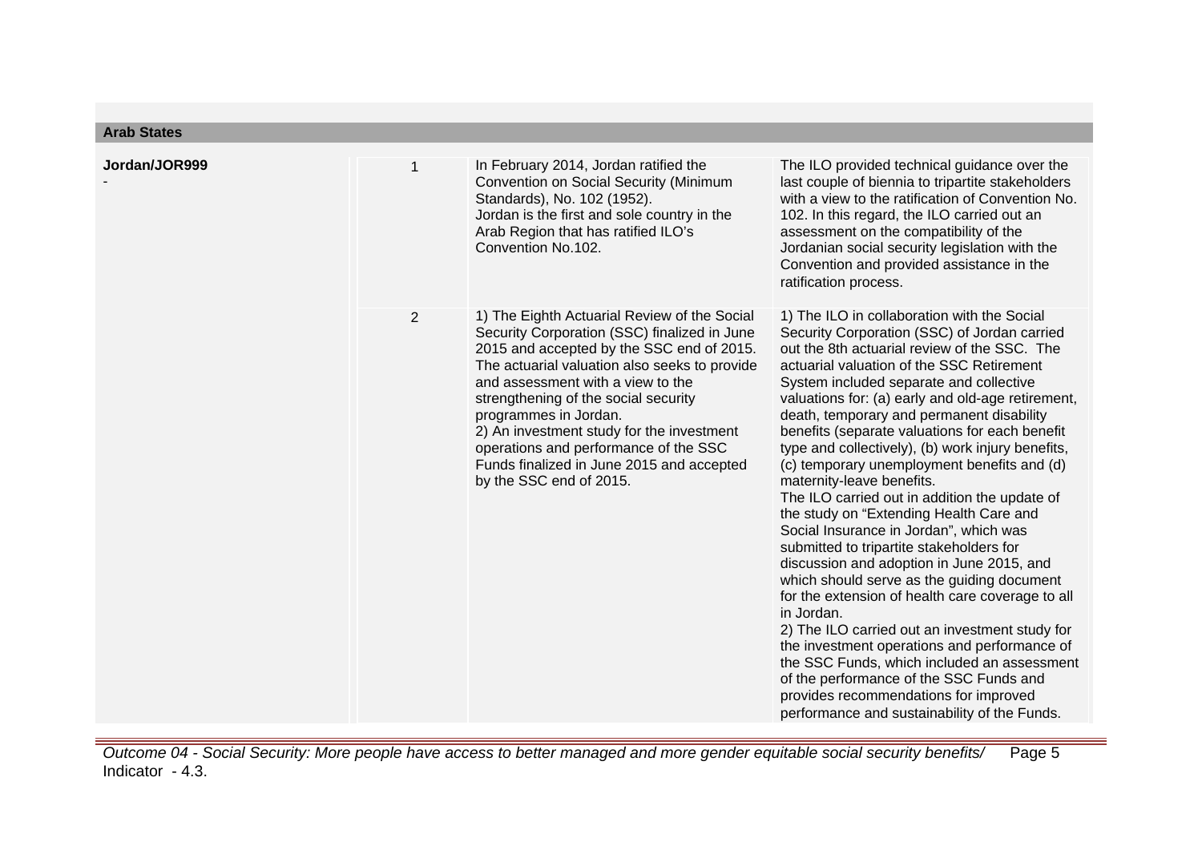**Arab States**

| | | | |
|---|---|---|---|
| **Jordan/JOR999**<br>- | 1 | In February 2014, Jordan ratified the Convention on Social Security (Minimum Standards), No. 102 (1952).<br>Jordan is the first and sole country in the Arab Region that has ratified ILO's Convention No.102. | The ILO provided technical guidance over the last couple of biennia to tripartite stakeholders with a view to the ratification of Convention No. 102. In this regard, the ILO carried out an assessment on the compatibility of the Jordanian social security legislation with the Convention and provided assistance in the ratification process. |
| | 2 | 1) The Eighth Actuarial Review of the Social Security Corporation (SSC) finalized in June 2015 and accepted by the SSC end of 2015. The actuarial valuation also seeks to provide and assessment with a view to the strengthening of the social security programmes in Jordan.<br>2) An investment study for the investment operations and performance of the SSC Funds finalized in June 2015 and accepted by the SSC end of 2015. | 1) The ILO in collaboration with the Social Security Corporation (SSC) of Jordan carried out the 8th actuarial review of the SSC. The actuarial valuation of the SSC Retirement System included separate and collective valuations for: (a) early and old-age retirement, death, temporary and permanent disability benefits (separate valuations for each benefit type and collectively), (b) work injury benefits, (c) temporary unemployment benefits and (d) maternity-leave benefits.<br>The ILO carried out in addition the update of the study on "Extending Health Care and Social Insurance in Jordan", which was submitted to tripartite stakeholders for discussion and adoption in June 2015, and which should serve as the guiding document for the extension of health care coverage to all in Jordan.<br>2) The ILO carried out an investment study for the investment operations and performance of the SSC Funds, which included an assessment of the performance of the SSC Funds and provides recommendations for improved performance and sustainability of the Funds. |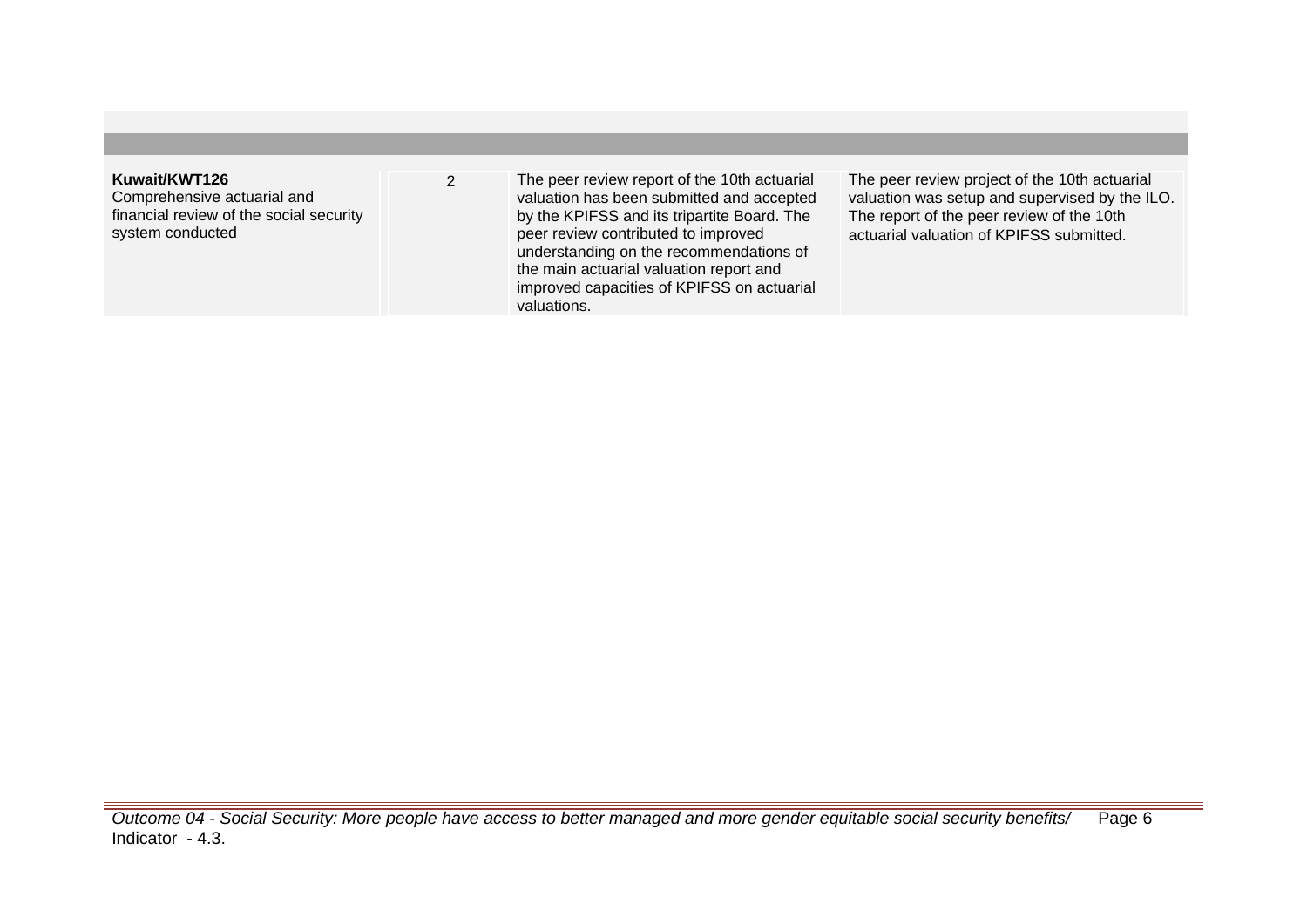| | | | | |
|---|---|---|---|---|
| **Kuwait/KWT126**<br>Comprehensive actuarial and financial review of the social security system conducted | | 2 | The peer review report of the 10th actuarial valuation has been submitted and accepted by the KPIFSS and its tripartite Board. The peer review contributed to improved understanding on the recommendations of the main actuarial valuation report and improved capacities of KPIFSS on actuarial valuations. | The peer review project of the 10th actuarial valuation was setup and supervised by the ILO. The report of the peer review of the 10th actuarial valuation of KPIFSS submitted. |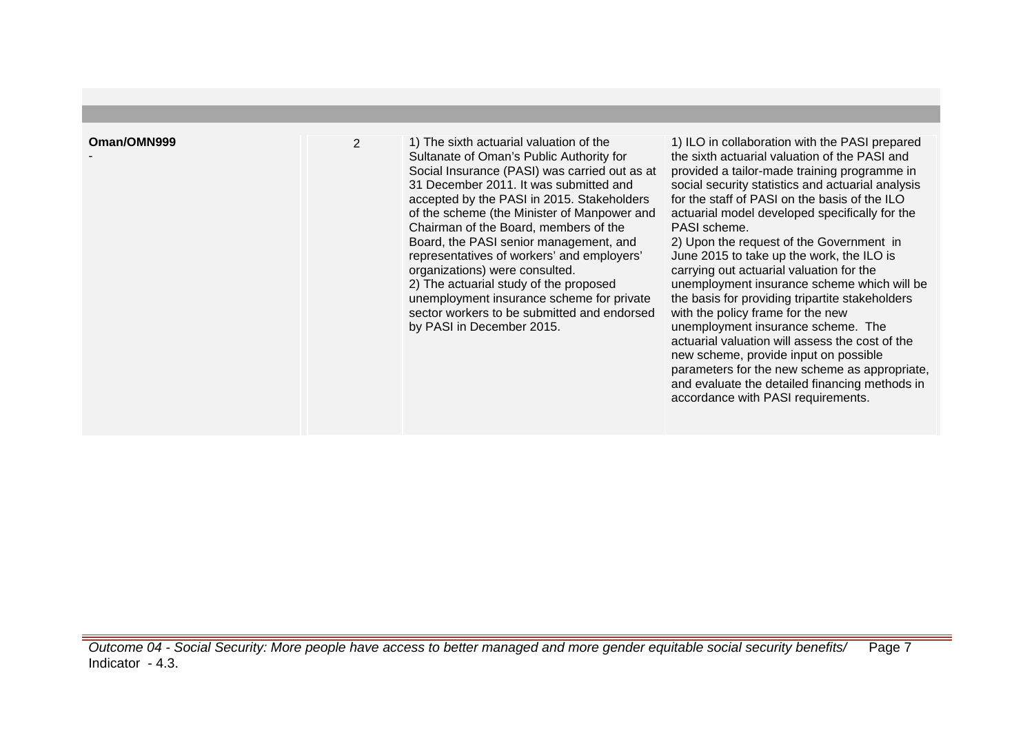| | | | |
|---|---|---|---|
| **Oman/OMN999**<br>- | 2 | 1) The sixth actuarial valuation of the Sultanate of Oman's Public Authority for Social Insurance (PASI) was carried out as at 31 December 2011. It was submitted and accepted by the PASI in 2015. Stakeholders of the scheme (the Minister of Manpower and Chairman of the Board, members of the Board, the PASI senior management, and representatives of workers' and employers' organizations) were consulted.<br>2) The actuarial study of the proposed unemployment insurance scheme for private sector workers to be submitted and endorsed by PASI in December 2015. | 1) ILO in collaboration with the PASI prepared the sixth actuarial valuation of the PASI and provided a tailor-made training programme in social security statistics and actuarial analysis for the staff of PASI on the basis of the ILO actuarial model developed specifically for the PASI scheme.<br>2) Upon the request of the Government in June 2015 to take up the work, the ILO is carrying out actuarial valuation for the unemployment insurance scheme which will be the basis for providing tripartite stakeholders with the policy frame for the new unemployment insurance scheme. The actuarial valuation will assess the cost of the new scheme, provide input on possible parameters for the new scheme as appropriate, and evaluate the detailed financing methods in accordance with PASI requirements. |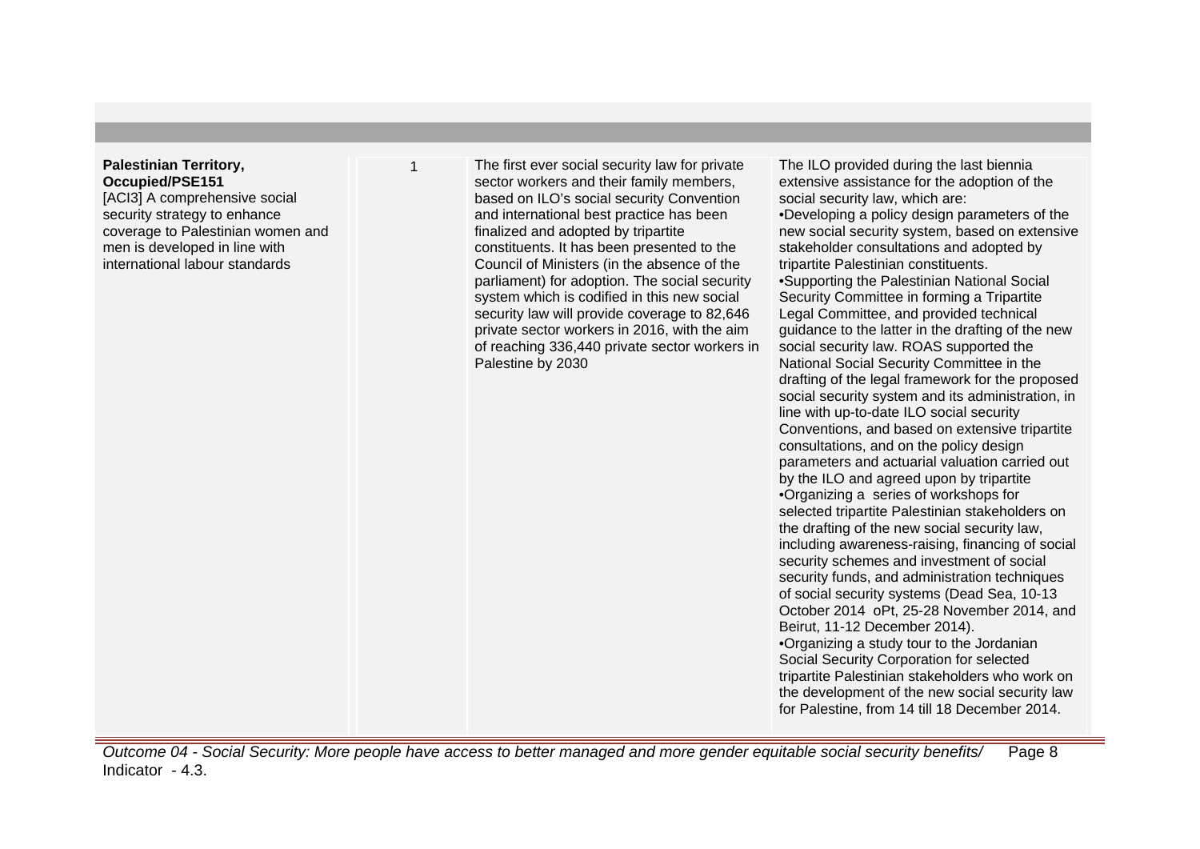| | | | |
|---|---|---|---|
| **Palestinian Territory, Occupied/PSE151**<br>[ACI3] A comprehensive social security strategy to enhance coverage to Palestinian women and men is developed in line with international labour standards | 1 | The first ever social security law for private sector workers and their family members, based on ILO's social security Convention and international best practice has been finalized and adopted by tripartite constituents. It has been presented to the Council of Ministers (in the absence of the parliament) for adoption. The social security system which is codified in this new social security law will provide coverage to 82,646 private sector workers in 2016, with the aim of reaching 336,440 private sector workers in Palestine by 2030 | The ILO provided during the last biennia extensive assistance for the adoption of the social security law, which are:<br>•Developing a policy design parameters of the new social security system, based on extensive stakeholder consultations and adopted by tripartite Palestinian constituents.<br>•Supporting the Palestinian National Social Security Committee in forming a Tripartite Legal Committee, and provided technical guidance to the latter in the drafting of the new social security law. ROAS supported the National Social Security Committee in the drafting of the legal framework for the proposed social security system and its administration, in line with up-to-date ILO social security Conventions, and based on extensive tripartite consultations, and on the policy design parameters and actuarial valuation carried out by the ILO and agreed upon by tripartite<br>•Organizing a series of workshops for selected tripartite Palestinian stakeholders on the drafting of the new social security law, including awareness-raising, financing of social security schemes and investment of social security funds, and administration techniques of social security systems (Dead Sea, 10-13 October 2014 oPt, 25-28 November 2014, and Beirut, 11-12 December 2014).<br>•Organizing a study tour to the Jordanian Social Security Corporation for selected tripartite Palestinian stakeholders who work on the development of the new social security law for Palestine, from 14 till 18 December 2014. |

*Outcome 04 - Social Security: More people have access to better managed and more gender equitable social security benefits/ Indicator - 4.3.*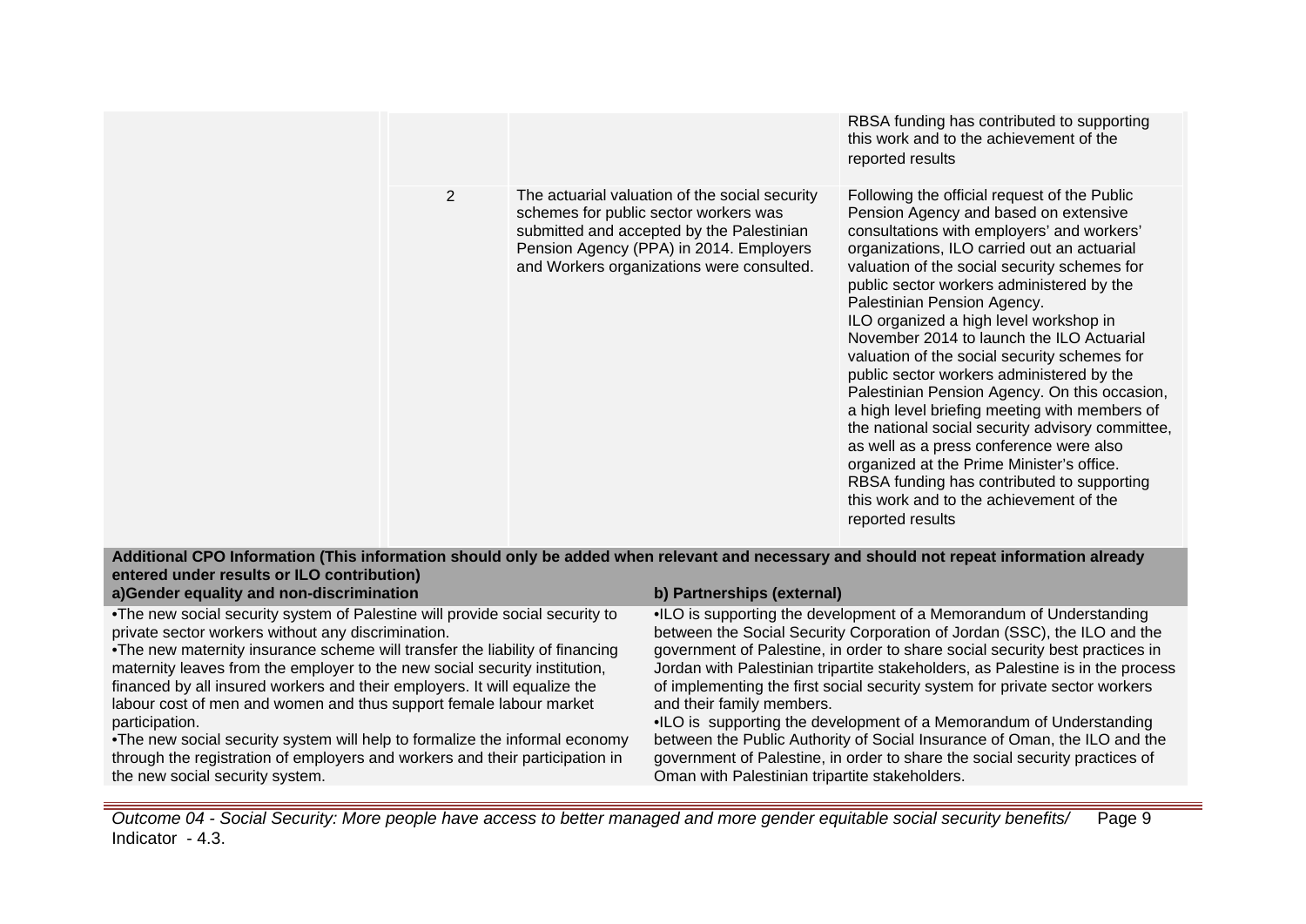| | | | |
|---|---|---|---|
| | | | RBSA funding has contributed to supporting this work and to the achievement of the reported results |
| | 2 | The actuarial valuation of the social security schemes for public sector workers was submitted and accepted by the Palestinian Pension Agency (PPA) in 2014. Employers and Workers organizations were consulted. | Following the official request of the Public Pension Agency and based on extensive consultations with employers' and workers' organizations, ILO carried out an actuarial valuation of the social security schemes for public sector workers administered by the Palestinian Pension Agency.<br>ILO organized a high level workshop in November 2014 to launch the ILO Actuarial valuation of the social security schemes for public sector workers administered by the Palestinian Pension Agency. On this occasion, a high level briefing meeting with members of the national social security advisory committee, as well as a press conference were also organized at the Prime Minister's office.<br>RBSA funding has contributed to supporting this work and to the achievement of the reported results |

**Additional CPO Information (This information should only be added when relevant and necessary and should not repeat information already entered under results or ILO contribution)**

| a)Gender equality and non-discrimination | b) Partnerships (external) |
|---|---|
| •The new social security system of Palestine will provide social security to private sector workers without any discrimination.<br>•The new maternity insurance scheme will transfer the liability of financing maternity leaves from the employer to the new social security institution, financed by all insured workers and their employers. It will equalize the labour cost of men and women and thus support female labour market participation.<br>•The new social security system will help to formalize the informal economy through the registration of employers and workers and their participation in the new social security system. | •ILO is supporting the development of a Memorandum of Understanding between the Social Security Corporation of Jordan (SSC), the ILO and the government of Palestine, in order to share social security best practices in Jordan with Palestinian tripartite stakeholders, as Palestine is in the process of implementing the first social security system for private sector workers and their family members.<br>•ILO is supporting the development of a Memorandum of Understanding between the Public Authority of Social Insurance of Oman, the ILO and the government of Palestine, in order to share the social security practices of Oman with Palestinian tripartite stakeholders. |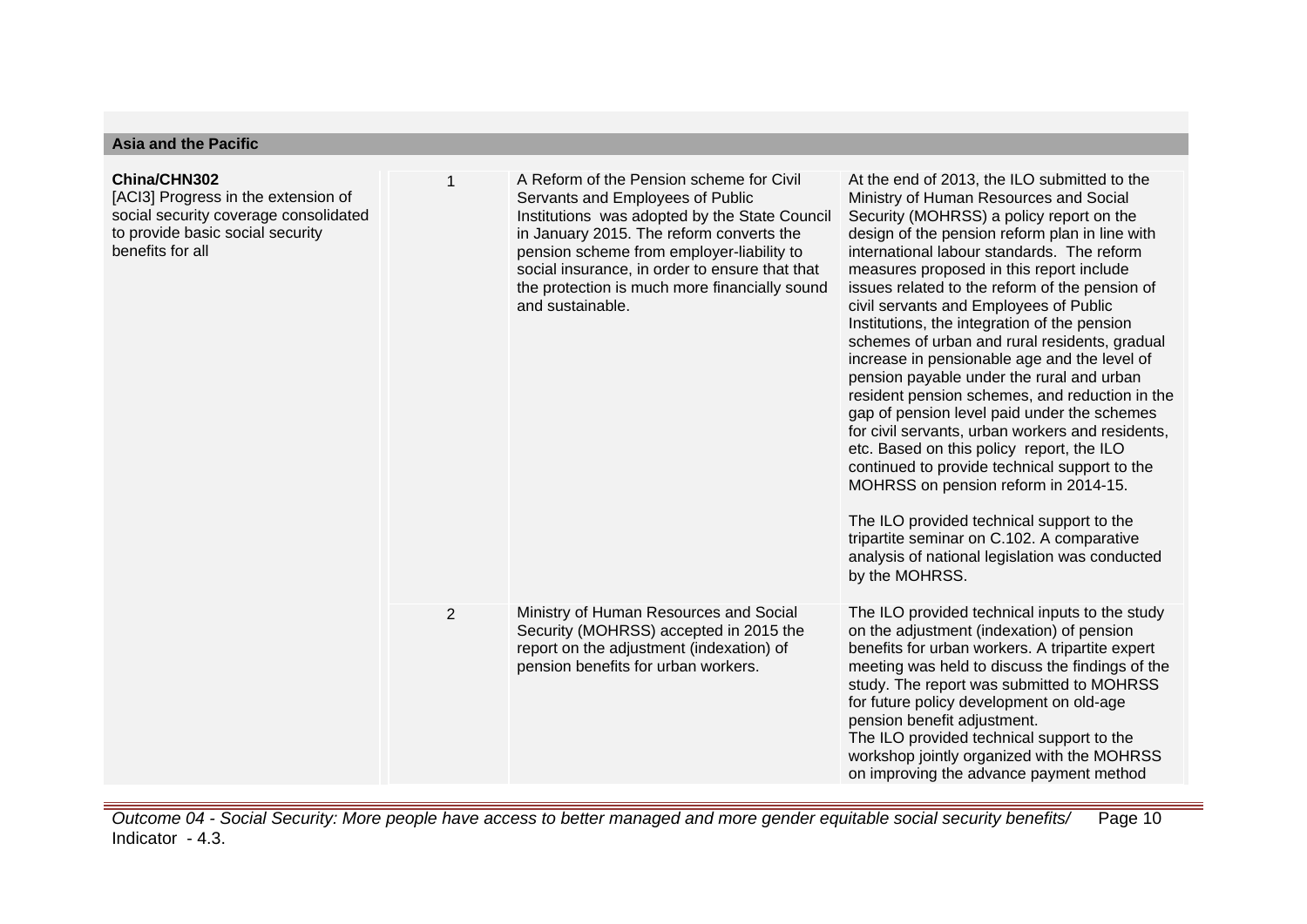**Asia and the Pacific**

| | | | |
|---|---|---|---|
| **China/CHN302**<br>[ACI3] Progress in the extension of social security coverage consolidated to provide basic social security benefits for all | 1 | A Reform of the Pension scheme for Civil Servants and Employees of Public Institutions was adopted by the State Council in January 2015. The reform converts the pension scheme from employer-liability to social insurance, in order to ensure that that the protection is much more financially sound and sustainable. | At the end of 2013, the ILO submitted to the Ministry of Human Resources and Social Security (MOHRSS) a policy report on the design of the pension reform plan in line with international labour standards. The reform measures proposed in this report include issues related to the reform of the pension of civil servants and Employees of Public Institutions, the integration of the pension schemes of urban and rural residents, gradual increase in pensionable age and the level of pension payable under the rural and urban resident pension schemes, and reduction in the gap of pension level paid under the schemes for civil servants, urban workers and residents, etc. Based on this policy report, the ILO continued to provide technical support to the MOHRSS on pension reform in 2014-15.<br><br>The ILO provided technical support to the tripartite seminar on C.102. A comparative analysis of national legislation was conducted by the MOHRSS. |
| | 2 | Ministry of Human Resources and Social Security (MOHRSS) accepted in 2015 the report on the adjustment (indexation) of pension benefits for urban workers. | The ILO provided technical inputs to the study on the adjustment (indexation) of pension benefits for urban workers. A tripartite expert meeting was held to discuss the findings of the study. The report was submitted to MOHRSS for future policy development on old-age pension benefit adjustment.<br>The ILO provided technical support to the workshop jointly organized with the MOHRSS on improving the advance payment method |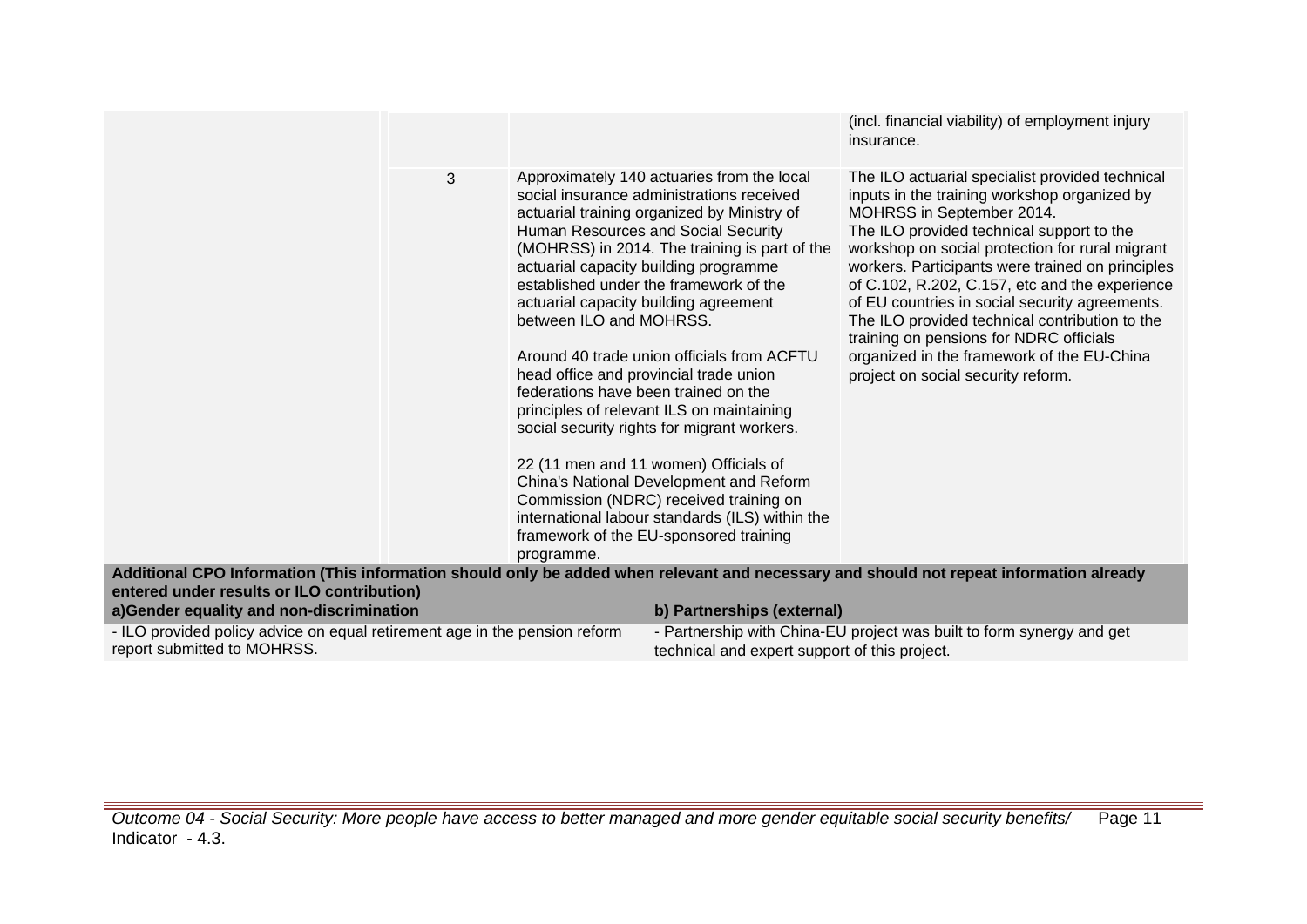| | | | |
|---|---|---|---|
| | | | (incl. financial viability) of employment injury insurance. |
| | 3 | Approximately 140 actuaries from the local social insurance administrations received actuarial training organized by Ministry of Human Resources and Social Security (MOHRSS) in 2014. The training is part of the actuarial capacity building programme established under the framework of the actuarial capacity building agreement between ILO and MOHRSS.<br><br>Around 40 trade union officials from ACFTU head office and provincial trade union federations have been trained on the principles of relevant ILS on maintaining social security rights for migrant workers.<br><br>22 (11 men and 11 women) Officials of China's National Development and Reform Commission (NDRC) received training on international labour standards (ILS) within the framework of the EU-sponsored training programme. | The ILO actuarial specialist provided technical inputs in the training workshop organized by MOHRSS in September 2014.<br>The ILO provided technical support to the workshop on social protection for rural migrant workers. Participants were trained on principles of C.102, R.202, C.157, etc and the experience of EU countries in social security agreements.<br>The ILO provided technical contribution to the training on pensions for NDRC officials organized in the framework of the EU-China project on social security reform. |

**Additional CPO Information (This information should only be added when relevant and necessary and should not repeat information already entered under results or ILO contribution)**

| a)Gender equality and non-discrimination | b) Partnerships (external) |
|---|---|
| - ILO provided policy advice on equal retirement age in the pension reform report submitted to MOHRSS. | - Partnership with China-EU project was built to form synergy and get technical and expert support of this project. |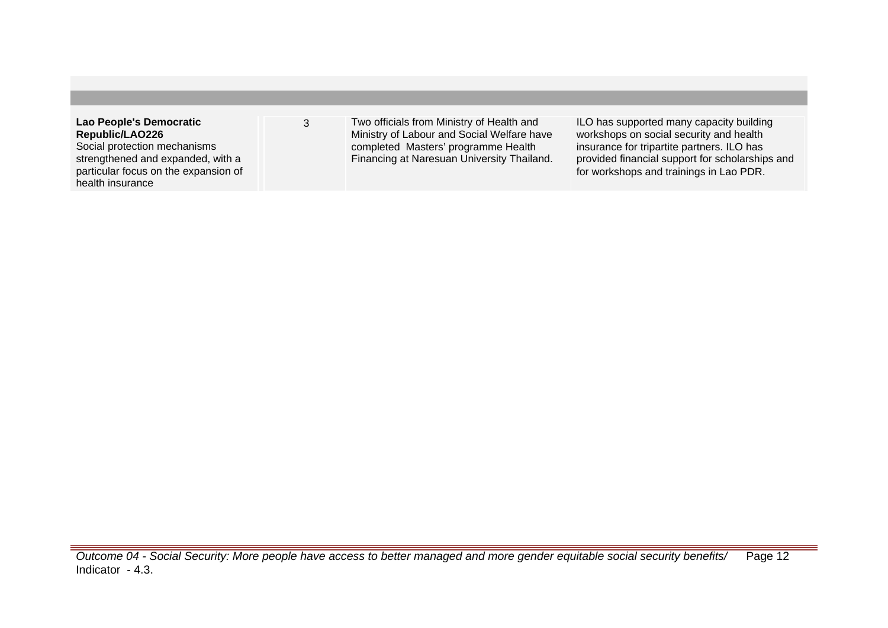| | | | |
|---|---|---|---|
| **Lao People's Democratic Republic/LAO226**<br>Social protection mechanisms strengthened and expanded, with a particular focus on the expansion of health insurance | 3 | Two officials from Ministry of Health and Ministry of Labour and Social Welfare have completed Masters' programme Health Financing at Naresuan University Thailand. | ILO has supported many capacity building workshops on social security and health insurance for tripartite partners. ILO has provided financial support for scholarships and for workshops and trainings in Lao PDR. |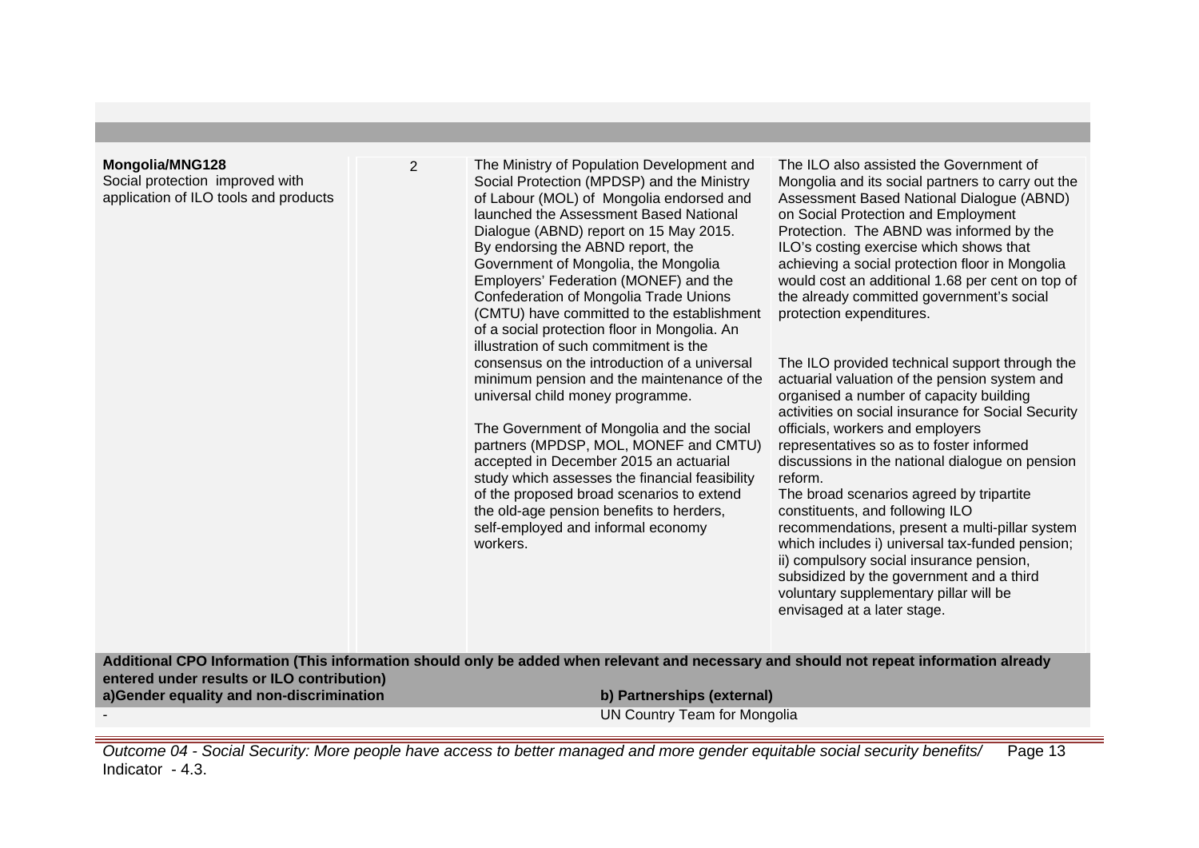| | | | |
|---|---|---|---|
| **Mongolia/MNG128**<br>Social protection improved with application of ILO tools and products | 2 | The Ministry of Population Development and Social Protection (MPDSP) and the Ministry of Labour (MOL) of Mongolia endorsed and launched the Assessment Based National Dialogue (ABND) report on 15 May 2015. By endorsing the ABND report, the Government of Mongolia, the Mongolia Employers' Federation (MONEF) and the Confederation of Mongolia Trade Unions (CMTU) have committed to the establishment of a social protection floor in Mongolia. An illustration of such commitment is the consensus on the introduction of a universal minimum pension and the maintenance of the universal child money programme.<br><br>The Government of Mongolia and the social partners (MPDSP, MOL, MONEF and CMTU) accepted in December 2015 an actuarial study which assesses the financial feasibility of the proposed broad scenarios to extend the old-age pension benefits to herders, self-employed and informal economy workers. | The ILO also assisted the Government of Mongolia and its social partners to carry out the Assessment Based National Dialogue (ABND) on Social Protection and Employment Protection. The ABND was informed by the ILO's costing exercise which shows that achieving a social protection floor in Mongolia would cost an additional 1.68 per cent on top of the already committed government's social protection expenditures.<br><br>The ILO provided technical support through the actuarial valuation of the pension system and organised a number of capacity building activities on social insurance for Social Security officials, workers and employers representatives so as to foster informed discussions in the national dialogue on pension reform.<br>The broad scenarios agreed by tripartite constituents, and following ILO recommendations, present a multi-pillar system which includes i) universal tax-funded pension; ii) compulsory social insurance pension, subsidized by the government and a third voluntary supplementary pillar will be envisaged at a later stage. |

**Additional CPO Information (This information should only be added when relevant and necessary and should not repeat information already entered under results or ILO contribution)**

| a)Gender equality and non-discrimination | b) Partnerships (external) |
|---|---|
| - | UN Country Team for Mongolia |

*Outcome 04 - Social Security: More people have access to better managed and more gender equitable social security benefits/* Indicator - 4.3.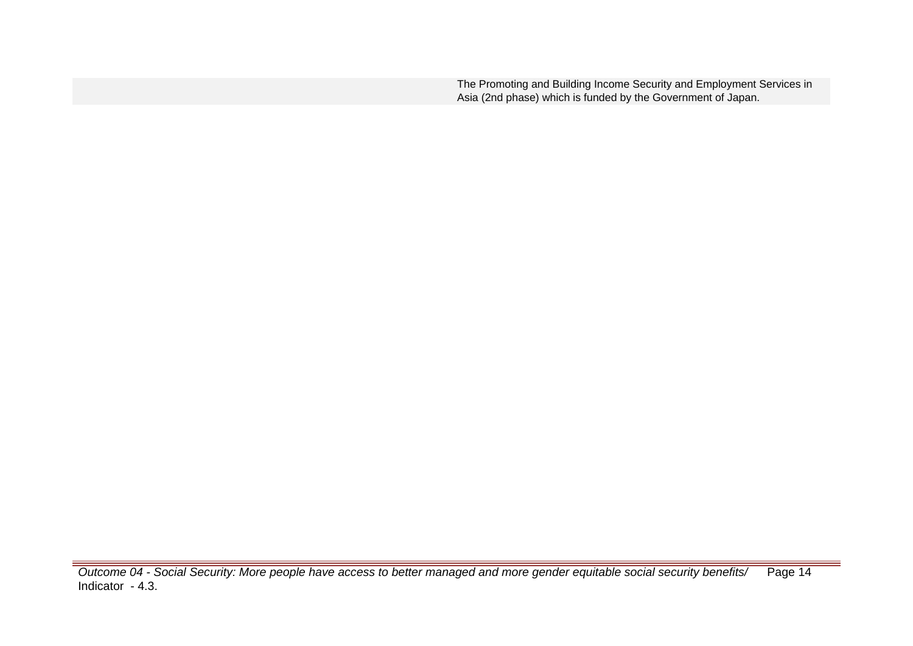| | |
|---|---|
| | The Promoting and Building Income Security and Employment Services in Asia (2nd phase) which is funded by the Government of Japan. |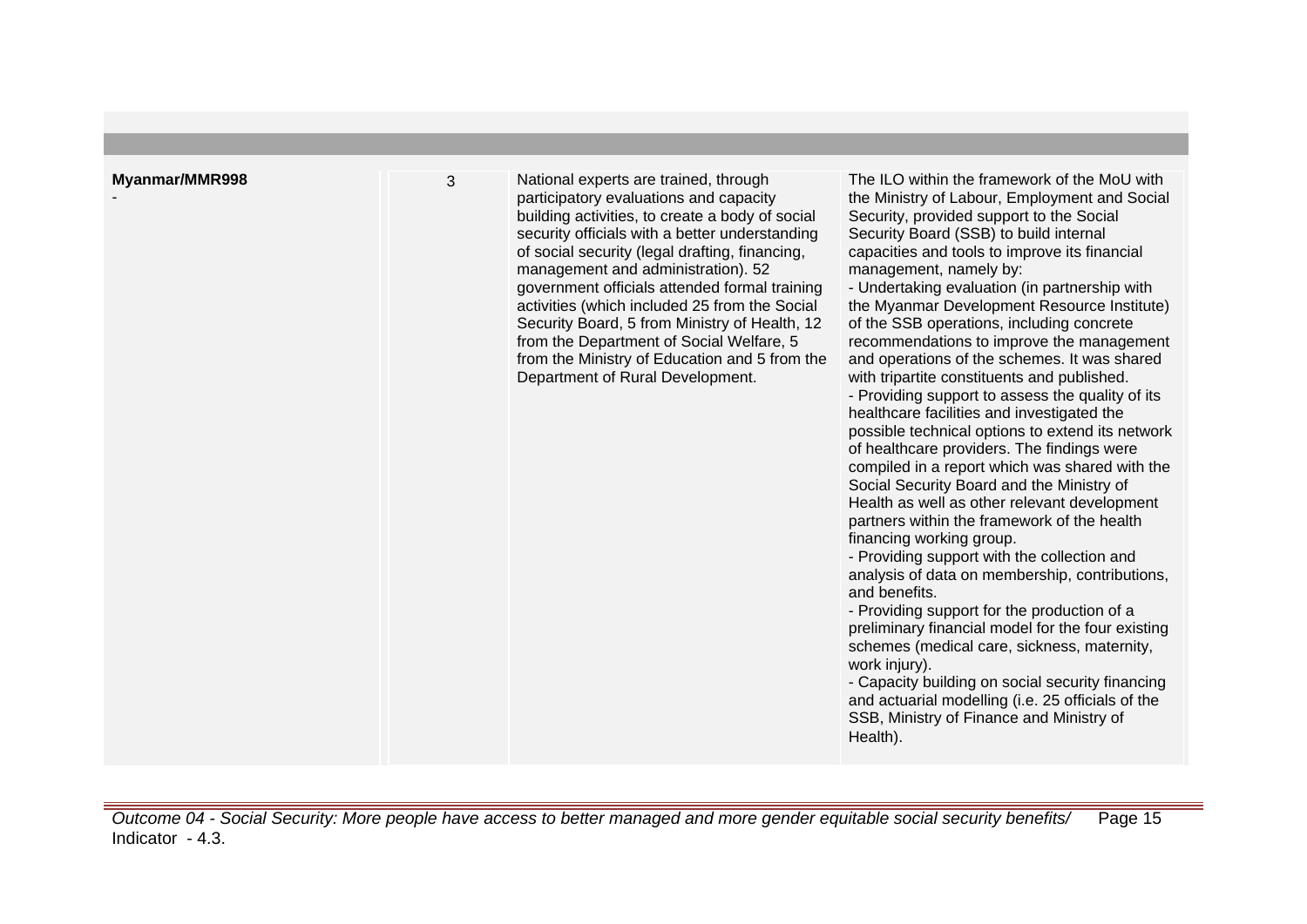| | | | |
|---|---|---|---|
| **Myanmar/MMR998**<br>- | 3 | National experts are trained, through participatory evaluations and capacity building activities, to create a body of social security officials with a better understanding of social security (legal drafting, financing, management and administration). 52 government officials attended formal training activities (which included 25 from the Social Security Board, 5 from Ministry of Health, 12 from the Department of Social Welfare, 5 from the Ministry of Education and 5 from the Department of Rural Development. | The ILO within the framework of the MoU with the Ministry of Labour, Employment and Social Security, provided support to the Social Security Board (SSB) to build internal capacities and tools to improve its financial management, namely by:<br>- Undertaking evaluation (in partnership with the Myanmar Development Resource Institute) of the SSB operations, including concrete recommendations to improve the management and operations of the schemes. It was shared with tripartite constituents and published.<br>- Providing support to assess the quality of its healthcare facilities and investigated the possible technical options to extend its network of healthcare providers. The findings were compiled in a report which was shared with the Social Security Board and the Ministry of Health as well as other relevant development partners within the framework of the health financing working group.<br>- Providing support with the collection and analysis of data on membership, contributions, and benefits.<br>- Providing support for the production of a preliminary financial model for the four existing schemes (medical care, sickness, maternity, work injury).<br>- Capacity building on social security financing and actuarial modelling (i.e. 25 officials of the SSB, Ministry of Finance and Ministry of Health). |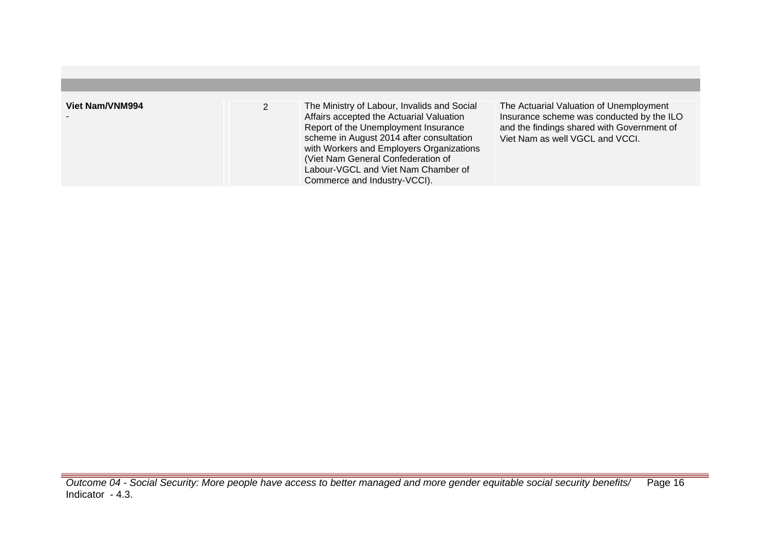| | | | |
|---|---|---|---|
| **Viet Nam/VNM994**<br>- | 2 | The Ministry of Labour, Invalids and Social Affairs accepted the Actuarial Valuation Report of the Unemployment Insurance scheme in August 2014 after consultation with Workers and Employers Organizations (Viet Nam General Confederation of Labour-VGCL and Viet Nam Chamber of Commerce and Industry-VCCI). | The Actuarial Valuation of Unemployment Insurance scheme was conducted by the ILO and the findings shared with Government of Viet Nam as well VGCL and VCCI. |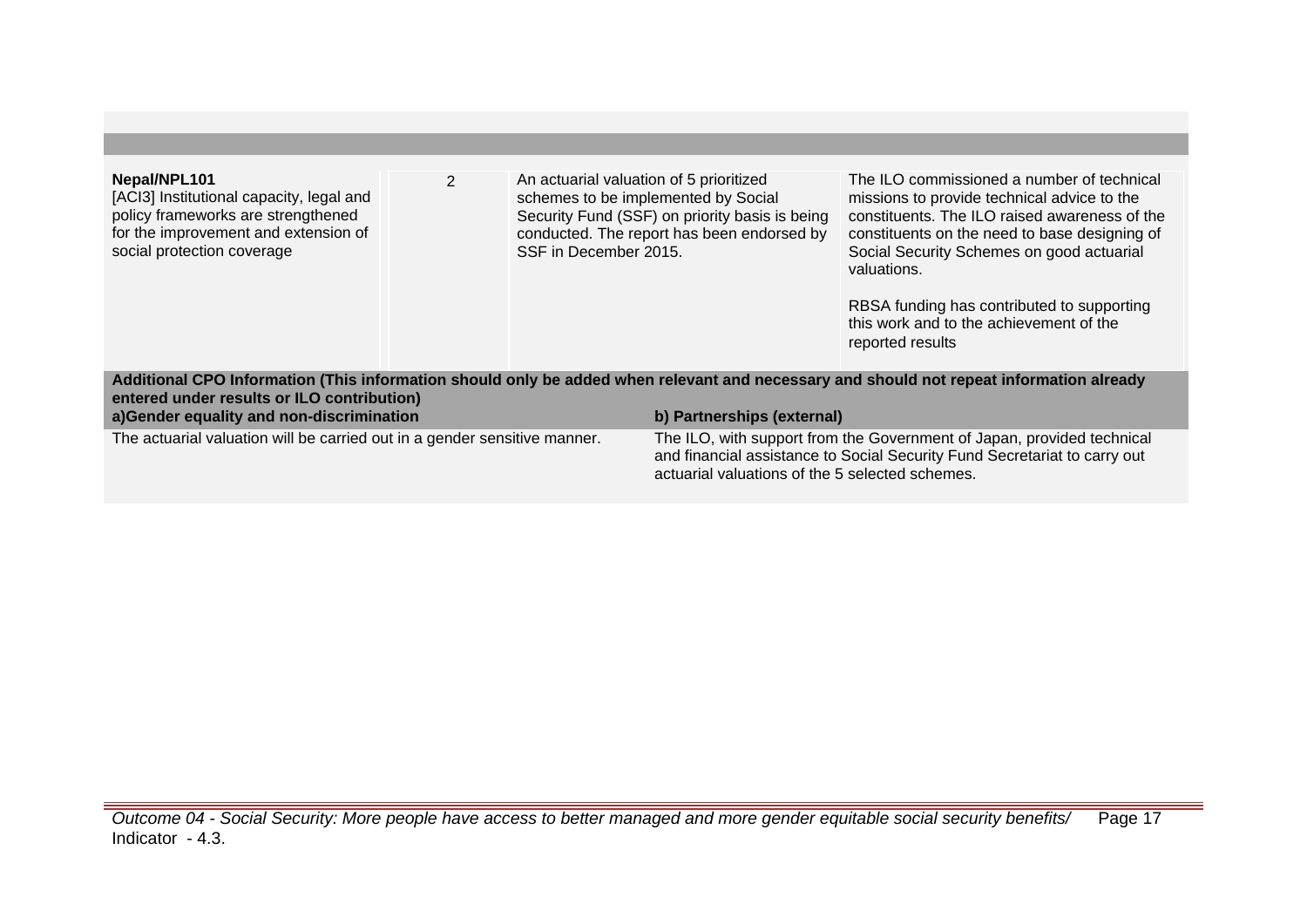| | | | |
|---|---|---|---|
| **Nepal/NPL101**<br>[ACI3] Institutional capacity, legal and policy frameworks are strengthened for the improvement and extension of social protection coverage | 2 | An actuarial valuation of 5 prioritized schemes to be implemented by Social Security Fund (SSF) on priority basis is being conducted. The report has been endorsed by SSF in December 2015. | The ILO commissioned a number of technical missions to provide technical advice to the constituents. The ILO raised awareness of the constituents on the need to base designing of Social Security Schemes on good actuarial valuations.<br><br>RBSA funding has contributed to supporting this work and to the achievement of the reported results |

**Additional CPO Information (This information should only be added when relevant and necessary and should not repeat information already entered under results or ILO contribution)**

| a)Gender equality and non-discrimination | b) Partnerships (external) |
|---|---|
| The actuarial valuation will be carried out in a gender sensitive manner. | The ILO, with support from the Government of Japan, provided technical and financial assistance to Social Security Fund Secretariat to carry out actuarial valuations of the 5 selected schemes. |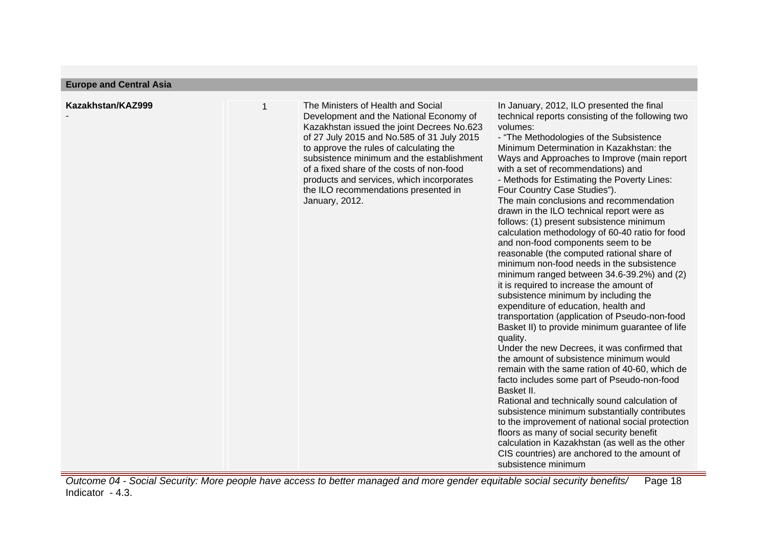## Europe and Central Asia

| | | | |
|---|---|---|---|
| **Kazakhstan/KAZ999**<br>- | 1 | The Ministers of Health and Social Development and the National Economy of Kazakhstan issued the joint Decrees No.623 of 27 July 2015 and No.585 of 31 July 2015 to approve the rules of calculating the subsistence minimum and the establishment of a fixed share of the costs of non-food products and services, which incorporates the ILO recommendations presented in January, 2012. | In January, 2012, ILO presented the final technical reports consisting of the following two volumes:<br>- "The Methodologies of the Subsistence Minimum Determination in Kazakhstan: the Ways and Approaches to Improve (main report with a set of recommendations) and<br>- Methods for Estimating the Poverty Lines: Four Country Case Studies").<br>The main conclusions and recommendation drawn in the ILO technical report were as follows: (1) present subsistence minimum calculation methodology of 60-40 ratio for food and non-food components seem to be reasonable (the computed rational share of minimum non-food needs in the subsistence minimum ranged between 34.6-39.2%) and (2) it is required to increase the amount of subsistence minimum by including the expenditure of education, health and transportation (application of Pseudo-non-food Basket II) to provide minimum guarantee of life quality.<br>Under the new Decrees, it was confirmed that the amount of subsistence minimum would remain with the same ration of 40-60, which de facto includes some part of Pseudo-non-food Basket II.<br>Rational and technically sound calculation of subsistence minimum substantially contributes to the improvement of national social protection floors as many of social security benefit calculation in Kazakhstan (as well as the other CIS countries) are anchored to the amount of subsistence minimum |

*Outcome 04 - Social Security: More people have access to better managed and more gender equitable social security benefits/ Indicator - 4.3.*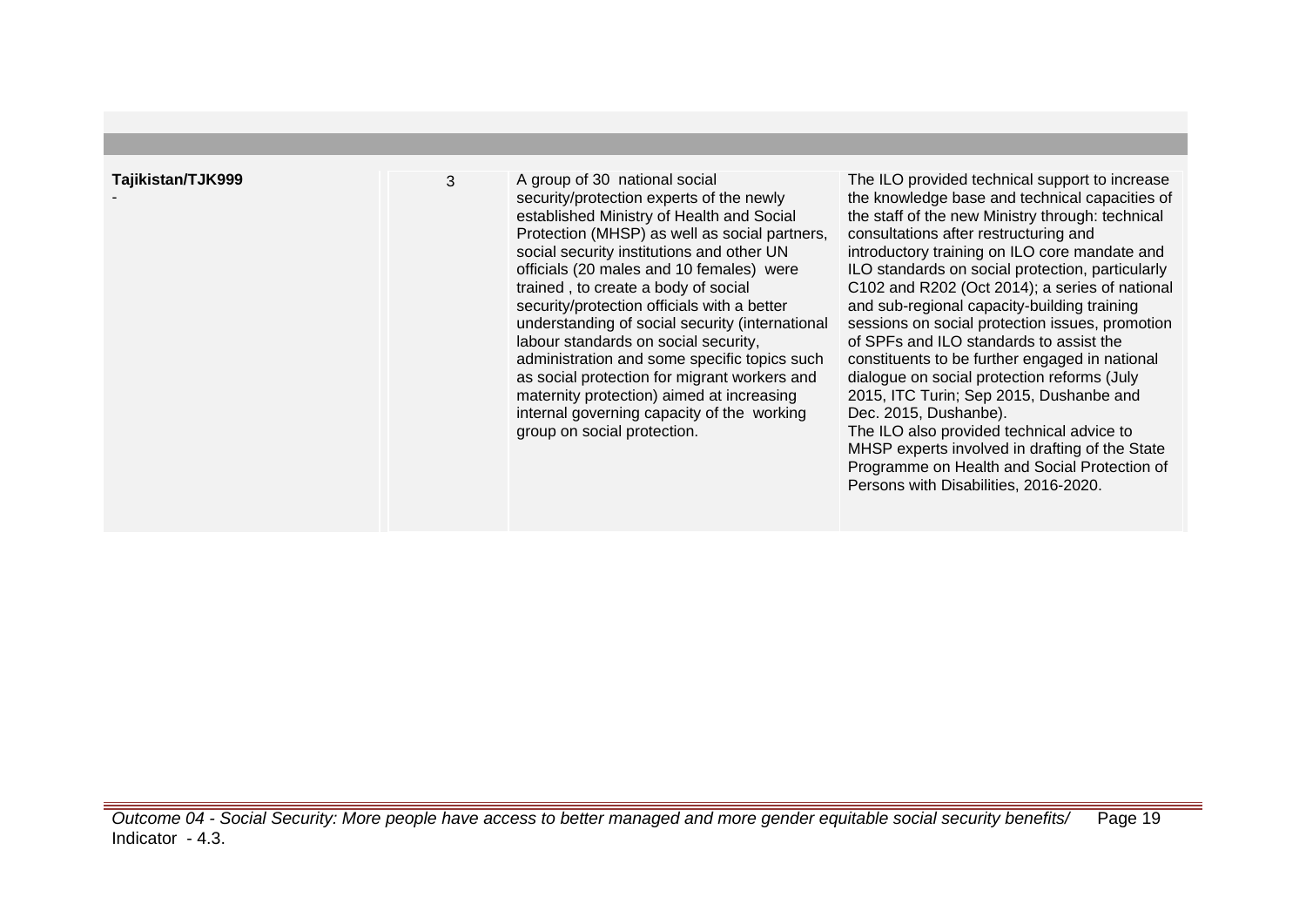| | | | |
|---|---|---|---|
| **Tajikistan/TJK999**<br>- | 3 | A group of 30 national social security/protection experts of the newly established Ministry of Health and Social Protection (MHSP) as well as social partners, social security institutions and other UN officials (20 males and 10 females) were trained , to create a body of social security/protection officials with a better understanding of social security (international labour standards on social security, administration and some specific topics such as social protection for migrant workers and maternity protection) aimed at increasing internal governing capacity of the working group on social protection. | The ILO provided technical support to increase the knowledge base and technical capacities of the staff of the new Ministry through: technical consultations after restructuring and introductory training on ILO core mandate and ILO standards on social protection, particularly C102 and R202 (Oct 2014); a series of national and sub-regional capacity-building training sessions on social protection issues, promotion of SPFs and ILO standards to assist the constituents to be further engaged in national dialogue on social protection reforms (July 2015, ITC Turin; Sep 2015, Dushanbe and Dec. 2015, Dushanbe).<br>The ILO also provided technical advice to MHSP experts involved in drafting of the State Programme on Health and Social Protection of Persons with Disabilities, 2016-2020. |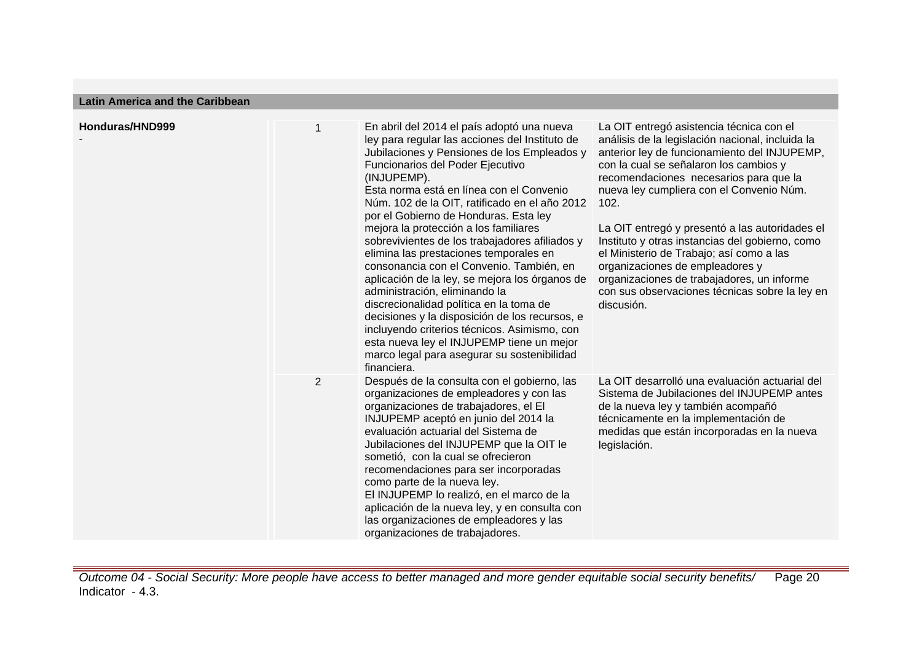## Latin America and the Caribbean

| Honduras/HND999 - | | | |
|---|---|---|---|
| | 1 | En abril del 2014 el país adoptó una nueva ley para regular las acciones del Instituto de Jubilaciones y Pensiones de los Empleados y Funcionarios del Poder Ejecutivo (INJUPEMP).<br>Esta norma está en línea con el Convenio Núm. 102 de la OIT, ratificado en el año 2012 por el Gobierno de Honduras. Esta ley mejora la protección a los familiares sobrevivientes de los trabajadores afiliados y elimina las prestaciones temporales en consonancia con el Convenio. También, en aplicación de la ley, se mejora los órganos de administración, eliminando la discrecionalidad política en la toma de decisiones y la disposición de los recursos, e incluyendo criterios técnicos. Asimismo, con esta nueva ley el INJUPEMP tiene un mejor marco legal para asegurar su sostenibilidad financiera. | La OIT entregó asistencia técnica con el análisis de la legislación nacional, incluida la anterior ley de funcionamiento del INJUPEMP, con la cual se señalaron los cambios y recomendaciones necesarios para que la nueva ley cumpliera con el Convenio Núm. 102.<br><br>La OIT entregó y presentó a las autoridades el Instituto y otras instancias del gobierno, como el Ministerio de Trabajo; así como a las organizaciones de empleadores y organizaciones de trabajadores, un informe con sus observaciones técnicas sobre la ley en discusión. |
| | 2 | Después de la consulta con el gobierno, las organizaciones de empleadores y con las organizaciones de trabajadores, el El INJUPEMP aceptó en junio del 2014 la evaluación actuarial del Sistema de Jubilaciones del INJUPEMP que la OIT le sometió, con la cual se ofrecieron recomendaciones para ser incorporadas como parte de la nueva ley.<br>El INJUPEMP lo realizó, en el marco de la aplicación de la nueva ley, y en consulta con las organizaciones de empleadores y las organizaciones de trabajadores. | La OIT desarrolló una evaluación actuarial del Sistema de Jubilaciones del INJUPEMP antes de la nueva ley y también acompañó técnicamente en la implementación de medidas que están incorporadas en la nueva legislación. |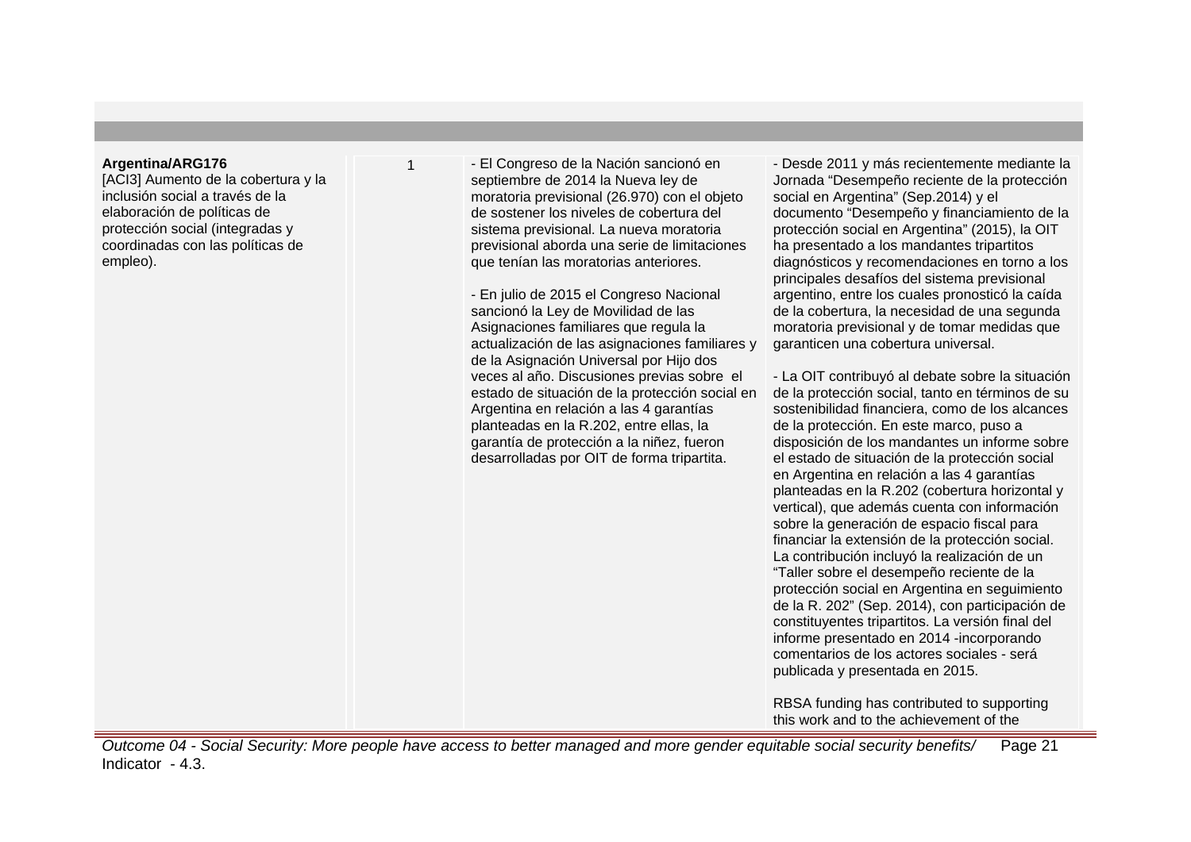| | | | |
|---|---|---|---|
| **Argentina/ARG176**<br>[ACI3] Aumento de la cobertura y la inclusión social a través de la elaboración de políticas de protección social (integradas y coordinadas con las políticas de empleo). | 1 | - El Congreso de la Nación sancionó en septiembre de 2014 la Nueva ley de moratoria previsional (26.970) con el objeto de sostener los niveles de cobertura del sistema previsional. La nueva moratoria previsional aborda una serie de limitaciones que tenían las moratorias anteriores.<br><br>- En julio de 2015 el Congreso Nacional sancionó la Ley de Movilidad de las Asignaciones familiares que regula la actualización de las asignaciones familiares y de la Asignación Universal por Hijo dos veces al año. Discusiones previas sobre el estado de situación de la protección social en Argentina en relación a las 4 garantías planteadas en la R.202, entre ellas, la garantía de protección a la niñez, fueron desarrolladas por OIT de forma tripartita. | - Desde 2011 y más recientemente mediante la Jornada “Desempeño reciente de la protección social en Argentina” (Sep.2014) y el documento “Desempeño y financiamiento de la protección social en Argentina” (2015), la OIT ha presentado a los mandantes tripartitos diagnósticos y recomendaciones en torno a los principales desafíos del sistema previsional argentino, entre los cuales pronosticó la caída de la cobertura, la necesidad de una segunda moratoria previsional y de tomar medidas que garanticen una cobertura universal.<br><br>- La OIT contribuyó al debate sobre la situación de la protección social, tanto en términos de su sostenibilidad financiera, como de los alcances de la protección. En este marco, puso a disposición de los mandantes un informe sobre el estado de situación de la protección social en Argentina en relación a las 4 garantías planteadas en la R.202 (cobertura horizontal y vertical), que además cuenta con información sobre la generación de espacio fiscal para financiar la extensión de la protección social. La contribución incluyó la realización de un “Taller sobre el desempeño reciente de la protección social en Argentina en seguimiento de la R. 202” (Sep. 2014), con participación de constituyentes tripartitos. La versión final del informe presentado en 2014 -incorporando comentarios de los actores sociales - será publicada y presentada en 2015.<br><br>RBSA funding has contributed to supporting this work and to the achievement of the |

*Outcome 04 - Social Security: More people have access to better managed and more gender equitable social security benefits/ Indicator - 4.3.*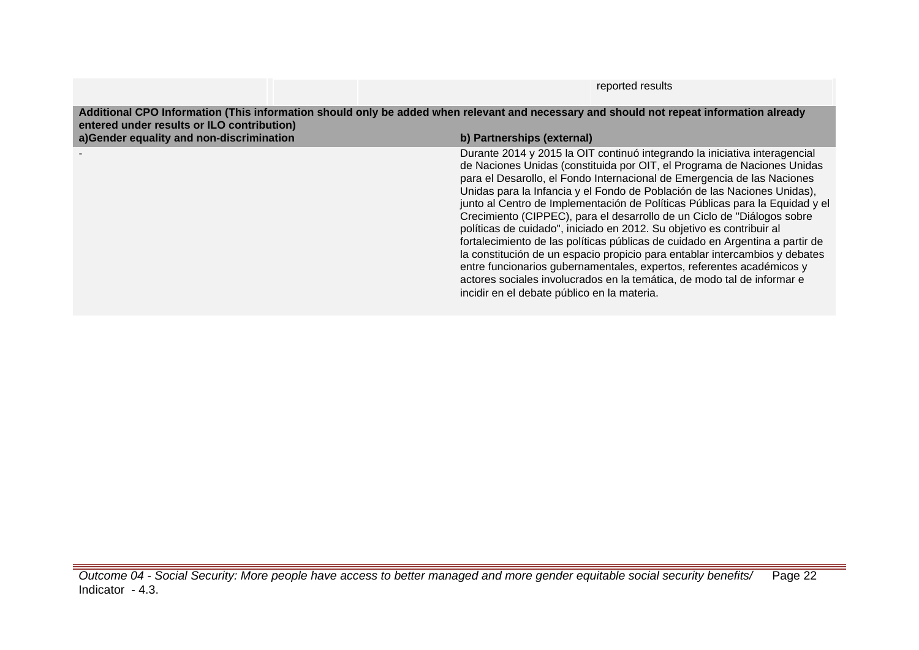| | | | |
|---|---|---|---|
| | | | reported results |

| Additional CPO Information (This information should only be added when relevant and necessary and should not repeat information already entered under results or ILO contribution) | |
|---|---|
| **a)Gender equality and non-discrimination** | **b) Partnerships (external)** |
| - | Durante 2014 y 2015 la OIT continuó integrando la iniciativa interagencial de Naciones Unidas (constituida por OIT, el Programa de Naciones Unidas para el Desarollo, el Fondo Internacional de Emergencia de las Naciones Unidas para la Infancia y el Fondo de Población de las Naciones Unidas), junto al Centro de Implementación de Políticas Públicas para la Equidad y el Crecimiento (CIPPEC), para el desarrollo de un Ciclo de "Diálogos sobre políticas de cuidado", iniciado en 2012. Su objetivo es contribuir al fortalecimiento de las políticas públicas de cuidado en Argentina a partir de la constitución de un espacio propicio para entablar intercambios y debates entre funcionarios gubernamentales, expertos, referentes académicos y actores sociales involucrados en la temática, de modo tal de informar e incidir en el debate público en la materia. |